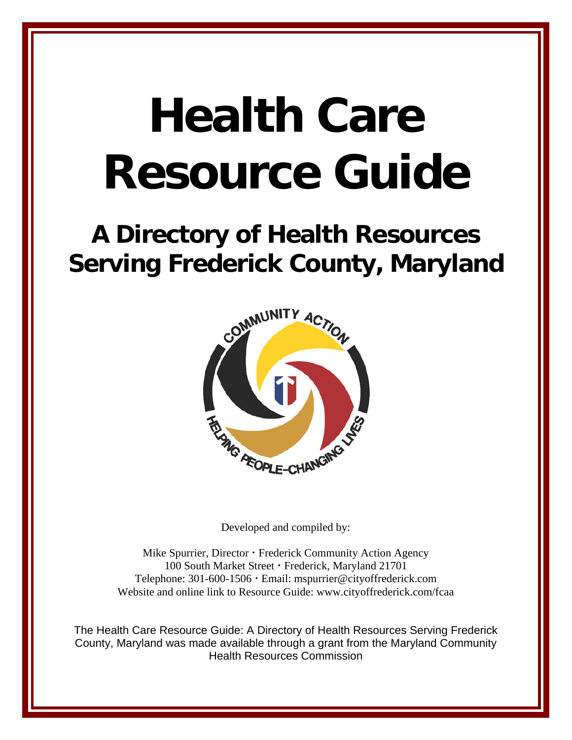# Health Care Resource Guide

## A Directory of Health Resources Serving Frederick County, Maryland

Developed and compiled by:

Mike Spurrier, Director · Frederick Community Action Agency
100 South Market Street · Frederick, Maryland 21701
Telephone: 301-600-1506 · Email: mspurrier@cityoffrederick.com
Website and online link to Resource Guide: www.cityoffrederick.com/fcaa

The Health Care Resource Guide: A Directory of Health Resources Serving Frederick County, Maryland was made available through a grant from the Maryland Community Health Resources Commission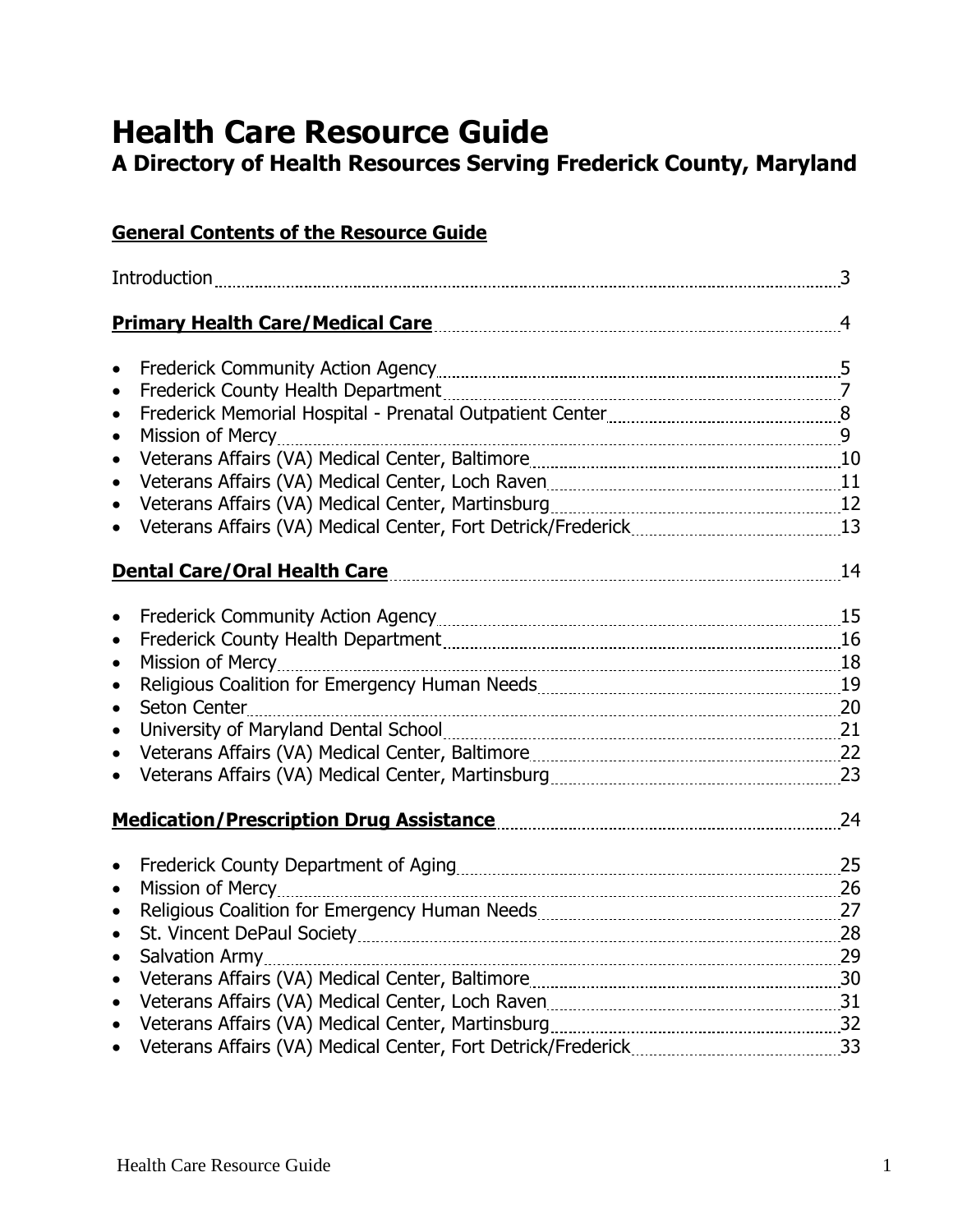# Health Care Resource Guide

## A Directory of Health Resources Serving Frederick County, Maryland

**General Contents of the Resource Guide**

Introduction ........ 3

**Primary Health Care/Medical Care** ........ 4

- Frederick Community Action Agency ........ 5
- Frederick County Health Department ........ 7
- Frederick Memorial Hospital - Prenatal Outpatient Center ........ 8
- Mission of Mercy ........ 9
- Veterans Affairs (VA) Medical Center, Baltimore ........ 10
- Veterans Affairs (VA) Medical Center, Loch Raven ........ 11
- Veterans Affairs (VA) Medical Center, Martinsburg ........ 12
- Veterans Affairs (VA) Medical Center, Fort Detrick/Frederick ........ 13

**Dental Care/Oral Health Care** ........ 14

- Frederick Community Action Agency ........ 15
- Frederick County Health Department ........ 16
- Mission of Mercy ........ 18
- Religious Coalition for Emergency Human Needs ........ 19
- Seton Center ........ 20
- University of Maryland Dental School ........ 21
- Veterans Affairs (VA) Medical Center, Baltimore ........ 22
- Veterans Affairs (VA) Medical Center, Martinsburg ........ 23

**Medication/Prescription Drug Assistance** ........ 24

- Frederick County Department of Aging ........ 25
- Mission of Mercy ........ 26
- Religious Coalition for Emergency Human Needs ........ 27
- St. Vincent DePaul Society ........ 28
- Salvation Army ........ 29
- Veterans Affairs (VA) Medical Center, Baltimore ........ 30
- Veterans Affairs (VA) Medical Center, Loch Raven ........ 31
- Veterans Affairs (VA) Medical Center, Martinsburg ........ 32
- Veterans Affairs (VA) Medical Center, Fort Detrick/Frederick ........ 33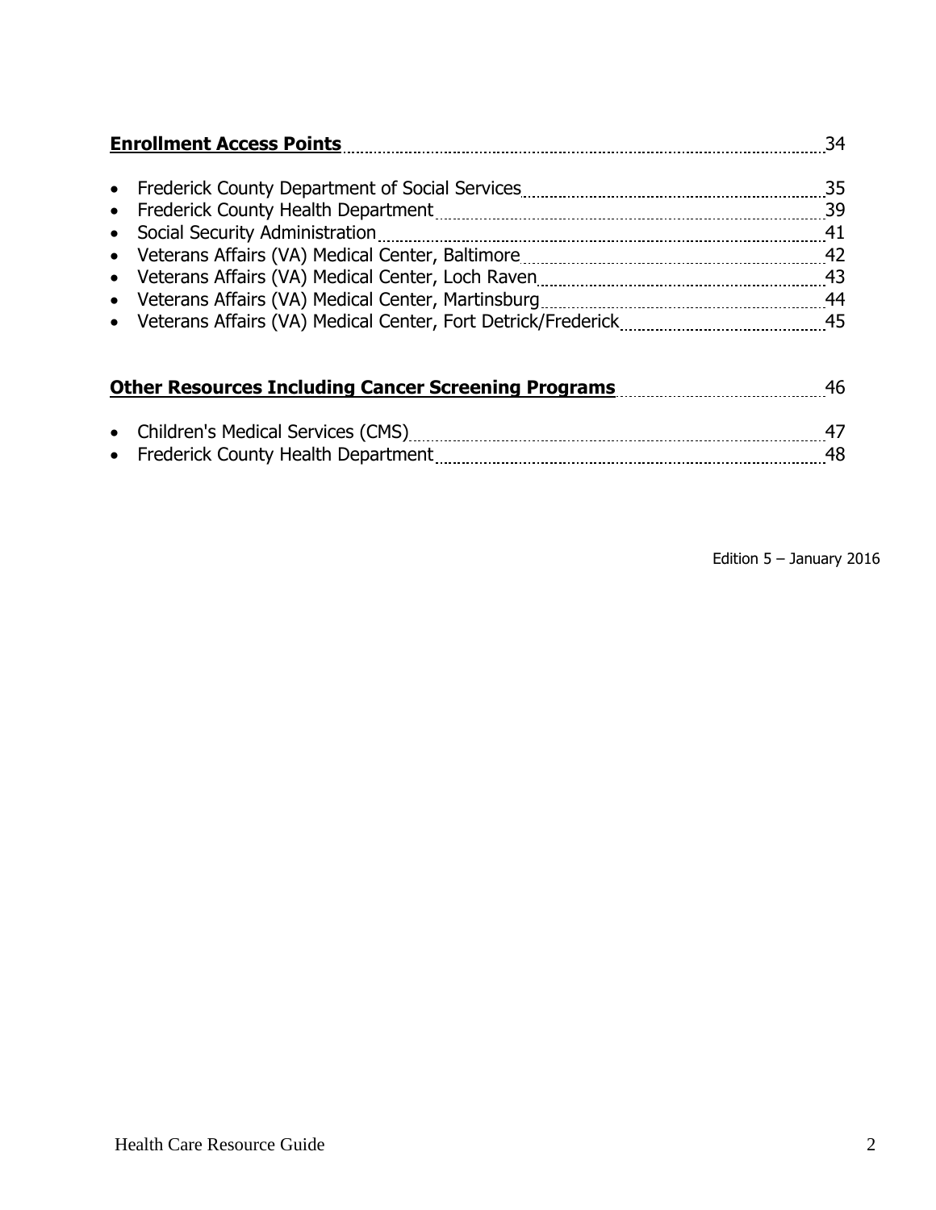**Enrollment Access Points** 34

- Frederick County Department of Social Services 35
- Frederick County Health Department 39
- Social Security Administration 41
- Veterans Affairs (VA) Medical Center, Baltimore 42
- Veterans Affairs (VA) Medical Center, Loch Raven 43
- Veterans Affairs (VA) Medical Center, Martinsburg 44
- Veterans Affairs (VA) Medical Center, Fort Detrick/Frederick 45

**Other Resources Including Cancer Screening Programs** 46

- Children's Medical Services (CMS) 47
- Frederick County Health Department 48

Edition 5 – January 2016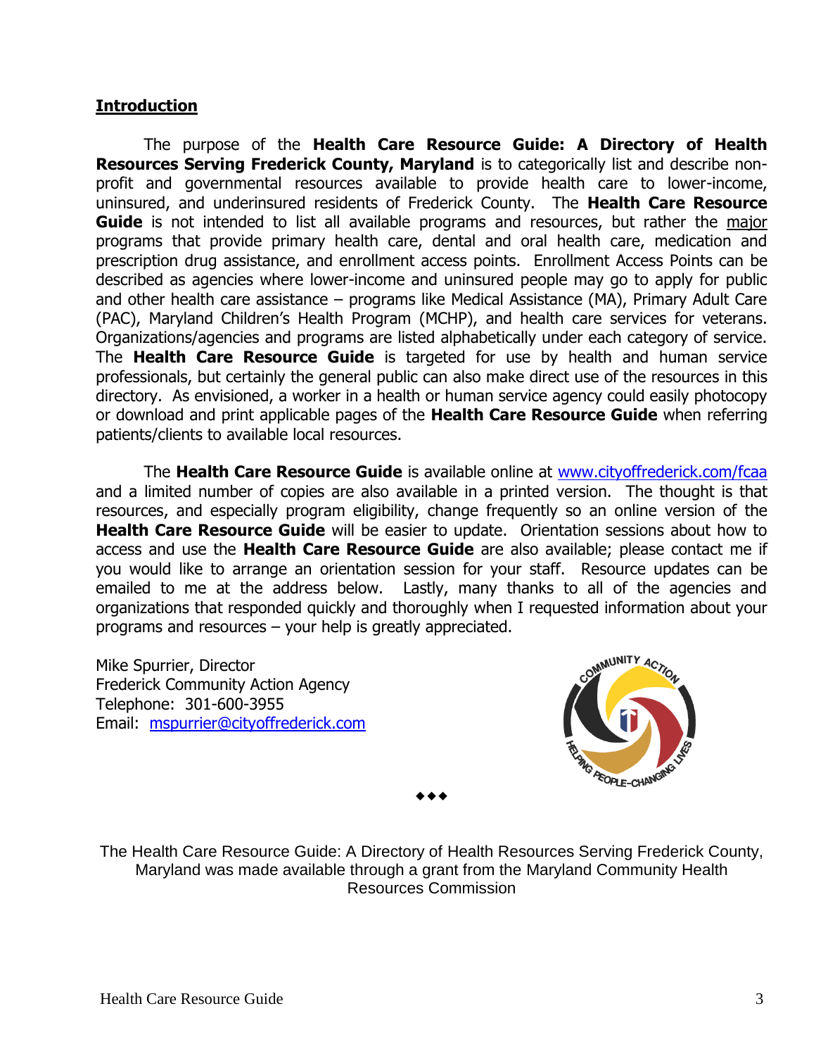## **Introduction**

The purpose of the **Health Care Resource Guide: A Directory of Health Resources Serving Frederick County, Maryland** is to categorically list and describe non-profit and governmental resources available to provide health care to lower-income, uninsured, and underinsured residents of Frederick County. The **Health Care Resource Guide** is not intended to list all available programs and resources, but rather the major programs that provide primary health care, dental and oral health care, medication and prescription drug assistance, and enrollment access points. Enrollment Access Points can be described as agencies where lower-income and uninsured people may go to apply for public and other health care assistance – programs like Medical Assistance (MA), Primary Adult Care (PAC), Maryland Children's Health Program (MCHP), and health care services for veterans. Organizations/agencies and programs are listed alphabetically under each category of service. The **Health Care Resource Guide** is targeted for use by health and human service professionals, but certainly the general public can also make direct use of the resources in this directory. As envisioned, a worker in a health or human service agency could easily photocopy or download and print applicable pages of the **Health Care Resource Guide** when referring patients/clients to available local resources.

The **Health Care Resource Guide** is available online at www.cityoffrederick.com/fcaa and a limited number of copies are also available in a printed version. The thought is that resources, and especially program eligibility, change frequently so an online version of the **Health Care Resource Guide** will be easier to update. Orientation sessions about how to access and use the **Health Care Resource Guide** are also available; please contact me if you would like to arrange an orientation session for your staff. Resource updates can be emailed to me at the address below. Lastly, many thanks to all of the agencies and organizations that responded quickly and thoroughly when I requested information about your programs and resources – your help is greatly appreciated.

Mike Spurrier, Director
Frederick Community Action Agency
Telephone: 301-600-3955
Email: mspurrier@cityoffrederick.com

◆◆◆

The Health Care Resource Guide: A Directory of Health Resources Serving Frederick County, Maryland was made available through a grant from the Maryland Community Health Resources Commission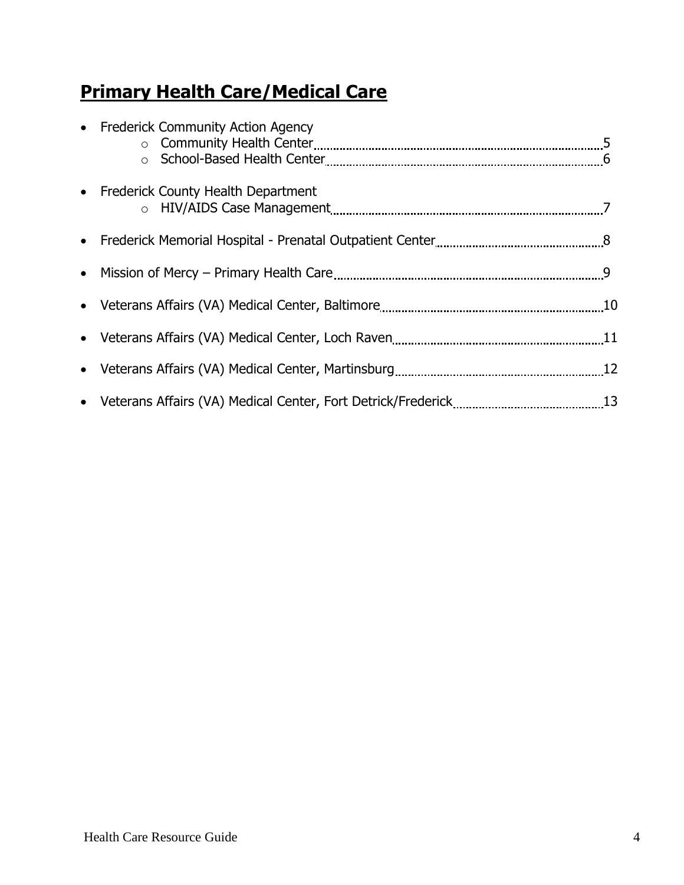# Primary Health Care/Medical Care

- Frederick Community Action Agency
  - Community Health Center ........ 5
  - School-Based Health Center ........ 6
- Frederick County Health Department
  - HIV/AIDS Case Management ........ 7
- Frederick Memorial Hospital - Prenatal Outpatient Center ........ 8
- Mission of Mercy – Primary Health Care ........ 9
- Veterans Affairs (VA) Medical Center, Baltimore ........ 10
- Veterans Affairs (VA) Medical Center, Loch Raven ........ 11
- Veterans Affairs (VA) Medical Center, Martinsburg ........ 12
- Veterans Affairs (VA) Medical Center, Fort Detrick/Frederick ........ 13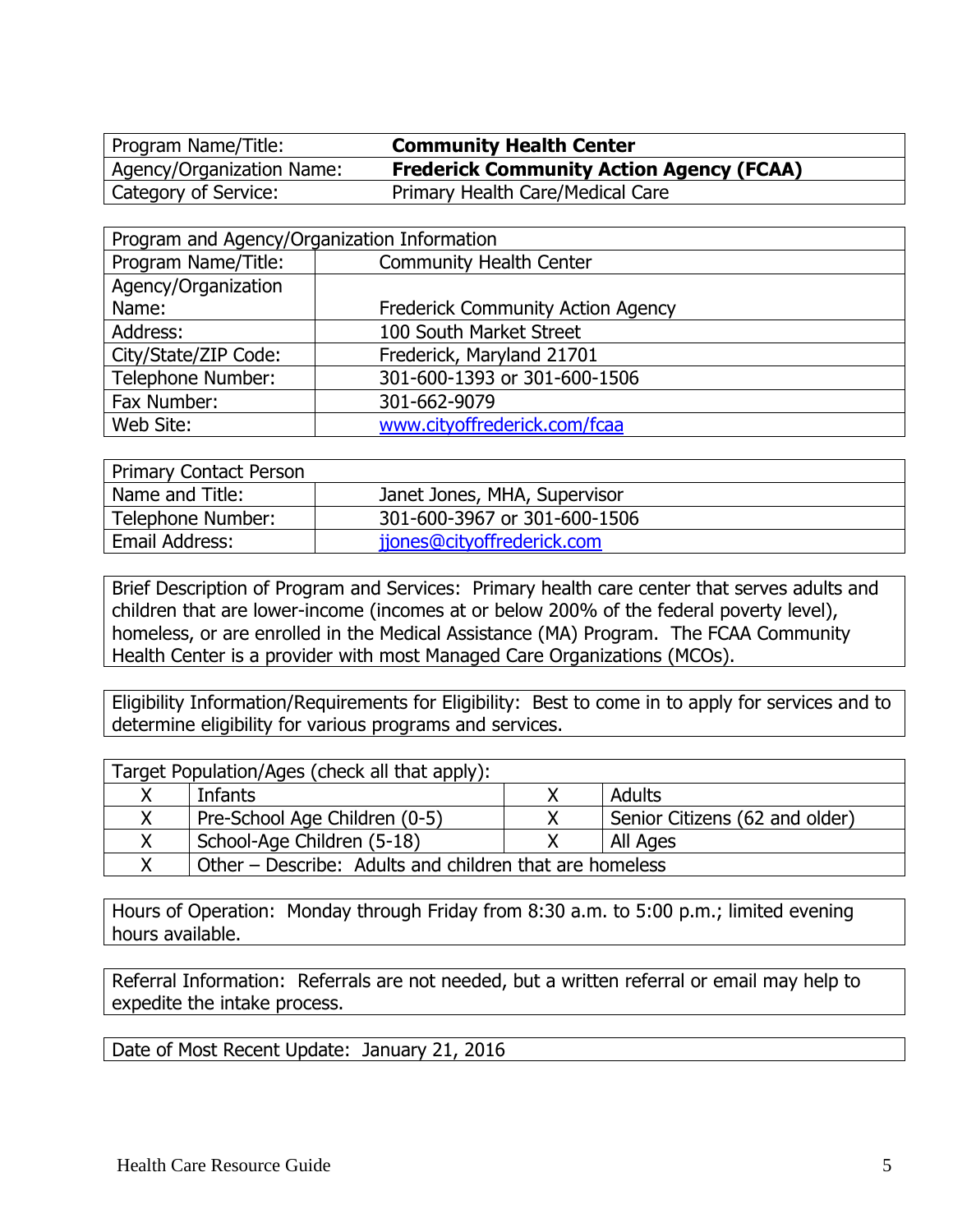| Program Name/Title: | **Community Health Center** |
|---|---|
| Agency/Organization Name: | **Frederick Community Action Agency (FCAA)** |
| Category of Service: | Primary Health Care/Medical Care |

| Program and Agency/Organization Information | |
|---|---|
| Program Name/Title: | Community Health Center |
| Agency/Organization Name: | Frederick Community Action Agency |
| Address: | 100 South Market Street |
| City/State/ZIP Code: | Frederick, Maryland 21701 |
| Telephone Number: | 301-600-1393 or 301-600-1506 |
| Fax Number: | 301-662-9079 |
| Web Site: | www.cityoffrederick.com/fcaa |

| Primary Contact Person | |
|---|---|
| Name and Title: | Janet Jones, MHA, Supervisor |
| Telephone Number: | 301-600-3967 or 301-600-1506 |
| Email Address: | jjones@cityoffrederick.com |

Brief Description of Program and Services: Primary health care center that serves adults and children that are lower-income (incomes at or below 200% of the federal poverty level), homeless, or are enrolled in the Medical Assistance (MA) Program. The FCAA Community Health Center is a provider with most Managed Care Organizations (MCOs).

Eligibility Information/Requirements for Eligibility: Best to come in to apply for services and to determine eligibility for various programs and services.

| Target Population/Ages (check all that apply): | | | |
|---|---|---|---|
| X | Infants | X | Adults |
| X | Pre-School Age Children (0-5) | X | Senior Citizens (62 and older) |
| X | School-Age Children (5-18) | X | All Ages |
| X | Other – Describe: Adults and children that are homeless | | |

Hours of Operation: Monday through Friday from 8:30 a.m. to 5:00 p.m.; limited evening hours available.

Referral Information: Referrals are not needed, but a written referral or email may help to expedite the intake process.

Date of Most Recent Update: January 21, 2016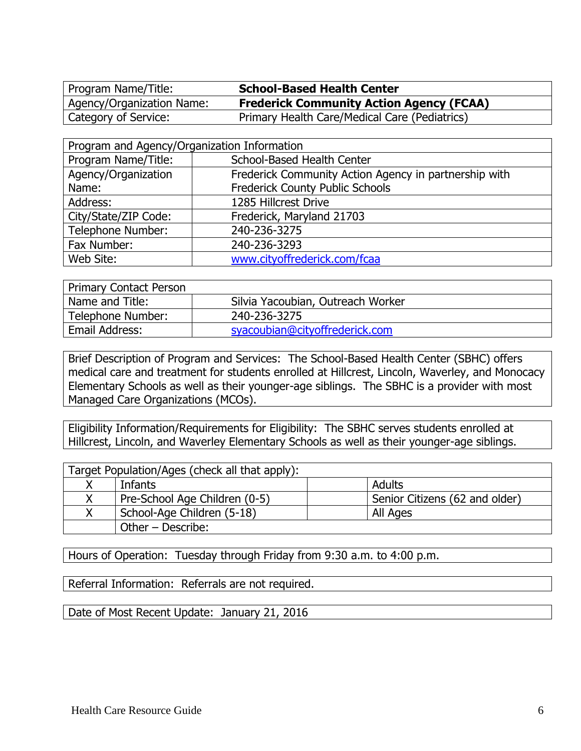| Program Name/Title: | **School-Based Health Center** |
| --- | --- |
| Agency/Organization Name: | **Frederick Community Action Agency (FCAA)** |
| Category of Service: | Primary Health Care/Medical Care (Pediatrics) |

| Program and Agency/Organization Information | |
| --- | --- |
| Program Name/Title: | School-Based Health Center |
| Agency/Organization Name: | Frederick Community Action Agency in partnership with Frederick County Public Schools |
| Address: | 1285 Hillcrest Drive |
| City/State/ZIP Code: | Frederick, Maryland 21703 |
| Telephone Number: | 240-236-3275 |
| Fax Number: | 240-236-3293 |
| Web Site: | www.cityoffrederick.com/fcaa |

| Primary Contact Person | |
| --- | --- |
| Name and Title: | Silvia Yacoubian, Outreach Worker |
| Telephone Number: | 240-236-3275 |
| Email Address: | syacoubian@cityoffrederick.com |

Brief Description of Program and Services: The School-Based Health Center (SBHC) offers medical care and treatment for students enrolled at Hillcrest, Lincoln, Waverley, and Monocacy Elementary Schools as well as their younger-age siblings. The SBHC is a provider with most Managed Care Organizations (MCOs).

Eligibility Information/Requirements for Eligibility: The SBHC serves students enrolled at Hillcrest, Lincoln, and Waverley Elementary Schools as well as their younger-age siblings.

| Target Population/Ages (check all that apply): | | | |
| --- | --- | --- | --- |
| X | Infants | | Adults |
| X | Pre-School Age Children (0-5) | | Senior Citizens (62 and older) |
| X | School-Age Children (5-18) | | All Ages |
| | Other – Describe: | | |

Hours of Operation: Tuesday through Friday from 9:30 a.m. to 4:00 p.m.

Referral Information: Referrals are not required.

Date of Most Recent Update: January 21, 2016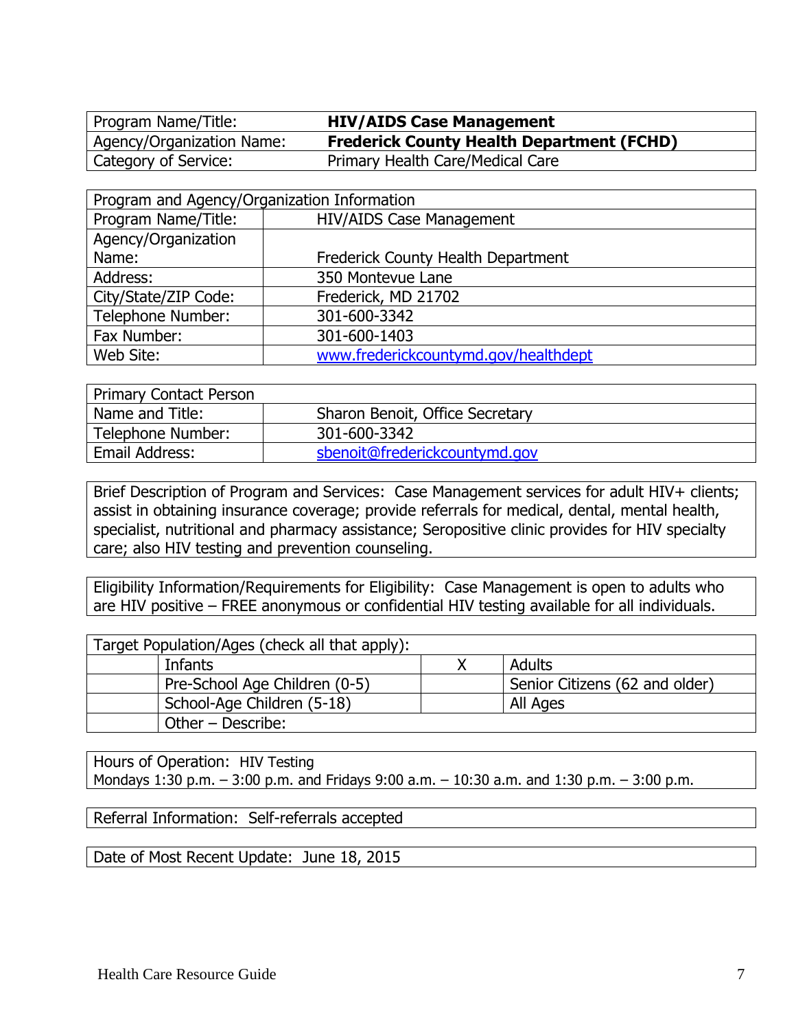| Program Name/Title: | **HIV/AIDS Case Management** |
|---|---|
| Agency/Organization Name: | **Frederick County Health Department (FCHD)** |
| Category of Service: | Primary Health Care/Medical Care |

| Program and Agency/Organization Information | |
|---|---|
| Program Name/Title: | HIV/AIDS Case Management |
| Agency/Organization Name: | Frederick County Health Department |
| Address: | 350 Montevue Lane |
| City/State/ZIP Code: | Frederick, MD 21702 |
| Telephone Number: | 301-600-3342 |
| Fax Number: | 301-600-1403 |
| Web Site: | www.frederickcountymd.gov/healthdept |

| Primary Contact Person | |
|---|---|
| Name and Title: | Sharon Benoit, Office Secretary |
| Telephone Number: | 301-600-3342 |
| Email Address: | sbenoit@frederickcountymd.gov |

Brief Description of Program and Services: Case Management services for adult HIV+ clients; assist in obtaining insurance coverage; provide referrals for medical, dental, mental health, specialist, nutritional and pharmacy assistance; Seropositive clinic provides for HIV specialty care; also HIV testing and prevention counseling.

Eligibility Information/Requirements for Eligibility: Case Management is open to adults who are HIV positive – FREE anonymous or confidential HIV testing available for all individuals.

| Target Population/Ages (check all that apply): | | | |
|---|---|---|---|
| | Infants | X | Adults |
| | Pre-School Age Children (0-5) | | Senior Citizens (62 and older) |
| | School-Age Children (5-18) | | All Ages |
| | Other – Describe: | | |

Hours of Operation: HIV Testing
Mondays 1:30 p.m. – 3:00 p.m. and Fridays 9:00 a.m. – 10:30 a.m. and 1:30 p.m. – 3:00 p.m.

Referral Information: Self-referrals accepted

Date of Most Recent Update: June 18, 2015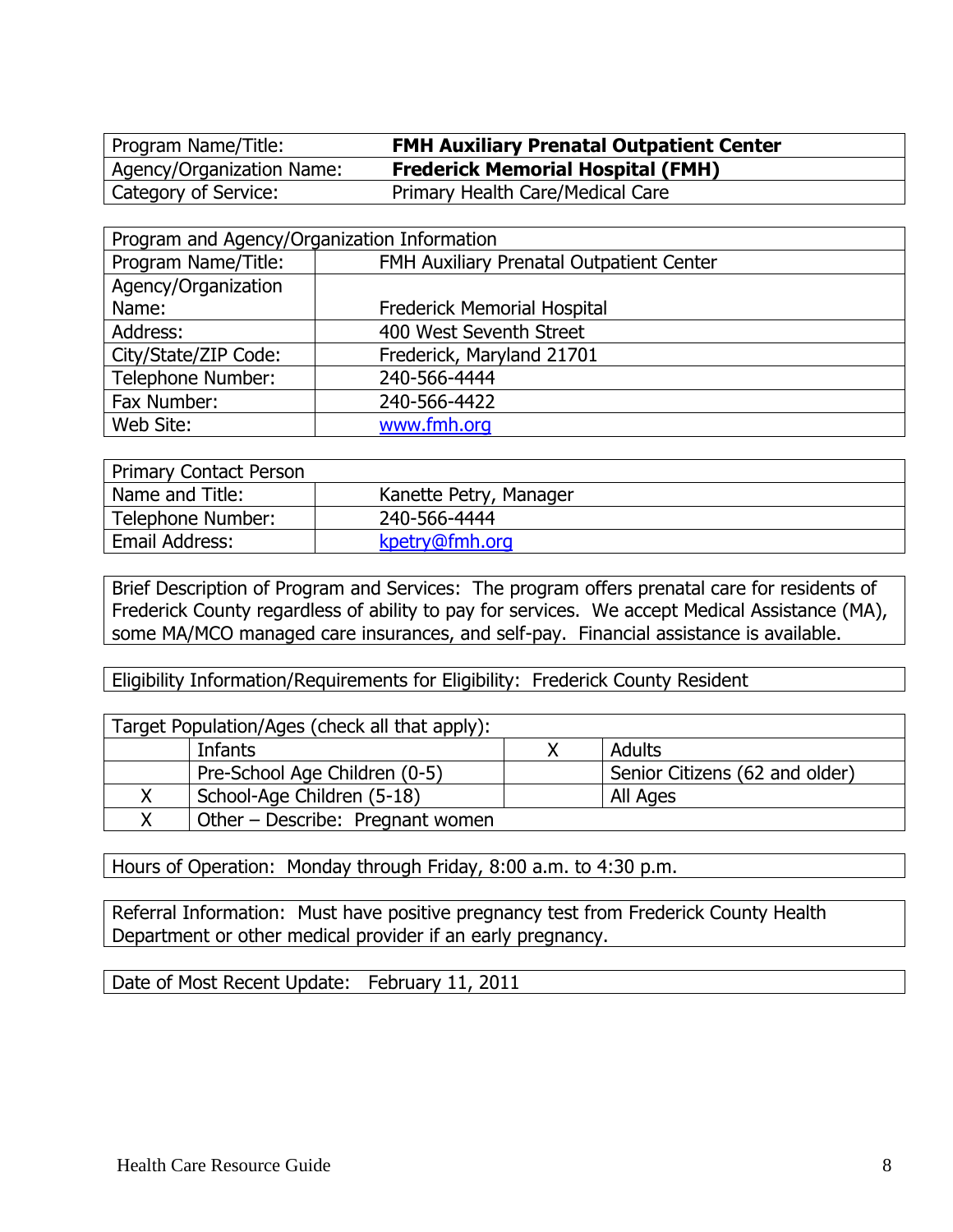| Program Name/Title: | **FMH Auxiliary Prenatal Outpatient Center** |
|---|---|
| Agency/Organization Name: | **Frederick Memorial Hospital (FMH)** |
| Category of Service: | Primary Health Care/Medical Care |

| Program and Agency/Organization Information | |
|---|---|
| Program Name/Title: | FMH Auxiliary Prenatal Outpatient Center |
| Agency/Organization Name: | Frederick Memorial Hospital |
| Address: | 400 West Seventh Street |
| City/State/ZIP Code: | Frederick, Maryland 21701 |
| Telephone Number: | 240-566-4444 |
| Fax Number: | 240-566-4422 |
| Web Site: | www.fmh.org |

| Primary Contact Person | |
|---|---|
| Name and Title: | Kanette Petry, Manager |
| Telephone Number: | 240-566-4444 |
| Email Address: | kpetry@fmh.org |

Brief Description of Program and Services: The program offers prenatal care for residents of Frederick County regardless of ability to pay for services. We accept Medical Assistance (MA), some MA/MCO managed care insurances, and self-pay. Financial assistance is available.

Eligibility Information/Requirements for Eligibility: Frederick County Resident

| Target Population/Ages (check all that apply): | | | |
|---|---|---|---|
| | Infants | X | Adults |
| | Pre-School Age Children (0-5) | | Senior Citizens (62 and older) |
| X | School-Age Children (5-18) | | All Ages |
| X | Other – Describe: Pregnant women | | |

Hours of Operation: Monday through Friday, 8:00 a.m. to 4:30 p.m.

Referral Information: Must have positive pregnancy test from Frederick County Health Department or other medical provider if an early pregnancy.

Date of Most Recent Update: February 11, 2011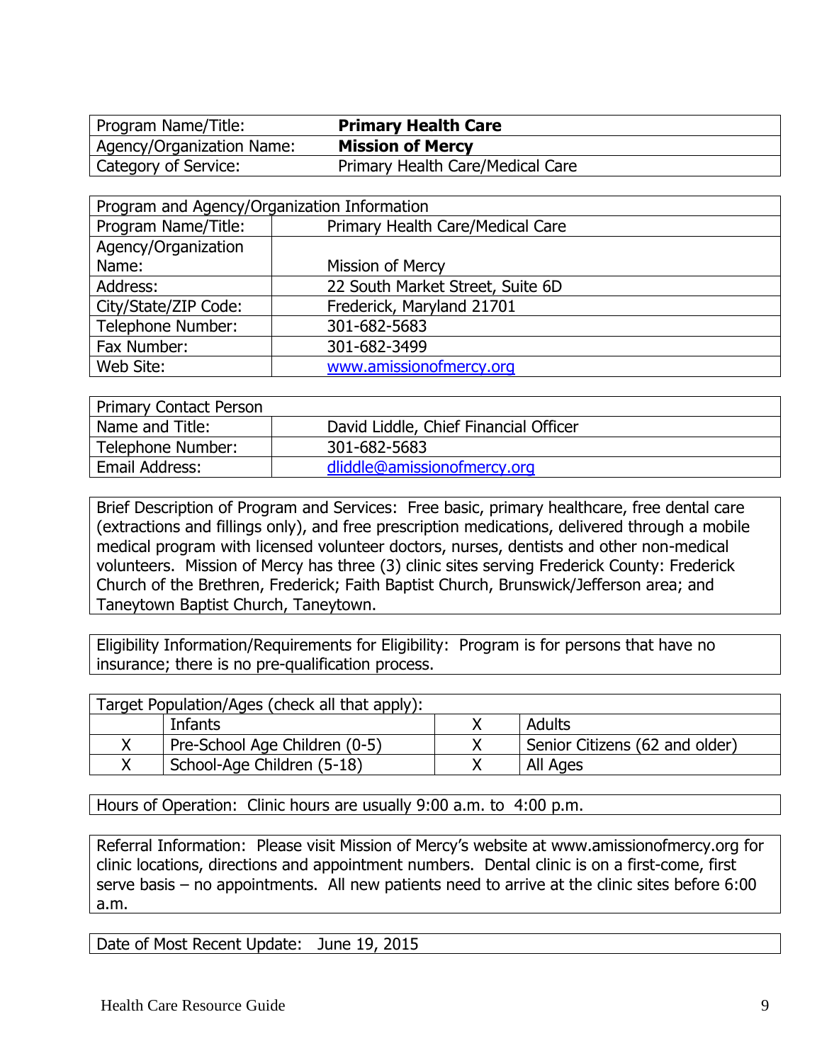| Program Name/Title: | **Primary Health Care** |
|---|---|
| Agency/Organization Name: | **Mission of Mercy** |
| Category of Service: | Primary Health Care/Medical Care |

| Program and Agency/Organization Information | |
|---|---|
| Program Name/Title: | Primary Health Care/Medical Care |
| Agency/Organization Name: | Mission of Mercy |
| Address: | 22 South Market Street, Suite 6D |
| City/State/ZIP Code: | Frederick, Maryland 21701 |
| Telephone Number: | 301-682-5683 |
| Fax Number: | 301-682-3499 |
| Web Site: | www.amissionofmercy.org |

| Primary Contact Person | |
|---|---|
| Name and Title: | David Liddle, Chief Financial Officer |
| Telephone Number: | 301-682-5683 |
| Email Address: | dliddle@amissionofmercy.org |

Brief Description of Program and Services: Free basic, primary healthcare, free dental care (extractions and fillings only), and free prescription medications, delivered through a mobile medical program with licensed volunteer doctors, nurses, dentists and other non-medical volunteers. Mission of Mercy has three (3) clinic sites serving Frederick County: Frederick Church of the Brethren, Frederick; Faith Baptist Church, Brunswick/Jefferson area; and Taneytown Baptist Church, Taneytown.

Eligibility Information/Requirements for Eligibility: Program is for persons that have no insurance; there is no pre-qualification process.

| Target Population/Ages (check all that apply): | | | |
|---|---|---|---|
| | Infants | X | Adults |
| X | Pre-School Age Children (0-5) | X | Senior Citizens (62 and older) |
| X | School-Age Children (5-18) | X | All Ages |

Hours of Operation: Clinic hours are usually 9:00 a.m. to 4:00 p.m.

Referral Information: Please visit Mission of Mercy's website at www.amissionofmercy.org for clinic locations, directions and appointment numbers. Dental clinic is on a first-come, first serve basis – no appointments. All new patients need to arrive at the clinic sites before 6:00 a.m.

Date of Most Recent Update: June 19, 2015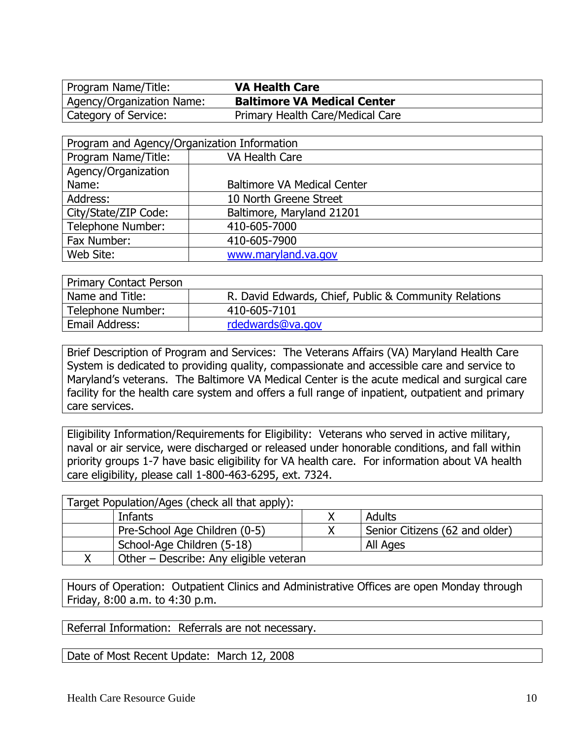| Program Name/Title: | **VA Health Care** |
|---|---|
| Agency/Organization Name: | **Baltimore VA Medical Center** |
| Category of Service: | Primary Health Care/Medical Care |

| Program and Agency/Organization Information | |
|---|---|
| Program Name/Title: | VA Health Care |
| Agency/Organization Name: | Baltimore VA Medical Center |
| Address: | 10 North Greene Street |
| City/State/ZIP Code: | Baltimore, Maryland 21201 |
| Telephone Number: | 410-605-7000 |
| Fax Number: | 410-605-7900 |
| Web Site: | www.maryland.va.gov |

| Primary Contact Person | |
|---|---|
| Name and Title: | R. David Edwards, Chief, Public & Community Relations |
| Telephone Number: | 410-605-7101 |
| Email Address: | rdedwards@va.gov |

Brief Description of Program and Services: The Veterans Affairs (VA) Maryland Health Care System is dedicated to providing quality, compassionate and accessible care and service to Maryland's veterans. The Baltimore VA Medical Center is the acute medical and surgical care facility for the health care system and offers a full range of inpatient, outpatient and primary care services.

Eligibility Information/Requirements for Eligibility: Veterans who served in active military, naval or air service, were discharged or released under honorable conditions, and fall within priority groups 1-7 have basic eligibility for VA health care. For information about VA health care eligibility, please call 1-800-463-6295, ext. 7324.

| Target Population/Ages (check all that apply): | | | |
|---|---|---|---|
| | Infants | X | Adults |
| | Pre-School Age Children (0-5) | X | Senior Citizens (62 and older) |
| | School-Age Children (5-18) | | All Ages |
| X | Other – Describe: Any eligible veteran | | |

Hours of Operation: Outpatient Clinics and Administrative Offices are open Monday through Friday, 8:00 a.m. to 4:30 p.m.

Referral Information: Referrals are not necessary.

Date of Most Recent Update: March 12, 2008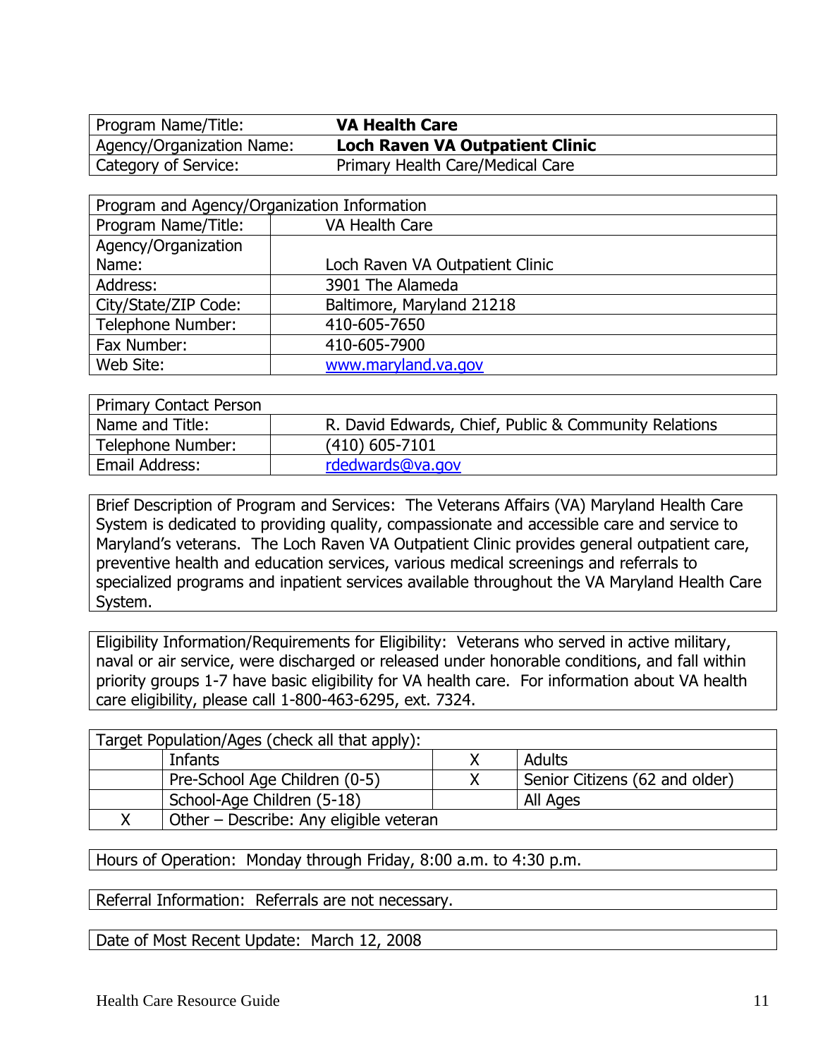| Program Name/Title: | **VA Health Care** |
|---|---|
| Agency/Organization Name: | **Loch Raven VA Outpatient Clinic** |
| Category of Service: | Primary Health Care/Medical Care |

| Program and Agency/Organization Information | |
|---|---|
| Program Name/Title: | VA Health Care |
| Agency/Organization Name: | Loch Raven VA Outpatient Clinic |
| Address: | 3901 The Alameda |
| City/State/ZIP Code: | Baltimore, Maryland 21218 |
| Telephone Number: | 410-605-7650 |
| Fax Number: | 410-605-7900 |
| Web Site: | www.maryland.va.gov |

| Primary Contact Person | |
|---|---|
| Name and Title: | R. David Edwards, Chief, Public & Community Relations |
| Telephone Number: | (410) 605-7101 |
| Email Address: | rdedwards@va.gov |

Brief Description of Program and Services: The Veterans Affairs (VA) Maryland Health Care System is dedicated to providing quality, compassionate and accessible care and service to Maryland's veterans. The Loch Raven VA Outpatient Clinic provides general outpatient care, preventive health and education services, various medical screenings and referrals to specialized programs and inpatient services available throughout the VA Maryland Health Care System.

Eligibility Information/Requirements for Eligibility: Veterans who served in active military, naval or air service, were discharged or released under honorable conditions, and fall within priority groups 1-7 have basic eligibility for VA health care. For information about VA health care eligibility, please call 1-800-463-6295, ext. 7324.

| Target Population/Ages (check all that apply): | | | |
|---|---|---|---|
| | Infants | X | Adults |
| | Pre-School Age Children (0-5) | X | Senior Citizens (62 and older) |
| | School-Age Children (5-18) | | All Ages |
| X | Other – Describe: Any eligible veteran | | |

Hours of Operation: Monday through Friday, 8:00 a.m. to 4:30 p.m.

Referral Information: Referrals are not necessary.

Date of Most Recent Update: March 12, 2008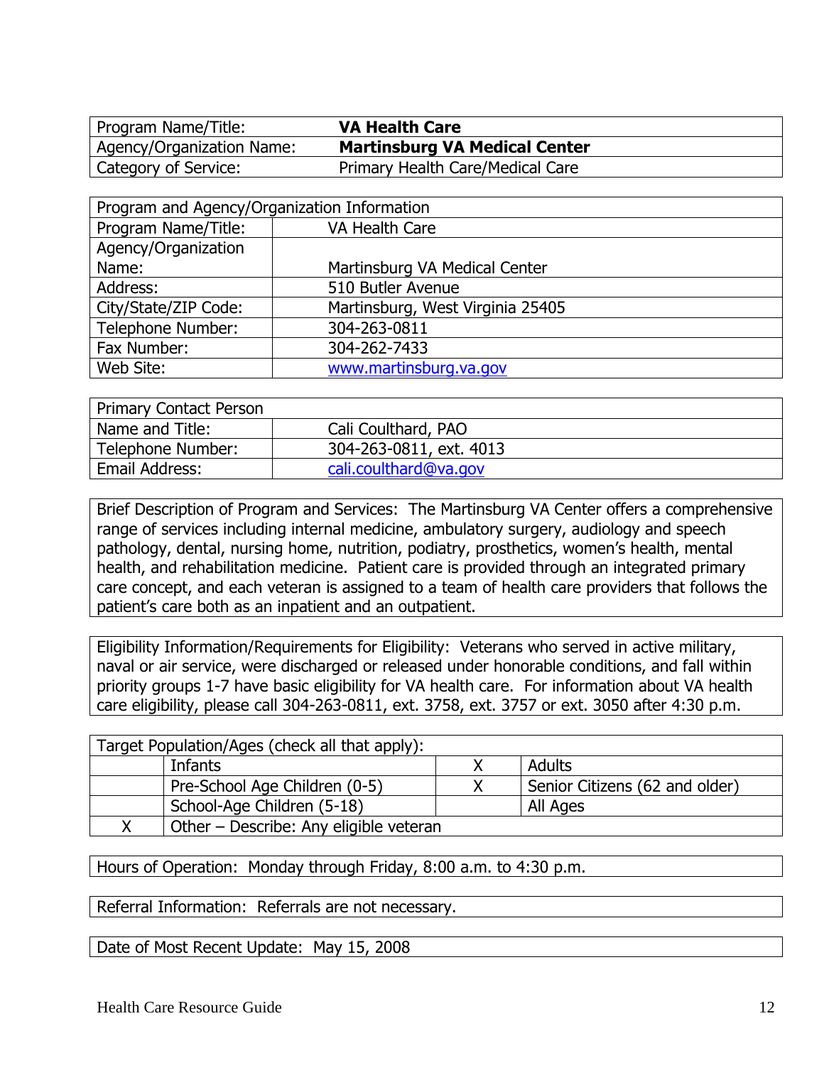| Program Name/Title: | **VA Health Care** |
|---|---|
| Agency/Organization Name: | **Martinsburg VA Medical Center** |
| Category of Service: | Primary Health Care/Medical Care |

| Program and Agency/Organization Information | |
|---|---|
| Program Name/Title: | VA Health Care |
| Agency/Organization Name: | Martinsburg VA Medical Center |
| Address: | 510 Butler Avenue |
| City/State/ZIP Code: | Martinsburg, West Virginia 25405 |
| Telephone Number: | 304-263-0811 |
| Fax Number: | 304-262-7433 |
| Web Site: | www.martinsburg.va.gov |

| Primary Contact Person | |
|---|---|
| Name and Title: | Cali Coulthard, PAO |
| Telephone Number: | 304-263-0811, ext. 4013 |
| Email Address: | cali.coulthard@va.gov |

Brief Description of Program and Services: The Martinsburg VA Center offers a comprehensive range of services including internal medicine, ambulatory surgery, audiology and speech pathology, dental, nursing home, nutrition, podiatry, prosthetics, women's health, mental health, and rehabilitation medicine. Patient care is provided through an integrated primary care concept, and each veteran is assigned to a team of health care providers that follows the patient's care both as an inpatient and an outpatient.

Eligibility Information/Requirements for Eligibility: Veterans who served in active military, naval or air service, were discharged or released under honorable conditions, and fall within priority groups 1-7 have basic eligibility for VA health care. For information about VA health care eligibility, please call 304-263-0811, ext. 3758, ext. 3757 or ext. 3050 after 4:30 p.m.

| Target Population/Ages (check all that apply): | | | |
|---|---|---|---|
| | Infants | X | Adults |
| | Pre-School Age Children (0-5) | X | Senior Citizens (62 and older) |
| | School-Age Children (5-18) | | All Ages |
| X | Other – Describe: Any eligible veteran | | |

Hours of Operation: Monday through Friday, 8:00 a.m. to 4:30 p.m.

Referral Information: Referrals are not necessary.

Date of Most Recent Update: May 15, 2008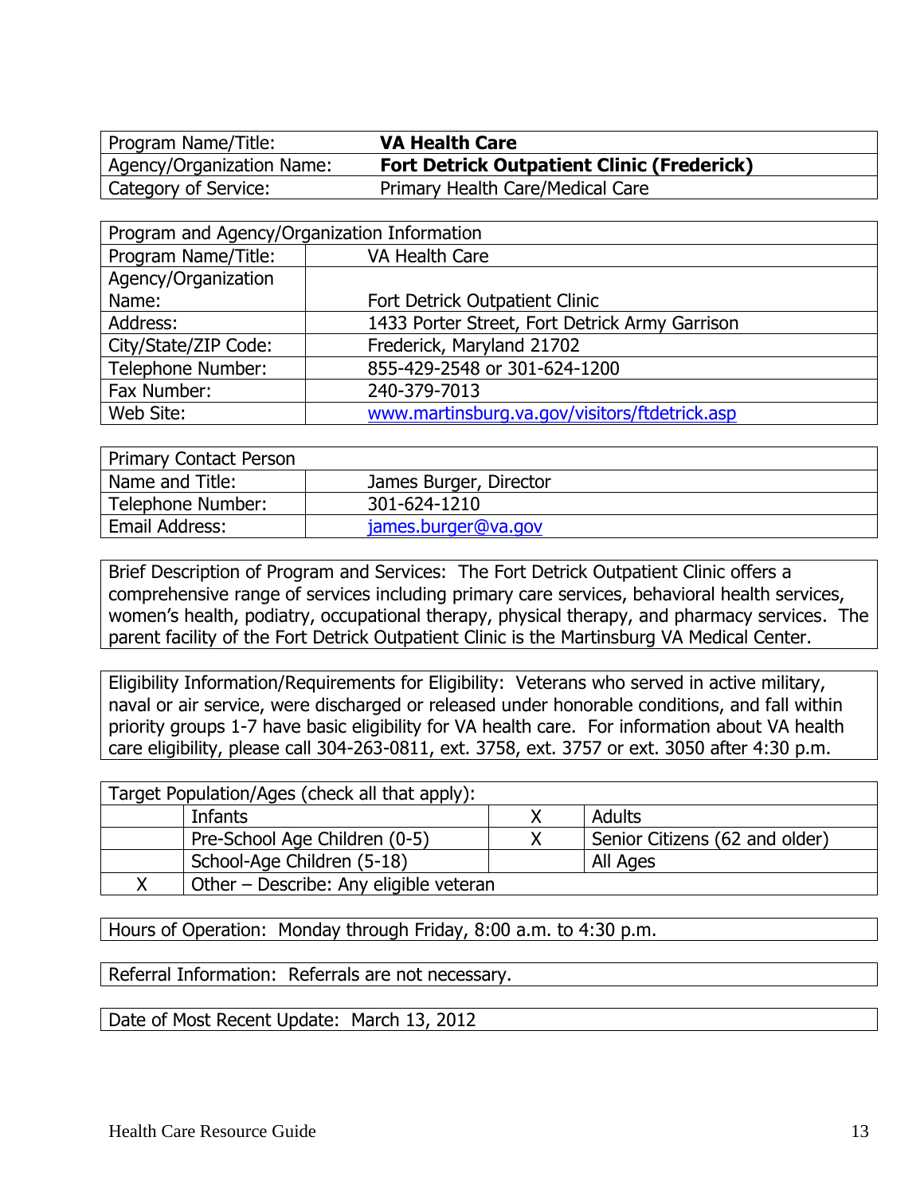| Program Name/Title: | **VA Health Care** |
|---|---|
| Agency/Organization Name: | **Fort Detrick Outpatient Clinic (Frederick)** |
| Category of Service: | Primary Health Care/Medical Care |

| Program and Agency/Organization Information | |
|---|---|
| Program Name/Title: | VA Health Care |
| Agency/Organization Name: | Fort Detrick Outpatient Clinic |
| Address: | 1433 Porter Street, Fort Detrick Army Garrison |
| City/State/ZIP Code: | Frederick, Maryland 21702 |
| Telephone Number: | 855-429-2548 or 301-624-1200 |
| Fax Number: | 240-379-7013 |
| Web Site: | www.martinsburg.va.gov/visitors/ftdetrick.asp |

| Primary Contact Person | |
|---|---|
| Name and Title: | James Burger, Director |
| Telephone Number: | 301-624-1210 |
| Email Address: | james.burger@va.gov |

Brief Description of Program and Services: The Fort Detrick Outpatient Clinic offers a comprehensive range of services including primary care services, behavioral health services, women's health, podiatry, occupational therapy, physical therapy, and pharmacy services. The parent facility of the Fort Detrick Outpatient Clinic is the Martinsburg VA Medical Center.

Eligibility Information/Requirements for Eligibility: Veterans who served in active military, naval or air service, were discharged or released under honorable conditions, and fall within priority groups 1-7 have basic eligibility for VA health care. For information about VA health care eligibility, please call 304-263-0811, ext. 3758, ext. 3757 or ext. 3050 after 4:30 p.m.

| Target Population/Ages (check all that apply): | | | |
|---|---|---|---|
| | Infants | X | Adults |
| | Pre-School Age Children (0-5) | X | Senior Citizens (62 and older) |
| | School-Age Children (5-18) | | All Ages |
| X | Other – Describe: Any eligible veteran | | |

Hours of Operation: Monday through Friday, 8:00 a.m. to 4:30 p.m.

Referral Information: Referrals are not necessary.

Date of Most Recent Update: March 13, 2012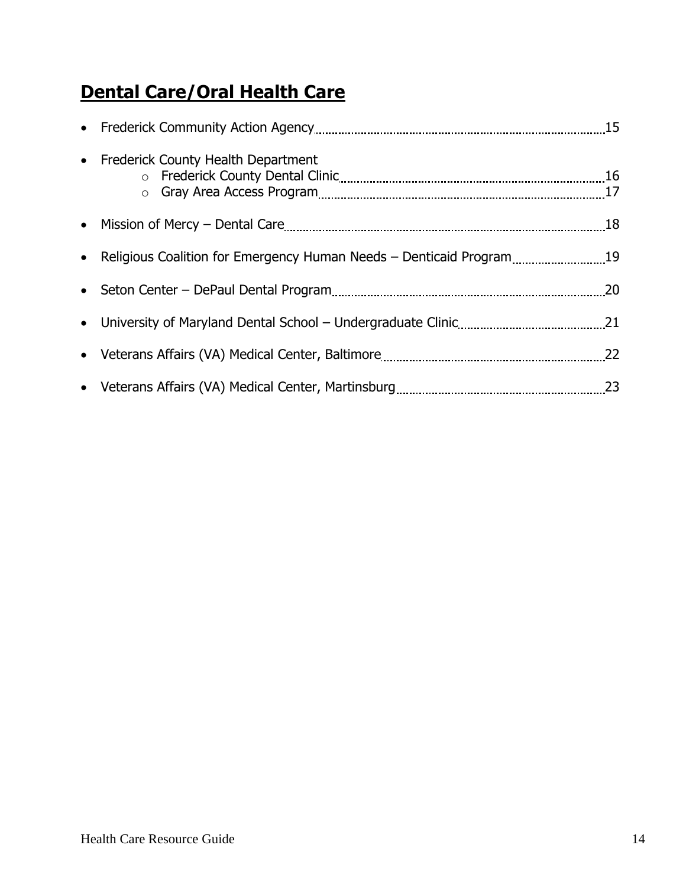# Dental Care/Oral Health Care

- Frederick Community Action Agency 15
- Frederick County Health Department
  - Frederick County Dental Clinic 16
  - Gray Area Access Program 17
- Mission of Mercy – Dental Care 18
- Religious Coalition for Emergency Human Needs – Denticaid Program 19
- Seton Center – DePaul Dental Program 20
- University of Maryland Dental School – Undergraduate Clinic 21
- Veterans Affairs (VA) Medical Center, Baltimore 22
- Veterans Affairs (VA) Medical Center, Martinsburg 23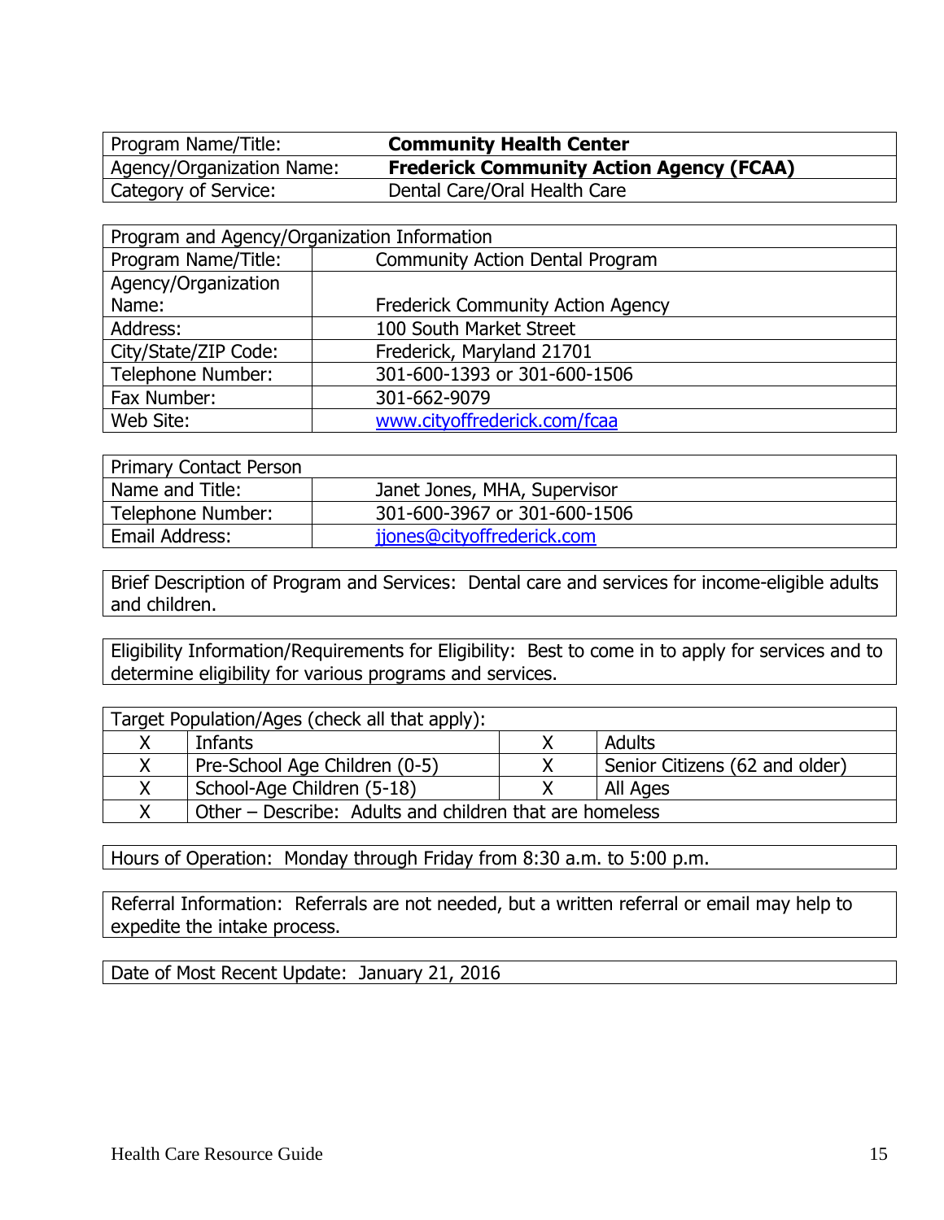| Program Name/Title: | **Community Health Center** |
|---|---|
| Agency/Organization Name: | **Frederick Community Action Agency (FCAA)** |
| Category of Service: | Dental Care/Oral Health Care |

| Program and Agency/Organization Information | |
|---|---|
| Program Name/Title: | Community Action Dental Program |
| Agency/Organization Name: | Frederick Community Action Agency |
| Address: | 100 South Market Street |
| City/State/ZIP Code: | Frederick, Maryland 21701 |
| Telephone Number: | 301-600-1393 or 301-600-1506 |
| Fax Number: | 301-662-9079 |
| Web Site: | www.cityoffrederick.com/fcaa |

| Primary Contact Person | |
|---|---|
| Name and Title: | Janet Jones, MHA, Supervisor |
| Telephone Number: | 301-600-3967 or 301-600-1506 |
| Email Address: | jjones@cityoffrederick.com |

Brief Description of Program and Services: Dental care and services for income-eligible adults and children.

Eligibility Information/Requirements for Eligibility: Best to come in to apply for services and to determine eligibility for various programs and services.

| Target Population/Ages (check all that apply): | | | |
|---|---|---|---|
| X | Infants | X | Adults |
| X | Pre-School Age Children (0-5) | X | Senior Citizens (62 and older) |
| X | School-Age Children (5-18) | X | All Ages |
| X | Other – Describe: Adults and children that are homeless | | |

Hours of Operation: Monday through Friday from 8:30 a.m. to 5:00 p.m.

Referral Information: Referrals are not needed, but a written referral or email may help to expedite the intake process.

Date of Most Recent Update: January 21, 2016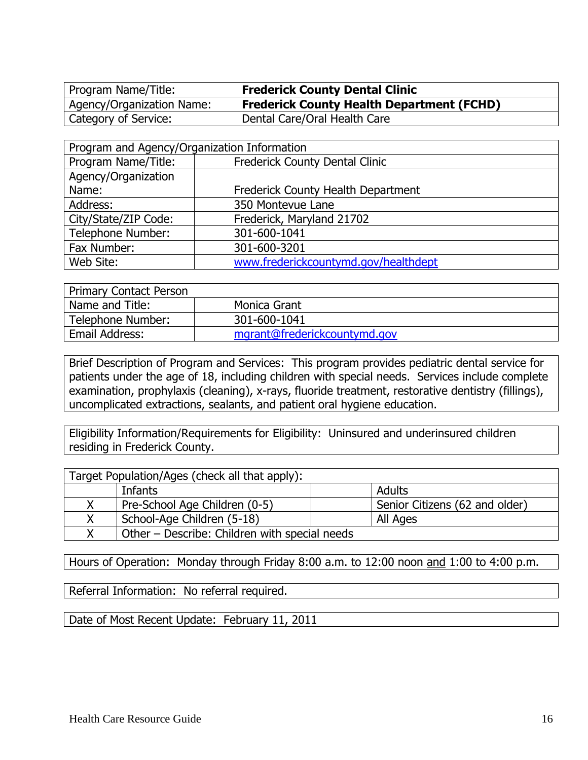| Program Name/Title: | **Frederick County Dental Clinic** |
|---|---|
| Agency/Organization Name: | **Frederick County Health Department (FCHD)** |
| Category of Service: | Dental Care/Oral Health Care |

| Program and Agency/Organization Information | |
|---|---|
| Program Name/Title: | Frederick County Dental Clinic |
| Agency/Organization Name: | Frederick County Health Department |
| Address: | 350 Montevue Lane |
| City/State/ZIP Code: | Frederick, Maryland 21702 |
| Telephone Number: | 301-600-1041 |
| Fax Number: | 301-600-3201 |
| Web Site: | www.frederickcountymd.gov/healthdept |

| Primary Contact Person | |
|---|---|
| Name and Title: | Monica Grant |
| Telephone Number: | 301-600-1041 |
| Email Address: | mgrant@frederickcountymd.gov |

Brief Description of Program and Services: This program provides pediatric dental service for patients under the age of 18, including children with special needs. Services include complete examination, prophylaxis (cleaning), x-rays, fluoride treatment, restorative dentistry (fillings), uncomplicated extractions, sealants, and patient oral hygiene education.

Eligibility Information/Requirements for Eligibility: Uninsured and underinsured children residing in Frederick County.

| Target Population/Ages (check all that apply): | | | |
|---|---|---|---|
| | Infants | | Adults |
| X | Pre-School Age Children (0-5) | | Senior Citizens (62 and older) |
| X | School-Age Children (5-18) | | All Ages |
| X | Other – Describe: Children with special needs | | |

Hours of Operation: Monday through Friday 8:00 a.m. to 12:00 noon and 1:00 to 4:00 p.m.

Referral Information: No referral required.

Date of Most Recent Update: February 11, 2011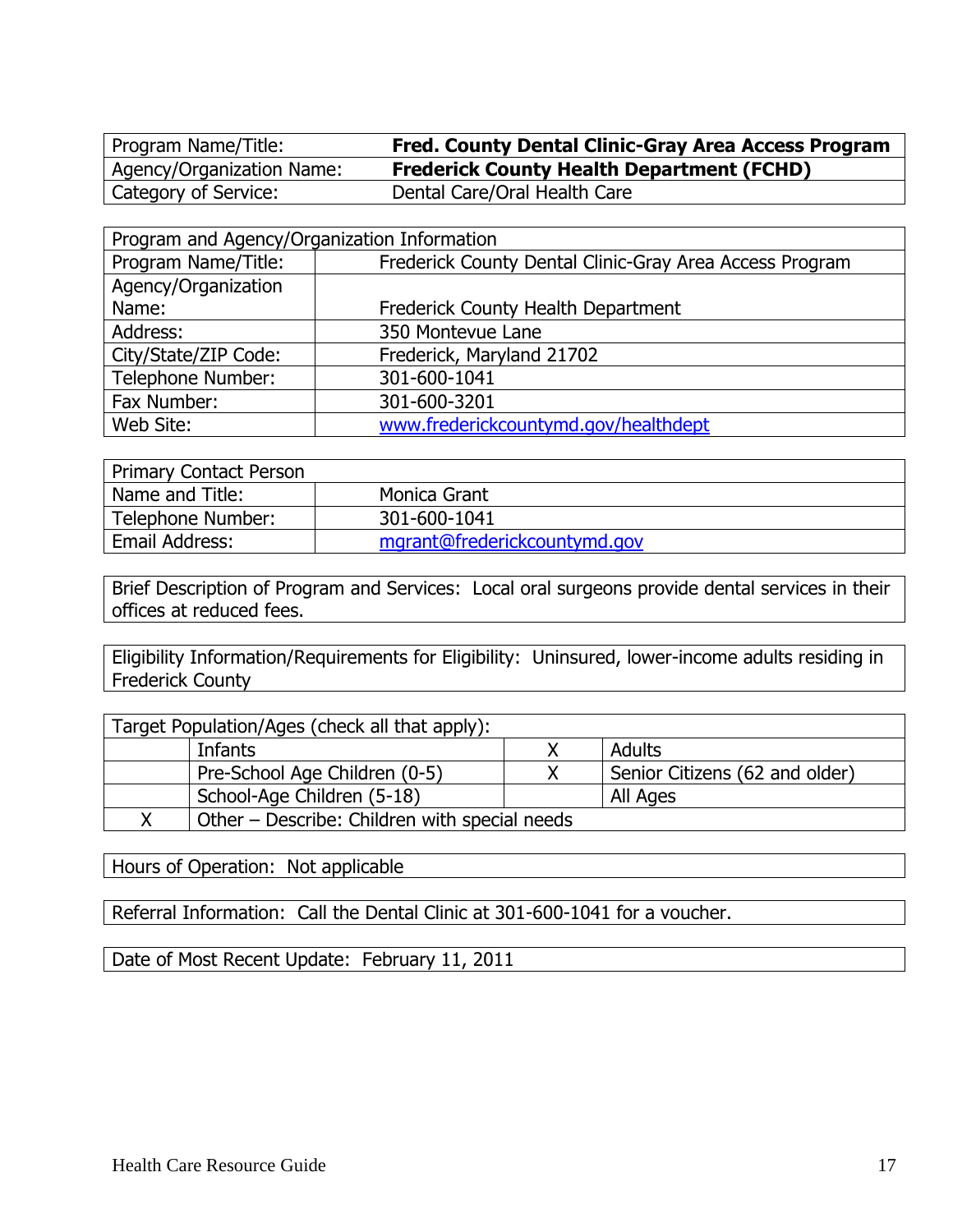| Program Name/Title: | **Fred. County Dental Clinic-Gray Area Access Program** |
|---|---|
| Agency/Organization Name: | **Frederick County Health Department (FCHD)** |
| Category of Service: | Dental Care/Oral Health Care |

| Program and Agency/Organization Information | |
|---|---|
| Program Name/Title: | Frederick County Dental Clinic-Gray Area Access Program |
| Agency/Organization Name: | Frederick County Health Department |
| Address: | 350 Montevue Lane |
| City/State/ZIP Code: | Frederick, Maryland 21702 |
| Telephone Number: | 301-600-1041 |
| Fax Number: | 301-600-3201 |
| Web Site: | www.frederickcountymd.gov/healthdept |

| Primary Contact Person | |
|---|---|
| Name and Title: | Monica Grant |
| Telephone Number: | 301-600-1041 |
| Email Address: | mgrant@frederickcountymd.gov |

Brief Description of Program and Services: Local oral surgeons provide dental services in their offices at reduced fees.

Eligibility Information/Requirements for Eligibility: Uninsured, lower-income adults residing in Frederick County

| Target Population/Ages (check all that apply): | | | |
|---|---|---|---|
| | Infants | X | Adults |
| | Pre-School Age Children (0-5) | X | Senior Citizens (62 and older) |
| | School-Age Children (5-18) | | All Ages |
| X | Other – Describe: Children with special needs | | |

Hours of Operation: Not applicable

Referral Information: Call the Dental Clinic at 301-600-1041 for a voucher.

Date of Most Recent Update: February 11, 2011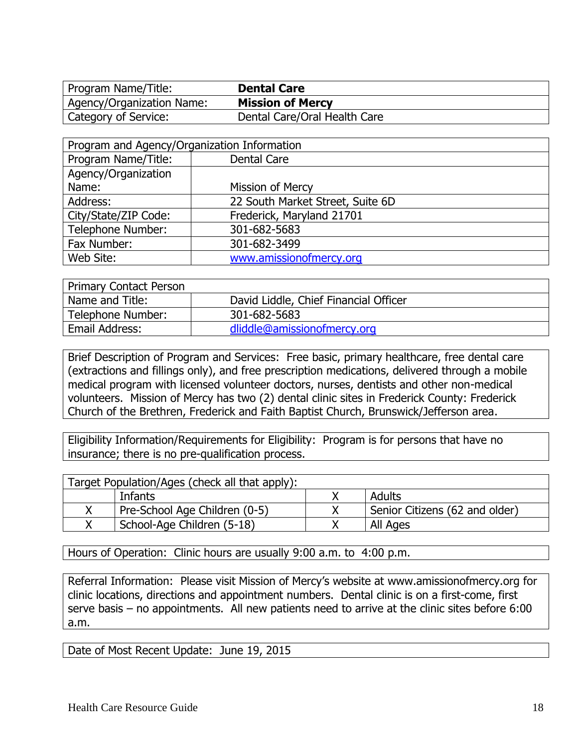| Program Name/Title: | **Dental Care** |
|---|---|
| Agency/Organization Name: | **Mission of Mercy** |
| Category of Service: | Dental Care/Oral Health Care |

| Program and Agency/Organization Information | |
|---|---|
| Program Name/Title: | Dental Care |
| Agency/Organization Name: | Mission of Mercy |
| Address: | 22 South Market Street, Suite 6D |
| City/State/ZIP Code: | Frederick, Maryland 21701 |
| Telephone Number: | 301-682-5683 |
| Fax Number: | 301-682-3499 |
| Web Site: | www.amissionofmercy.org |

| Primary Contact Person | |
|---|---|
| Name and Title: | David Liddle, Chief Financial Officer |
| Telephone Number: | 301-682-5683 |
| Email Address: | dliddle@amissionofmercy.org |

Brief Description of Program and Services: Free basic, primary healthcare, free dental care (extractions and fillings only), and free prescription medications, delivered through a mobile medical program with licensed volunteer doctors, nurses, dentists and other non-medical volunteers. Mission of Mercy has two (2) dental clinic sites in Frederick County: Frederick Church of the Brethren, Frederick and Faith Baptist Church, Brunswick/Jefferson area.

Eligibility Information/Requirements for Eligibility: Program is for persons that have no insurance; there is no pre-qualification process.

| Target Population/Ages (check all that apply): | | | |
|---|---|---|---|
| | Infants | X | Adults |
| X | Pre-School Age Children (0-5) | X | Senior Citizens (62 and older) |
| X | School-Age Children (5-18) | X | All Ages |

Hours of Operation: Clinic hours are usually 9:00 a.m. to 4:00 p.m.

Referral Information: Please visit Mission of Mercy's website at www.amissionofmercy.org for clinic locations, directions and appointment numbers. Dental clinic is on a first-come, first serve basis – no appointments. All new patients need to arrive at the clinic sites before 6:00 a.m.

Date of Most Recent Update: June 19, 2015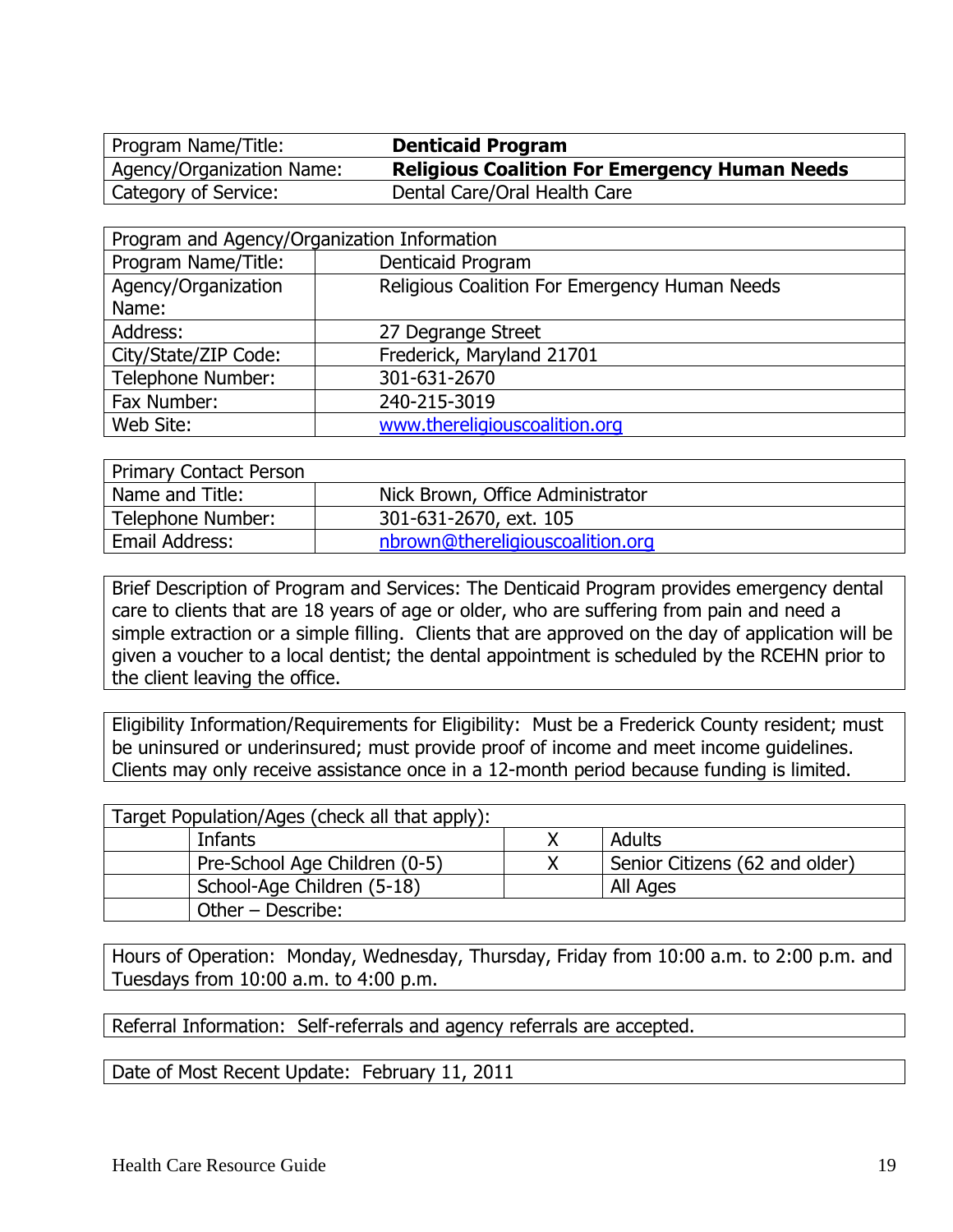| Program Name/Title: | **Denticaid Program** |
|---|---|
| Agency/Organization Name: | **Religious Coalition For Emergency Human Needs** |
| Category of Service: | Dental Care/Oral Health Care |

| Program and Agency/Organization Information | |
|---|---|
| Program Name/Title: | Denticaid Program |
| Agency/Organization Name: | Religious Coalition For Emergency Human Needs |
| Address: | 27 Degrange Street |
| City/State/ZIP Code: | Frederick, Maryland 21701 |
| Telephone Number: | 301-631-2670 |
| Fax Number: | 240-215-3019 |
| Web Site: | www.thereligiouscoalition.org |

| Primary Contact Person | |
|---|---|
| Name and Title: | Nick Brown, Office Administrator |
| Telephone Number: | 301-631-2670, ext. 105 |
| Email Address: | nbrown@thereligiouscoalition.org |

Brief Description of Program and Services: The Denticaid Program provides emergency dental care to clients that are 18 years of age or older, who are suffering from pain and need a simple extraction or a simple filling. Clients that are approved on the day of application will be given a voucher to a local dentist; the dental appointment is scheduled by the RCEHN prior to the client leaving the office.

Eligibility Information/Requirements for Eligibility: Must be a Frederick County resident; must be uninsured or underinsured; must provide proof of income and meet income guidelines. Clients may only receive assistance once in a 12-month period because funding is limited.

| Target Population/Ages (check all that apply): | | | |
|---|---|---|---|
| | Infants | X | Adults |
| | Pre-School Age Children (0-5) | X | Senior Citizens (62 and older) |
| | School-Age Children (5-18) | | All Ages |
| | Other – Describe: | | |

Hours of Operation: Monday, Wednesday, Thursday, Friday from 10:00 a.m. to 2:00 p.m. and Tuesdays from 10:00 a.m. to 4:00 p.m.

Referral Information: Self-referrals and agency referrals are accepted.

Date of Most Recent Update: February 11, 2011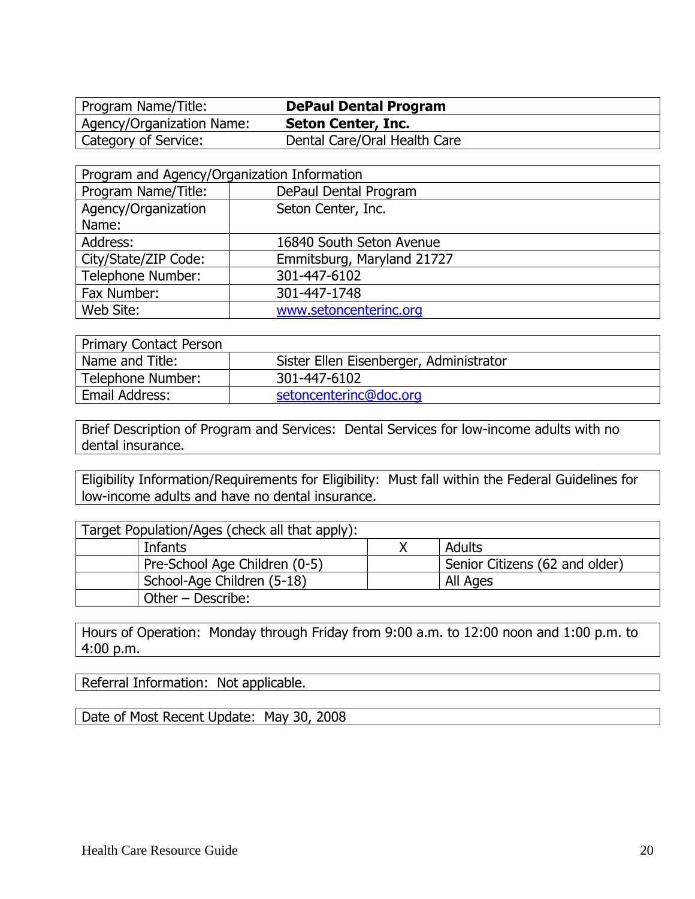| Program Name/Title: | **DePaul Dental Program** |
|---|---|
| Agency/Organization Name: | **Seton Center, Inc.** |
| Category of Service: | Dental Care/Oral Health Care |

| Program and Agency/Organization Information | |
|---|---|
| Program Name/Title: | DePaul Dental Program |
| Agency/Organization Name: | Seton Center, Inc. |
| Address: | 16840 South Seton Avenue |
| City/State/ZIP Code: | Emmitsburg, Maryland 21727 |
| Telephone Number: | 301-447-6102 |
| Fax Number: | 301-447-1748 |
| Web Site: | www.setoncenterinc.org |

| Primary Contact Person | |
|---|---|
| Name and Title: | Sister Ellen Eisenberger, Administrator |
| Telephone Number: | 301-447-6102 |
| Email Address: | setoncenterinc@doc.org |

Brief Description of Program and Services: Dental Services for low-income adults with no dental insurance.

Eligibility Information/Requirements for Eligibility: Must fall within the Federal Guidelines for low-income adults and have no dental insurance.

| Target Population/Ages (check all that apply): | | | |
|---|---|---|---|
| | Infants | X | Adults |
| | Pre-School Age Children (0-5) | | Senior Citizens (62 and older) |
| | School-Age Children (5-18) | | All Ages |
| | Other – Describe: | | |

Hours of Operation: Monday through Friday from 9:00 a.m. to 12:00 noon and 1:00 p.m. to 4:00 p.m.

Referral Information: Not applicable.

Date of Most Recent Update: May 30, 2008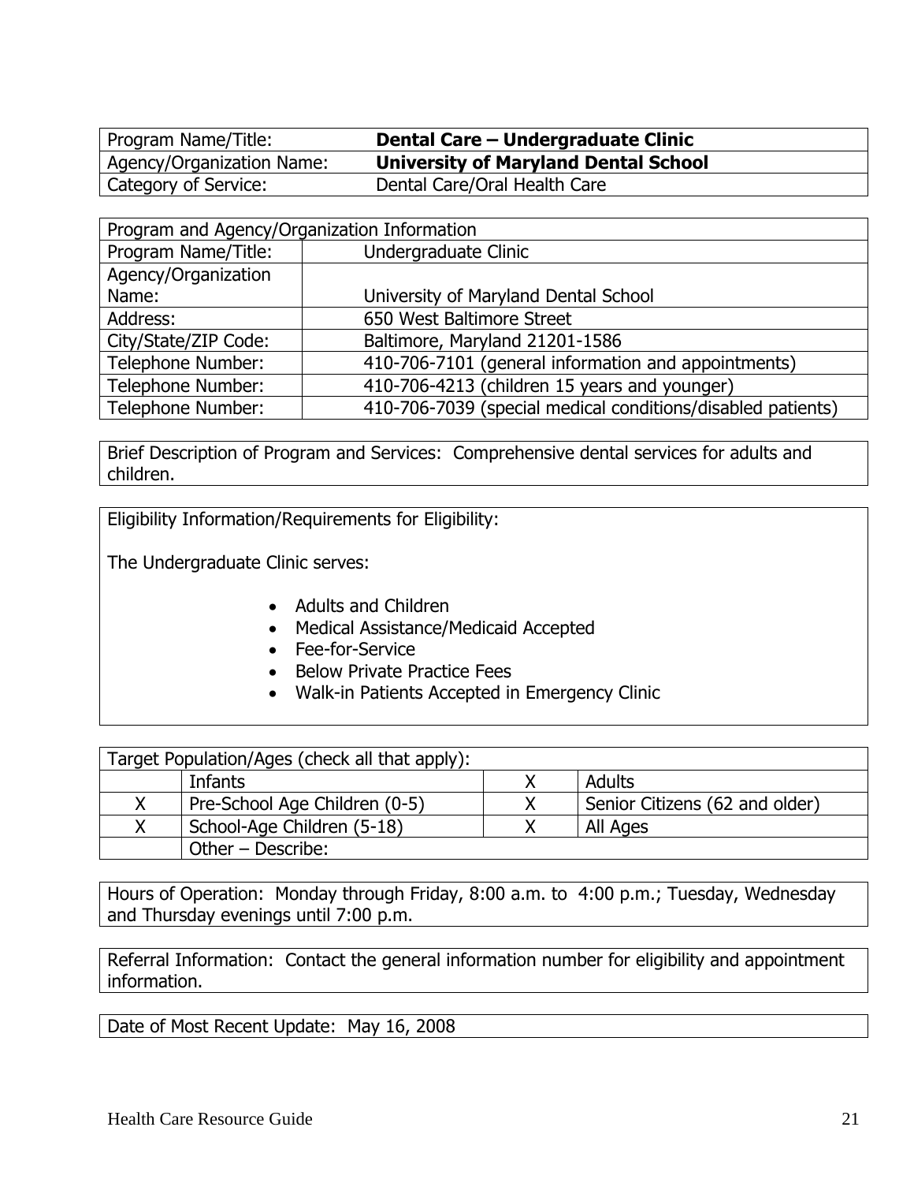| Program Name/Title: | **Dental Care – Undergraduate Clinic** |
|---|---|
| Agency/Organization Name: | **University of Maryland Dental School** |
| Category of Service: | Dental Care/Oral Health Care |

| Program and Agency/Organization Information | |
|---|---|
| Program Name/Title: | Undergraduate Clinic |
| Agency/Organization Name: | University of Maryland Dental School |
| Address: | 650 West Baltimore Street |
| City/State/ZIP Code: | Baltimore, Maryland 21201-1586 |
| Telephone Number: | 410-706-7101 (general information and appointments) |
| Telephone Number: | 410-706-4213 (children 15 years and younger) |
| Telephone Number: | 410-706-7039 (special medical conditions/disabled patients) |

Brief Description of Program and Services: Comprehensive dental services for adults and children.

Eligibility Information/Requirements for Eligibility:

The Undergraduate Clinic serves:

- Adults and Children
- Medical Assistance/Medicaid Accepted
- Fee-for-Service
- Below Private Practice Fees
- Walk-in Patients Accepted in Emergency Clinic

| Target Population/Ages (check all that apply): | | | |
|---|---|---|---|
| | Infants | X | Adults |
| X | Pre-School Age Children (0-5) | X | Senior Citizens (62 and older) |
| X | School-Age Children (5-18) | X | All Ages |
| | Other – Describe: | | |

Hours of Operation: Monday through Friday, 8:00 a.m. to 4:00 p.m.; Tuesday, Wednesday and Thursday evenings until 7:00 p.m.

Referral Information: Contact the general information number for eligibility and appointment information.

Date of Most Recent Update: May 16, 2008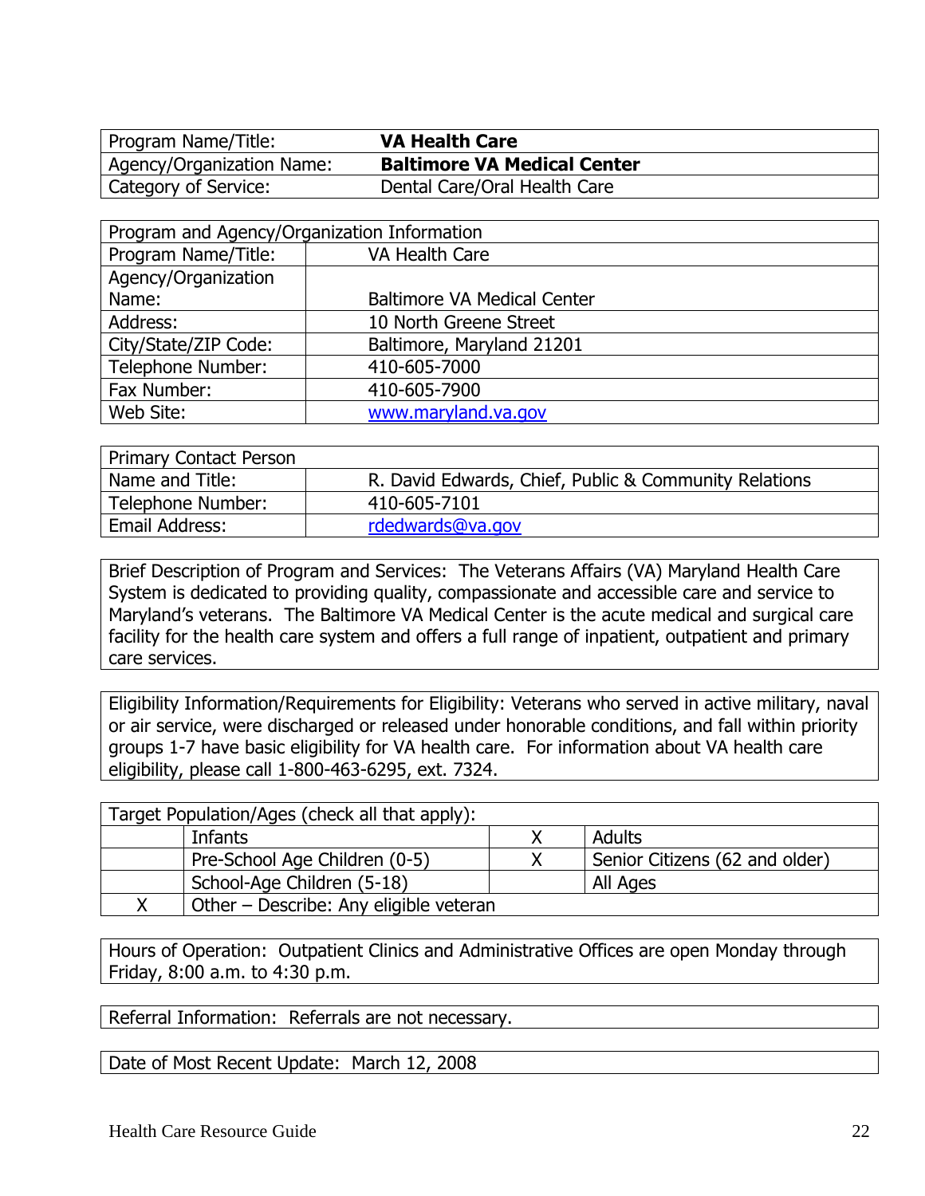| Program Name/Title: | **VA Health Care** |
|---|---|
| Agency/Organization Name: | **Baltimore VA Medical Center** |
| Category of Service: | Dental Care/Oral Health Care |

| Program and Agency/Organization Information | |
|---|---|
| Program Name/Title: | VA Health Care |
| Agency/Organization Name: | Baltimore VA Medical Center |
| Address: | 10 North Greene Street |
| City/State/ZIP Code: | Baltimore, Maryland 21201 |
| Telephone Number: | 410-605-7000 |
| Fax Number: | 410-605-7900 |
| Web Site: | www.maryland.va.gov |

| Primary Contact Person | |
|---|---|
| Name and Title: | R. David Edwards, Chief, Public & Community Relations |
| Telephone Number: | 410-605-7101 |
| Email Address: | rdedwards@va.gov |

Brief Description of Program and Services: The Veterans Affairs (VA) Maryland Health Care System is dedicated to providing quality, compassionate and accessible care and service to Maryland's veterans. The Baltimore VA Medical Center is the acute medical and surgical care facility for the health care system and offers a full range of inpatient, outpatient and primary care services.

Eligibility Information/Requirements for Eligibility: Veterans who served in active military, naval or air service, were discharged or released under honorable conditions, and fall within priority groups 1-7 have basic eligibility for VA health care. For information about VA health care eligibility, please call 1-800-463-6295, ext. 7324.

| Target Population/Ages (check all that apply): | | | |
|---|---|---|---|
| | Infants | X | Adults |
| | Pre-School Age Children (0-5) | X | Senior Citizens (62 and older) |
| | School-Age Children (5-18) | | All Ages |
| X | Other – Describe: Any eligible veteran | | |

Hours of Operation: Outpatient Clinics and Administrative Offices are open Monday through Friday, 8:00 a.m. to 4:30 p.m.

Referral Information: Referrals are not necessary.

Date of Most Recent Update: March 12, 2008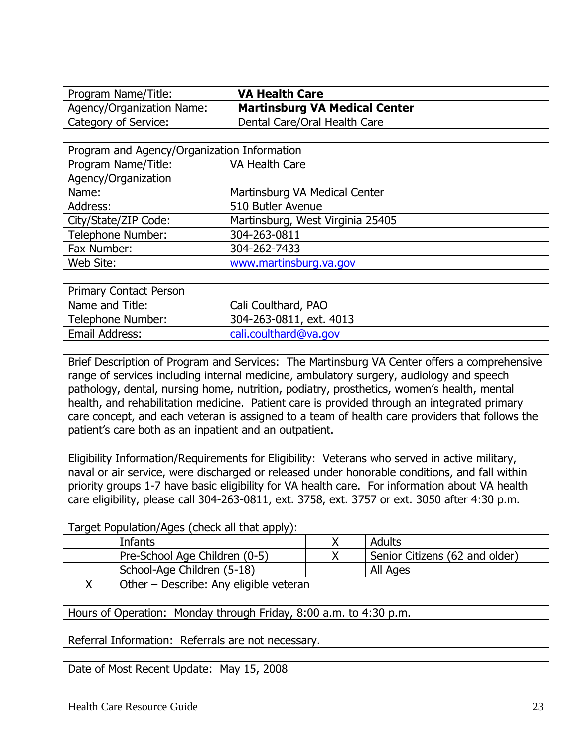| Program Name/Title: | **VA Health Care** |
|---|---|
| Agency/Organization Name: | **Martinsburg VA Medical Center** |
| Category of Service: | Dental Care/Oral Health Care |

| Program and Agency/Organization Information | |
|---|---|
| Program Name/Title: | VA Health Care |
| Agency/Organization Name: | Martinsburg VA Medical Center |
| Address: | 510 Butler Avenue |
| City/State/ZIP Code: | Martinsburg, West Virginia 25405 |
| Telephone Number: | 304-263-0811 |
| Fax Number: | 304-262-7433 |
| Web Site: | www.martinsburg.va.gov |

| Primary Contact Person | |
|---|---|
| Name and Title: | Cali Coulthard, PAO |
| Telephone Number: | 304-263-0811, ext. 4013 |
| Email Address: | cali.coulthard@va.gov |

Brief Description of Program and Services: The Martinsburg VA Center offers a comprehensive range of services including internal medicine, ambulatory surgery, audiology and speech pathology, dental, nursing home, nutrition, podiatry, prosthetics, women's health, mental health, and rehabilitation medicine. Patient care is provided through an integrated primary care concept, and each veteran is assigned to a team of health care providers that follows the patient's care both as an inpatient and an outpatient.

Eligibility Information/Requirements for Eligibility: Veterans who served in active military, naval or air service, were discharged or released under honorable conditions, and fall within priority groups 1-7 have basic eligibility for VA health care. For information about VA health care eligibility, please call 304-263-0811, ext. 3758, ext. 3757 or ext. 3050 after 4:30 p.m.

| Target Population/Ages (check all that apply): | | | |
|---|---|---|---|
| | Infants | X | Adults |
| | Pre-School Age Children (0-5) | X | Senior Citizens (62 and older) |
| | School-Age Children (5-18) | | All Ages |
| X | Other – Describe: Any eligible veteran | | |

Hours of Operation: Monday through Friday, 8:00 a.m. to 4:30 p.m.

Referral Information: Referrals are not necessary.

Date of Most Recent Update: May 15, 2008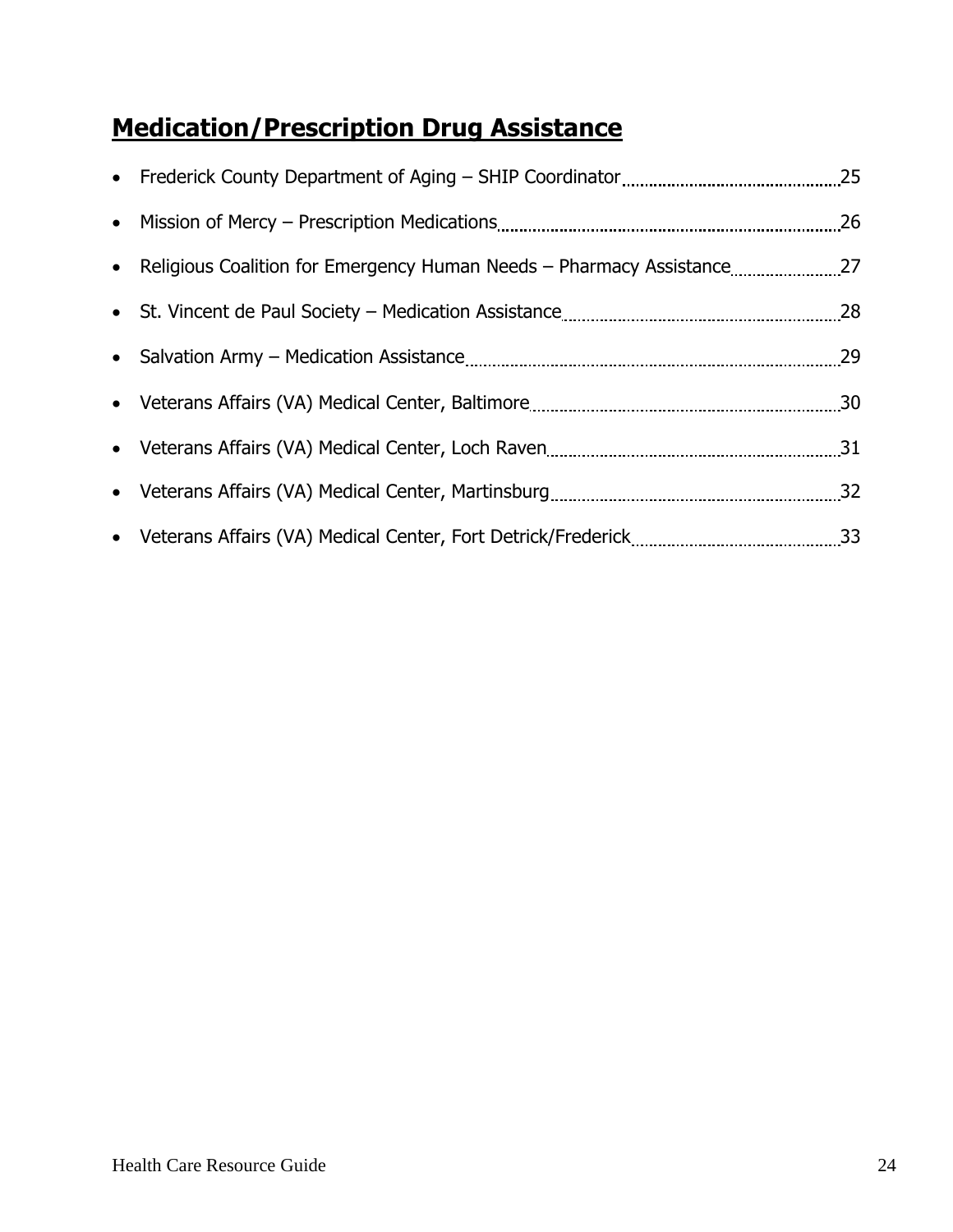## Medication/Prescription Drug Assistance

- Frederick County Department of Aging – SHIP Coordinator 25
- Mission of Mercy – Prescription Medications 26
- Religious Coalition for Emergency Human Needs – Pharmacy Assistance 27
- St. Vincent de Paul Society – Medication Assistance 28
- Salvation Army – Medication Assistance 29
- Veterans Affairs (VA) Medical Center, Baltimore 30
- Veterans Affairs (VA) Medical Center, Loch Raven 31
- Veterans Affairs (VA) Medical Center, Martinsburg 32
- Veterans Affairs (VA) Medical Center, Fort Detrick/Frederick 33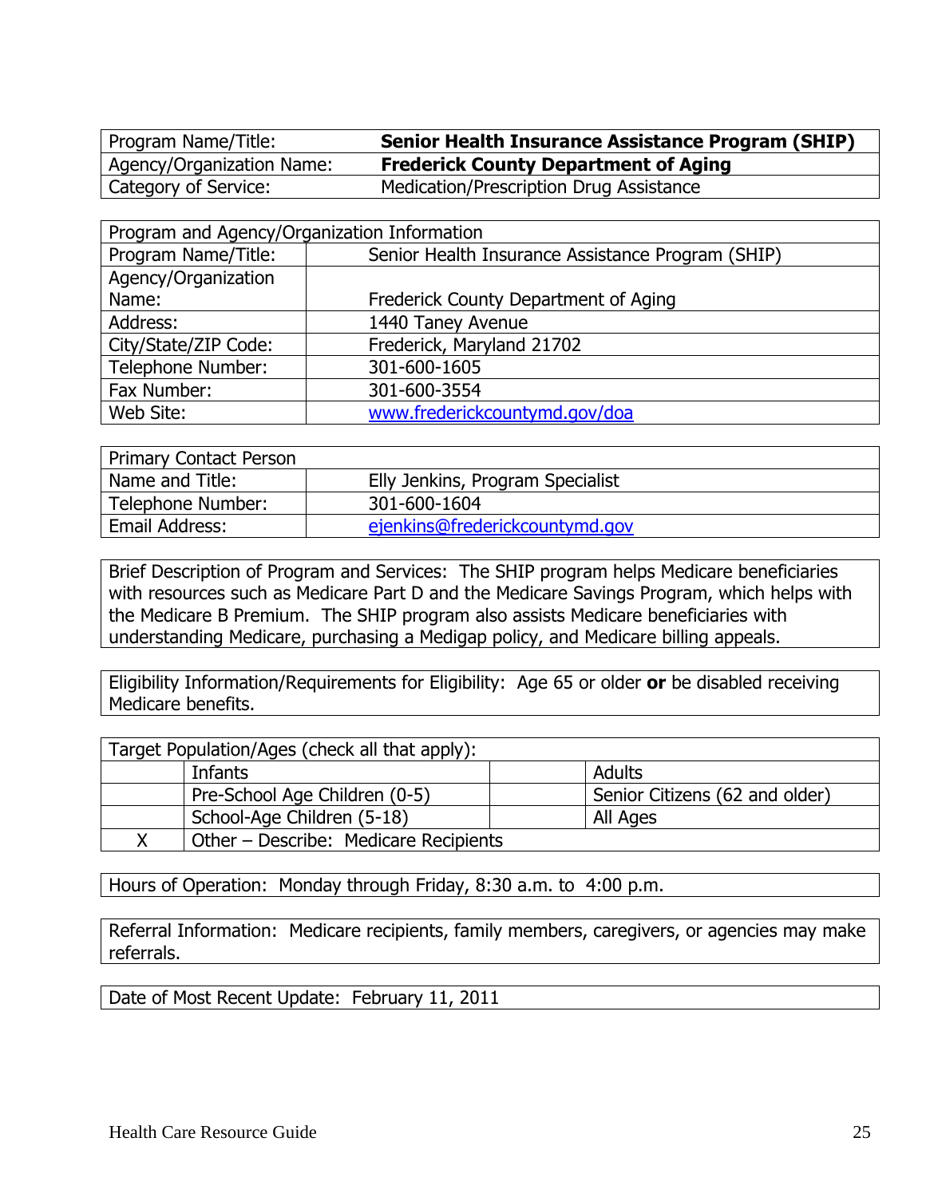| Program Name/Title: | **Senior Health Insurance Assistance Program (SHIP)** |
| --- | --- |
| Agency/Organization Name: | **Frederick County Department of Aging** |
| Category of Service: | Medication/Prescription Drug Assistance |

| Program and Agency/Organization Information | |
| --- | --- |
| Program Name/Title: | Senior Health Insurance Assistance Program (SHIP) |
| Agency/Organization Name: | Frederick County Department of Aging |
| Address: | 1440 Taney Avenue |
| City/State/ZIP Code: | Frederick, Maryland 21702 |
| Telephone Number: | 301-600-1605 |
| Fax Number: | 301-600-3554 |
| Web Site: | www.frederickcountymd.gov/doa |

| Primary Contact Person | |
| --- | --- |
| Name and Title: | Elly Jenkins, Program Specialist |
| Telephone Number: | 301-600-1604 |
| Email Address: | ejenkins@frederickcountymd.gov |

Brief Description of Program and Services: The SHIP program helps Medicare beneficiaries with resources such as Medicare Part D and the Medicare Savings Program, which helps with the Medicare B Premium. The SHIP program also assists Medicare beneficiaries with understanding Medicare, purchasing a Medigap policy, and Medicare billing appeals.

Eligibility Information/Requirements for Eligibility: Age 65 or older **or** be disabled receiving Medicare benefits.

| Target Population/Ages (check all that apply): | | | |
| --- | --- | --- | --- |
| | Infants | | Adults |
| | Pre-School Age Children (0-5) | | Senior Citizens (62 and older) |
| | School-Age Children (5-18) | | All Ages |
| X | Other – Describe: Medicare Recipients | | |

Hours of Operation: Monday through Friday, 8:30 a.m. to 4:00 p.m.

Referral Information: Medicare recipients, family members, caregivers, or agencies may make referrals.

Date of Most Recent Update: February 11, 2011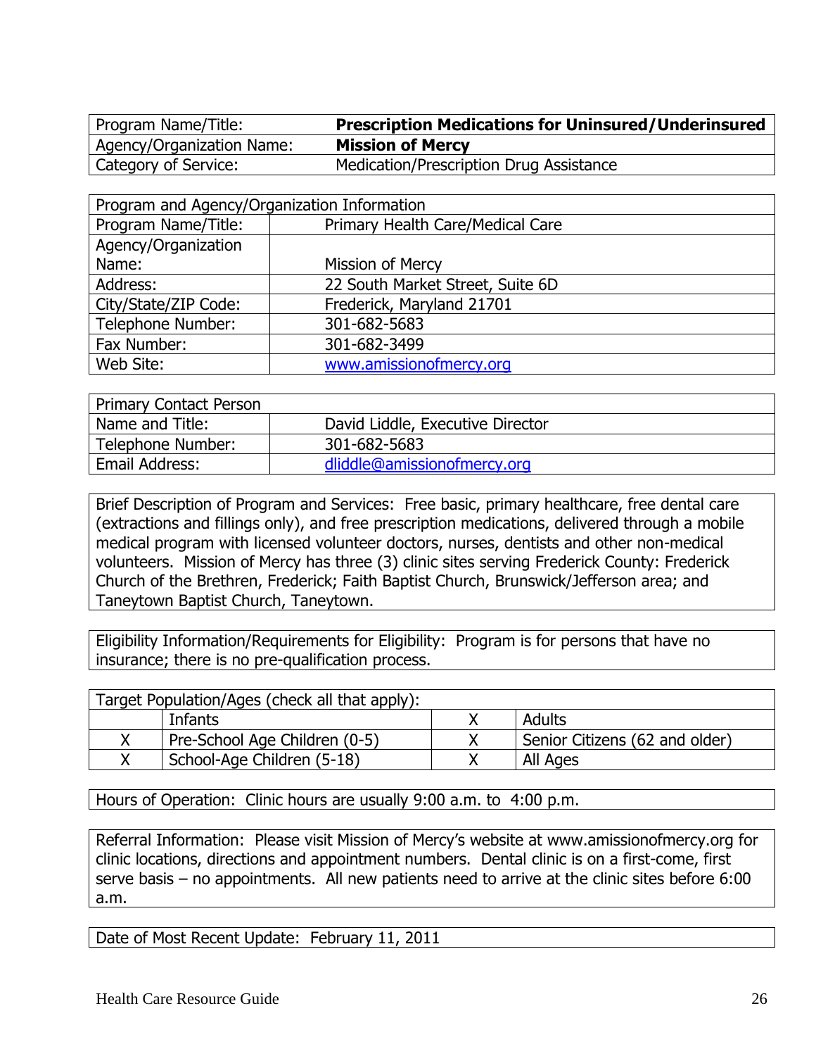| Program Name/Title: | **Prescription Medications for Uninsured/Underinsured** |
|---|---|
| Agency/Organization Name: | **Mission of Mercy** |
| Category of Service: | Medication/Prescription Drug Assistance |

| Program and Agency/Organization Information | |
|---|---|
| Program Name/Title: | Primary Health Care/Medical Care |
| Agency/Organization Name: | Mission of Mercy |
| Address: | 22 South Market Street, Suite 6D |
| City/State/ZIP Code: | Frederick, Maryland 21701 |
| Telephone Number: | 301-682-5683 |
| Fax Number: | 301-682-3499 |
| Web Site: | www.amissionofmercy.org |

| Primary Contact Person | |
|---|---|
| Name and Title: | David Liddle, Executive Director |
| Telephone Number: | 301-682-5683 |
| Email Address: | dliddle@amissionofmercy.org |

Brief Description of Program and Services: Free basic, primary healthcare, free dental care (extractions and fillings only), and free prescription medications, delivered through a mobile medical program with licensed volunteer doctors, nurses, dentists and other non-medical volunteers. Mission of Mercy has three (3) clinic sites serving Frederick County: Frederick Church of the Brethren, Frederick; Faith Baptist Church, Brunswick/Jefferson area; and Taneytown Baptist Church, Taneytown.

Eligibility Information/Requirements for Eligibility: Program is for persons that have no insurance; there is no pre-qualification process.

| Target Population/Ages (check all that apply): | | | |
|---|---|---|---|
| | Infants | X | Adults |
| X | Pre-School Age Children (0-5) | X | Senior Citizens (62 and older) |
| X | School-Age Children (5-18) | X | All Ages |

Hours of Operation: Clinic hours are usually 9:00 a.m. to 4:00 p.m.

Referral Information: Please visit Mission of Mercy's website at www.amissionofmercy.org for clinic locations, directions and appointment numbers. Dental clinic is on a first-come, first serve basis – no appointments. All new patients need to arrive at the clinic sites before 6:00 a.m.

Date of Most Recent Update: February 11, 2011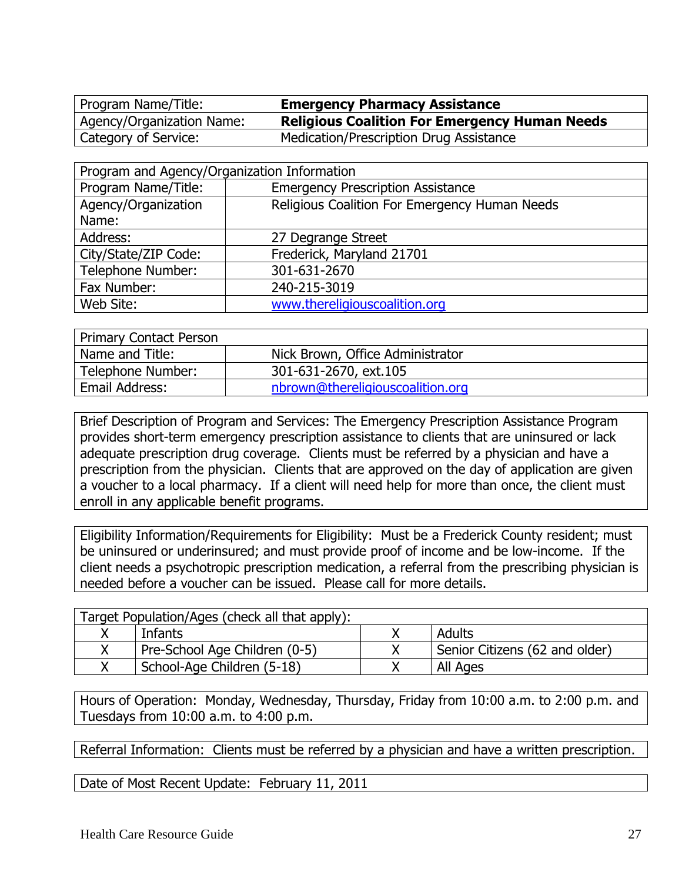| Program Name/Title: | **Emergency Pharmacy Assistance** |
|---|---|
| Agency/Organization Name: | **Religious Coalition For Emergency Human Needs** |
| Category of Service: | Medication/Prescription Drug Assistance |

| Program and Agency/Organization Information | |
|---|---|
| Program Name/Title: | Emergency Prescription Assistance |
| Agency/Organization Name: | Religious Coalition For Emergency Human Needs |
| Address: | 27 Degrange Street |
| City/State/ZIP Code: | Frederick, Maryland 21701 |
| Telephone Number: | 301-631-2670 |
| Fax Number: | 240-215-3019 |
| Web Site: | www.thereligiouscoalition.org |

| Primary Contact Person | |
|---|---|
| Name and Title: | Nick Brown, Office Administrator |
| Telephone Number: | 301-631-2670, ext.105 |
| Email Address: | nbrown@thereligiouscoalition.org |

Brief Description of Program and Services: The Emergency Prescription Assistance Program provides short-term emergency prescription assistance to clients that are uninsured or lack adequate prescription drug coverage. Clients must be referred by a physician and have a prescription from the physician. Clients that are approved on the day of application are given a voucher to a local pharmacy. If a client will need help for more than once, the client must enroll in any applicable benefit programs.

Eligibility Information/Requirements for Eligibility: Must be a Frederick County resident; must be uninsured or underinsured; and must provide proof of income and be low-income. If the client needs a psychotropic prescription medication, a referral from the prescribing physician is needed before a voucher can be issued. Please call for more details.

| Target Population/Ages (check all that apply): | | | |
|---|---|---|---|
| X | Infants | X | Adults |
| X | Pre-School Age Children (0-5) | X | Senior Citizens (62 and older) |
| X | School-Age Children (5-18) | X | All Ages |

Hours of Operation: Monday, Wednesday, Thursday, Friday from 10:00 a.m. to 2:00 p.m. and Tuesdays from 10:00 a.m. to 4:00 p.m.

Referral Information: Clients must be referred by a physician and have a written prescription.

Date of Most Recent Update: February 11, 2011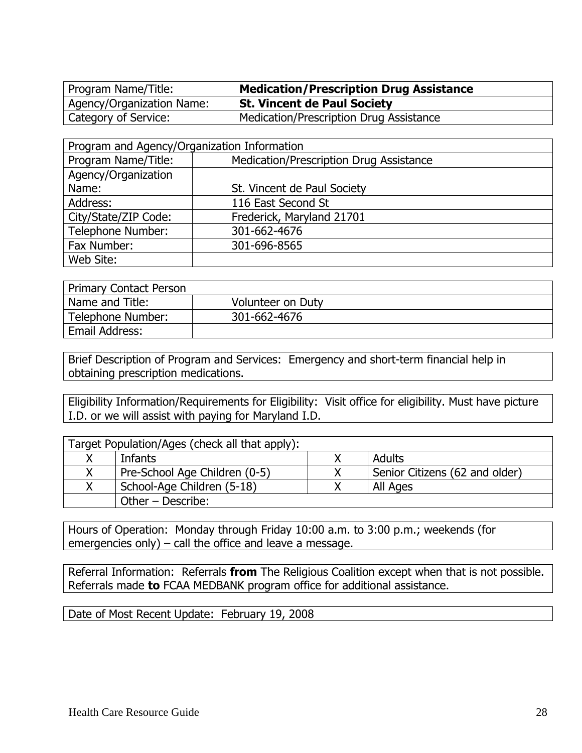| Program Name/Title: | **Medication/Prescription Drug Assistance** |
|---|---|
| Agency/Organization Name: | **St. Vincent de Paul Society** |
| Category of Service: | Medication/Prescription Drug Assistance |

| Program and Agency/Organization Information | |
|---|---|
| Program Name/Title: | Medication/Prescription Drug Assistance |
| Agency/Organization Name: | St. Vincent de Paul Society |
| Address: | 116 East Second St |
| City/State/ZIP Code: | Frederick, Maryland 21701 |
| Telephone Number: | 301-662-4676 |
| Fax Number: | 301-696-8565 |
| Web Site: | |

| Primary Contact Person | |
|---|---|
| Name and Title: | Volunteer on Duty |
| Telephone Number: | 301-662-4676 |
| Email Address: | |

Brief Description of Program and Services: Emergency and short-term financial help in obtaining prescription medications.

Eligibility Information/Requirements for Eligibility: Visit office for eligibility. Must have picture I.D. or we will assist with paying for Maryland I.D.

| Target Population/Ages (check all that apply): | | | |
|---|---|---|---|
| X | Infants | X | Adults |
| X | Pre-School Age Children (0-5) | X | Senior Citizens (62 and older) |
| X | School-Age Children (5-18) | X | All Ages |
| | Other – Describe: | | |

Hours of Operation: Monday through Friday 10:00 a.m. to 3:00 p.m.; weekends (for emergencies only) – call the office and leave a message.

Referral Information: Referrals **from** The Religious Coalition except when that is not possible. Referrals made **to** FCAA MEDBANK program office for additional assistance.

Date of Most Recent Update: February 19, 2008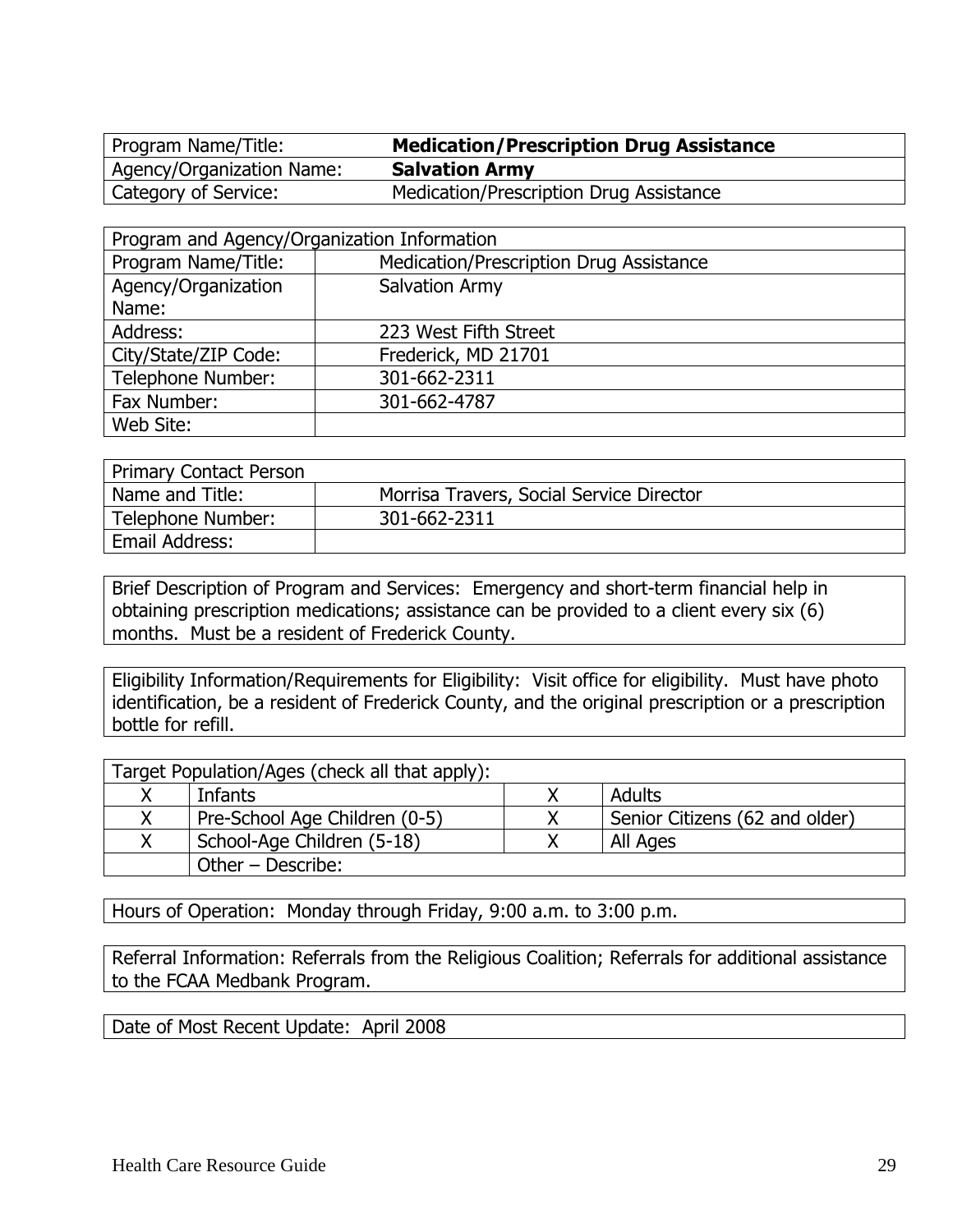| Program Name/Title: | **Medication/Prescription Drug Assistance** |
|---|---|
| Agency/Organization Name: | **Salvation Army** |
| Category of Service: | Medication/Prescription Drug Assistance |

| Program and Agency/Organization Information | |
|---|---|
| Program Name/Title: | Medication/Prescription Drug Assistance |
| Agency/Organization Name: | Salvation Army |
| Address: | 223 West Fifth Street |
| City/State/ZIP Code: | Frederick, MD 21701 |
| Telephone Number: | 301-662-2311 |
| Fax Number: | 301-662-4787 |
| Web Site: | |

| Primary Contact Person | |
|---|---|
| Name and Title: | Morrisa Travers, Social Service Director |
| Telephone Number: | 301-662-2311 |
| Email Address: | |

Brief Description of Program and Services: Emergency and short-term financial help in obtaining prescription medications; assistance can be provided to a client every six (6) months. Must be a resident of Frederick County.

Eligibility Information/Requirements for Eligibility: Visit office for eligibility. Must have photo identification, be a resident of Frederick County, and the original prescription or a prescription bottle for refill.

| Target Population/Ages (check all that apply): | | | |
|---|---|---|---|
| X | Infants | X | Adults |
| X | Pre-School Age Children (0-5) | X | Senior Citizens (62 and older) |
| X | School-Age Children (5-18) | X | All Ages |
| | Other – Describe: | | |

Hours of Operation: Monday through Friday, 9:00 a.m. to 3:00 p.m.

Referral Information: Referrals from the Religious Coalition; Referrals for additional assistance to the FCAA Medbank Program.

Date of Most Recent Update: April 2008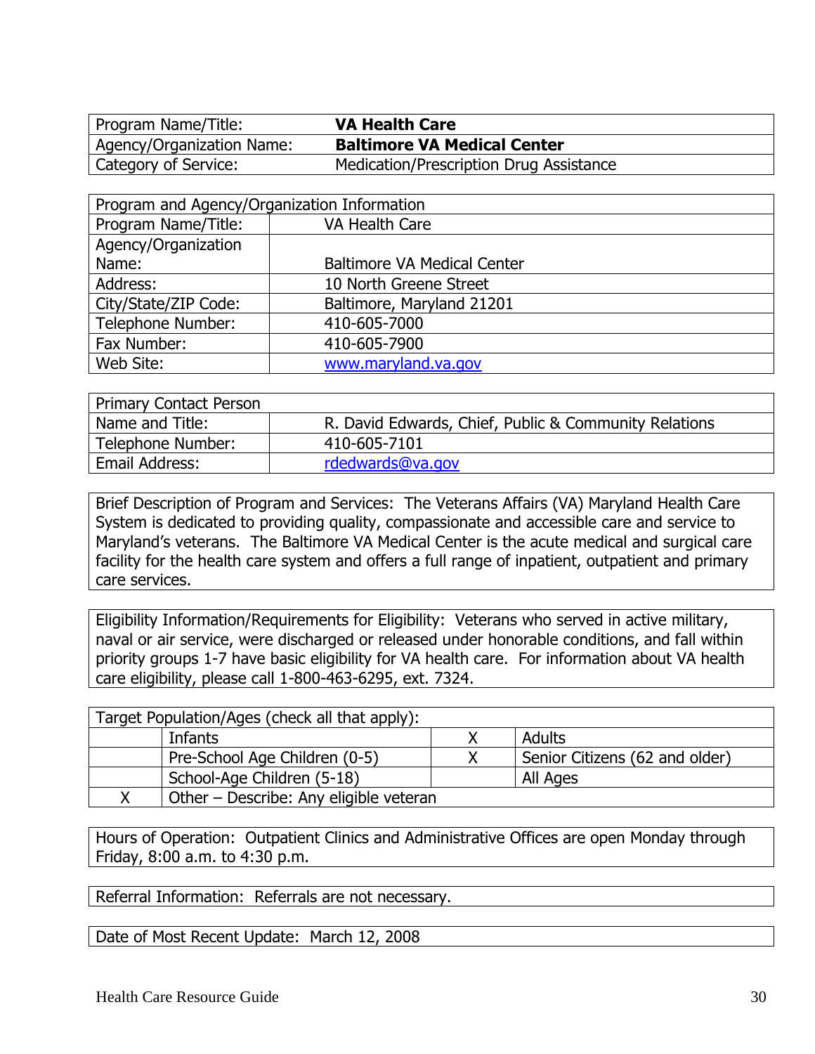| Program Name/Title: | **VA Health Care** |
|---|---|
| Agency/Organization Name: | **Baltimore VA Medical Center** |
| Category of Service: | Medication/Prescription Drug Assistance |

| Program and Agency/Organization Information | |
|---|---|
| Program Name/Title: | VA Health Care |
| Agency/Organization Name: | Baltimore VA Medical Center |
| Address: | 10 North Greene Street |
| City/State/ZIP Code: | Baltimore, Maryland 21201 |
| Telephone Number: | 410-605-7000 |
| Fax Number: | 410-605-7900 |
| Web Site: | www.maryland.va.gov |

| Primary Contact Person | |
|---|---|
| Name and Title: | R. David Edwards, Chief, Public & Community Relations |
| Telephone Number: | 410-605-7101 |
| Email Address: | rdedwards@va.gov |

Brief Description of Program and Services: The Veterans Affairs (VA) Maryland Health Care System is dedicated to providing quality, compassionate and accessible care and service to Maryland's veterans. The Baltimore VA Medical Center is the acute medical and surgical care facility for the health care system and offers a full range of inpatient, outpatient and primary care services.

Eligibility Information/Requirements for Eligibility: Veterans who served in active military, naval or air service, were discharged or released under honorable conditions, and fall within priority groups 1-7 have basic eligibility for VA health care. For information about VA health care eligibility, please call 1-800-463-6295, ext. 7324.

| Target Population/Ages (check all that apply): | | | |
|---|---|---|---|
| | Infants | X | Adults |
| | Pre-School Age Children (0-5) | X | Senior Citizens (62 and older) |
| | School-Age Children (5-18) | | All Ages |
| X | Other – Describe: Any eligible veteran | | |

Hours of Operation: Outpatient Clinics and Administrative Offices are open Monday through Friday, 8:00 a.m. to 4:30 p.m.

Referral Information: Referrals are not necessary.

Date of Most Recent Update: March 12, 2008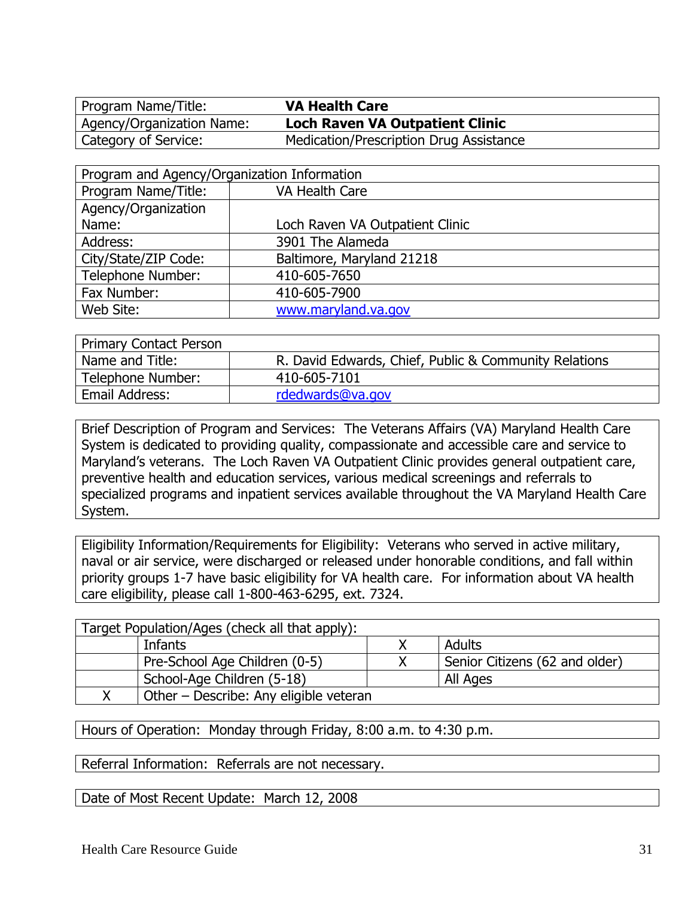| Program Name/Title: | **VA Health Care** |
|---|---|
| Agency/Organization Name: | **Loch Raven VA Outpatient Clinic** |
| Category of Service: | Medication/Prescription Drug Assistance |

| Program and Agency/Organization Information | |
|---|---|
| Program Name/Title: | VA Health Care |
| Agency/Organization Name: | Loch Raven VA Outpatient Clinic |
| Address: | 3901 The Alameda |
| City/State/ZIP Code: | Baltimore, Maryland 21218 |
| Telephone Number: | 410-605-7650 |
| Fax Number: | 410-605-7900 |
| Web Site: | www.maryland.va.gov |

| Primary Contact Person | |
|---|---|
| Name and Title: | R. David Edwards, Chief, Public & Community Relations |
| Telephone Number: | 410-605-7101 |
| Email Address: | rdedwards@va.gov |

Brief Description of Program and Services: The Veterans Affairs (VA) Maryland Health Care System is dedicated to providing quality, compassionate and accessible care and service to Maryland's veterans. The Loch Raven VA Outpatient Clinic provides general outpatient care, preventive health and education services, various medical screenings and referrals to specialized programs and inpatient services available throughout the VA Maryland Health Care System.

Eligibility Information/Requirements for Eligibility: Veterans who served in active military, naval or air service, were discharged or released under honorable conditions, and fall within priority groups 1-7 have basic eligibility for VA health care. For information about VA health care eligibility, please call 1-800-463-6295, ext. 7324.

| Target Population/Ages (check all that apply): | | | |
|---|---|---|---|
| | Infants | X | Adults |
| | Pre-School Age Children (0-5) | X | Senior Citizens (62 and older) |
| | School-Age Children (5-18) | | All Ages |
| X | Other – Describe: Any eligible veteran | | |

Hours of Operation: Monday through Friday, 8:00 a.m. to 4:30 p.m.

Referral Information: Referrals are not necessary.

Date of Most Recent Update: March 12, 2008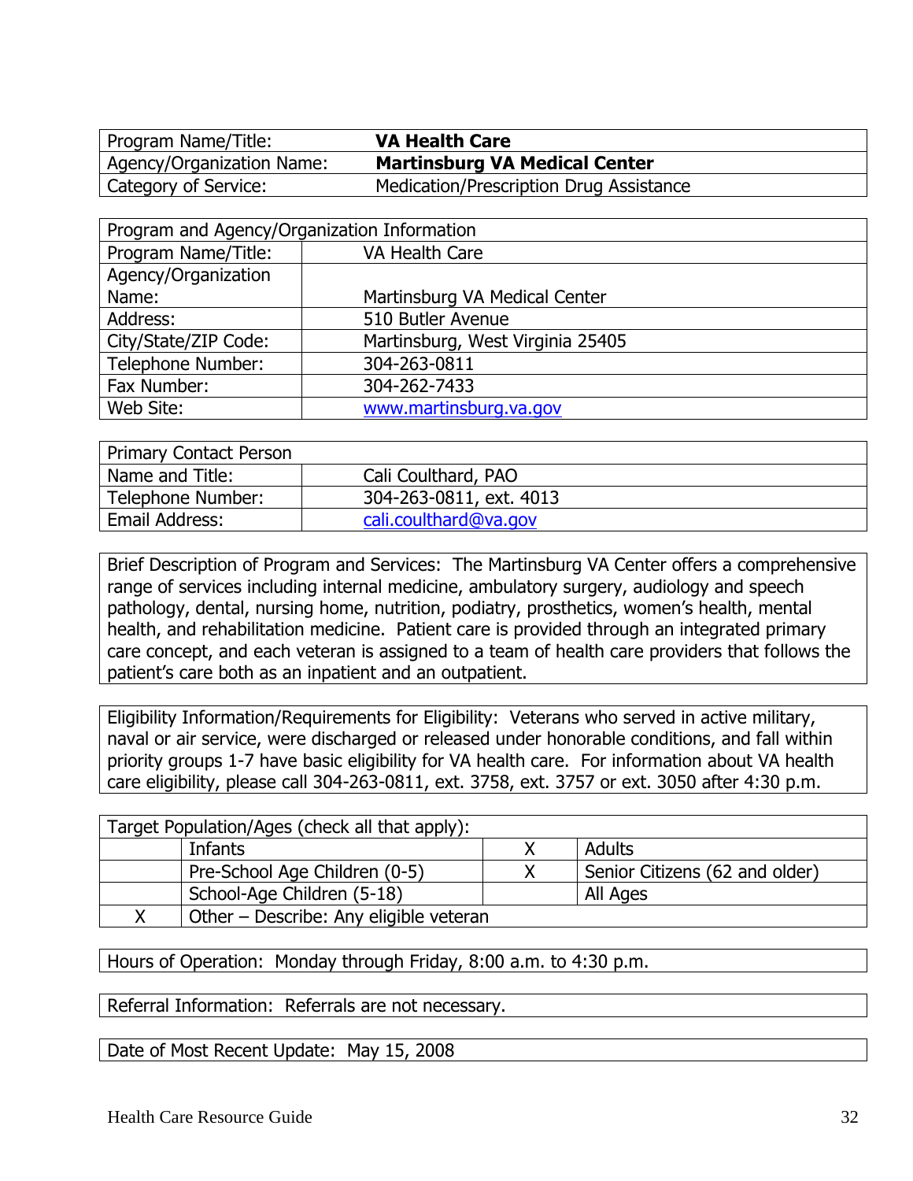| Program Name/Title: | **VA Health Care** |
|---|---|
| Agency/Organization Name: | **Martinsburg VA Medical Center** |
| Category of Service: | Medication/Prescription Drug Assistance |

| Program and Agency/Organization Information | |
|---|---|
| Program Name/Title: | VA Health Care |
| Agency/Organization Name: | Martinsburg VA Medical Center |
| Address: | 510 Butler Avenue |
| City/State/ZIP Code: | Martinsburg, West Virginia 25405 |
| Telephone Number: | 304-263-0811 |
| Fax Number: | 304-262-7433 |
| Web Site: | www.martinsburg.va.gov |

| Primary Contact Person | |
|---|---|
| Name and Title: | Cali Coulthard, PAO |
| Telephone Number: | 304-263-0811, ext. 4013 |
| Email Address: | cali.coulthard@va.gov |

Brief Description of Program and Services: The Martinsburg VA Center offers a comprehensive range of services including internal medicine, ambulatory surgery, audiology and speech pathology, dental, nursing home, nutrition, podiatry, prosthetics, women's health, mental health, and rehabilitation medicine. Patient care is provided through an integrated primary care concept, and each veteran is assigned to a team of health care providers that follows the patient's care both as an inpatient and an outpatient.

Eligibility Information/Requirements for Eligibility: Veterans who served in active military, naval or air service, were discharged or released under honorable conditions, and fall within priority groups 1-7 have basic eligibility for VA health care. For information about VA health care eligibility, please call 304-263-0811, ext. 3758, ext. 3757 or ext. 3050 after 4:30 p.m.

| Target Population/Ages (check all that apply): | | | |
|---|---|---|---|
| | Infants | X | Adults |
| | Pre-School Age Children (0-5) | X | Senior Citizens (62 and older) |
| | School-Age Children (5-18) | | All Ages |
| X | Other – Describe: Any eligible veteran | | |

Hours of Operation: Monday through Friday, 8:00 a.m. to 4:30 p.m.

Referral Information: Referrals are not necessary.

Date of Most Recent Update: May 15, 2008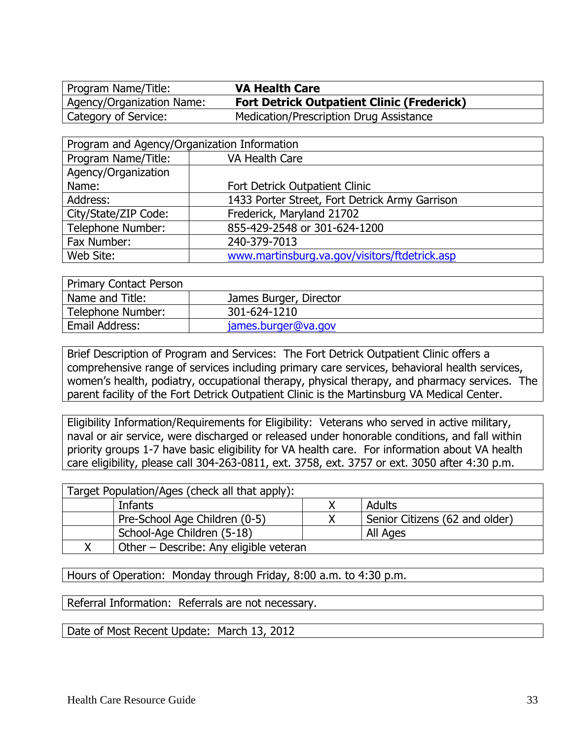| Program Name/Title: | **VA Health Care** |
|---|---|
| Agency/Organization Name: | **Fort Detrick Outpatient Clinic (Frederick)** |
| Category of Service: | Medication/Prescription Drug Assistance |

| Program and Agency/Organization Information | |
|---|---|
| Program Name/Title: | VA Health Care |
| Agency/Organization Name: | Fort Detrick Outpatient Clinic |
| Address: | 1433 Porter Street, Fort Detrick Army Garrison |
| City/State/ZIP Code: | Frederick, Maryland 21702 |
| Telephone Number: | 855-429-2548 or 301-624-1200 |
| Fax Number: | 240-379-7013 |
| Web Site: | www.martinsburg.va.gov/visitors/ftdetrick.asp |

| Primary Contact Person | |
|---|---|
| Name and Title: | James Burger, Director |
| Telephone Number: | 301-624-1210 |
| Email Address: | james.burger@va.gov |

Brief Description of Program and Services: The Fort Detrick Outpatient Clinic offers a comprehensive range of services including primary care services, behavioral health services, women's health, podiatry, occupational therapy, physical therapy, and pharmacy services. The parent facility of the Fort Detrick Outpatient Clinic is the Martinsburg VA Medical Center.

Eligibility Information/Requirements for Eligibility: Veterans who served in active military, naval or air service, were discharged or released under honorable conditions, and fall within priority groups 1-7 have basic eligibility for VA health care. For information about VA health care eligibility, please call 304-263-0811, ext. 3758, ext. 3757 or ext. 3050 after 4:30 p.m.

| Target Population/Ages (check all that apply): | | | |
|---|---|---|---|
| | Infants | X | Adults |
| | Pre-School Age Children (0-5) | X | Senior Citizens (62 and older) |
| | School-Age Children (5-18) | | All Ages |
| X | Other – Describe: Any eligible veteran | | |

Hours of Operation: Monday through Friday, 8:00 a.m. to 4:30 p.m.

Referral Information: Referrals are not necessary.

Date of Most Recent Update: March 13, 2012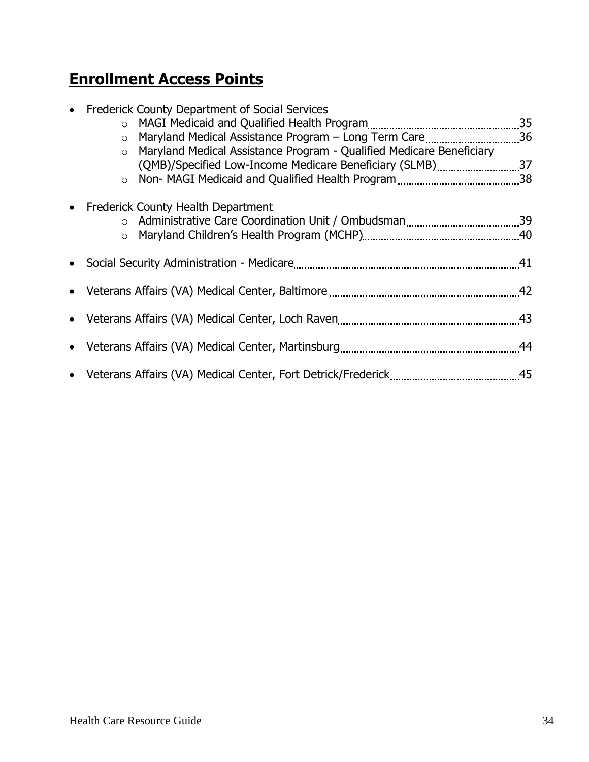## Enrollment Access Points

- Frederick County Department of Social Services
  - MAGI Medicaid and Qualified Health Program ........ 35
  - Maryland Medical Assistance Program – Long Term Care ........ 36
  - Maryland Medical Assistance Program - Qualified Medicare Beneficiary (QMB)/Specified Low-Income Medicare Beneficiary (SLMB) ........ 37
  - Non- MAGI Medicaid and Qualified Health Program ........ 38
- Frederick County Health Department
  - Administrative Care Coordination Unit / Ombudsman ........ 39
  - Maryland Children's Health Program (MCHP) ........ 40
- Social Security Administration - Medicare ........ 41
- Veterans Affairs (VA) Medical Center, Baltimore ........ 42
- Veterans Affairs (VA) Medical Center, Loch Raven ........ 43
- Veterans Affairs (VA) Medical Center, Martinsburg ........ 44
- Veterans Affairs (VA) Medical Center, Fort Detrick/Frederick ........ 45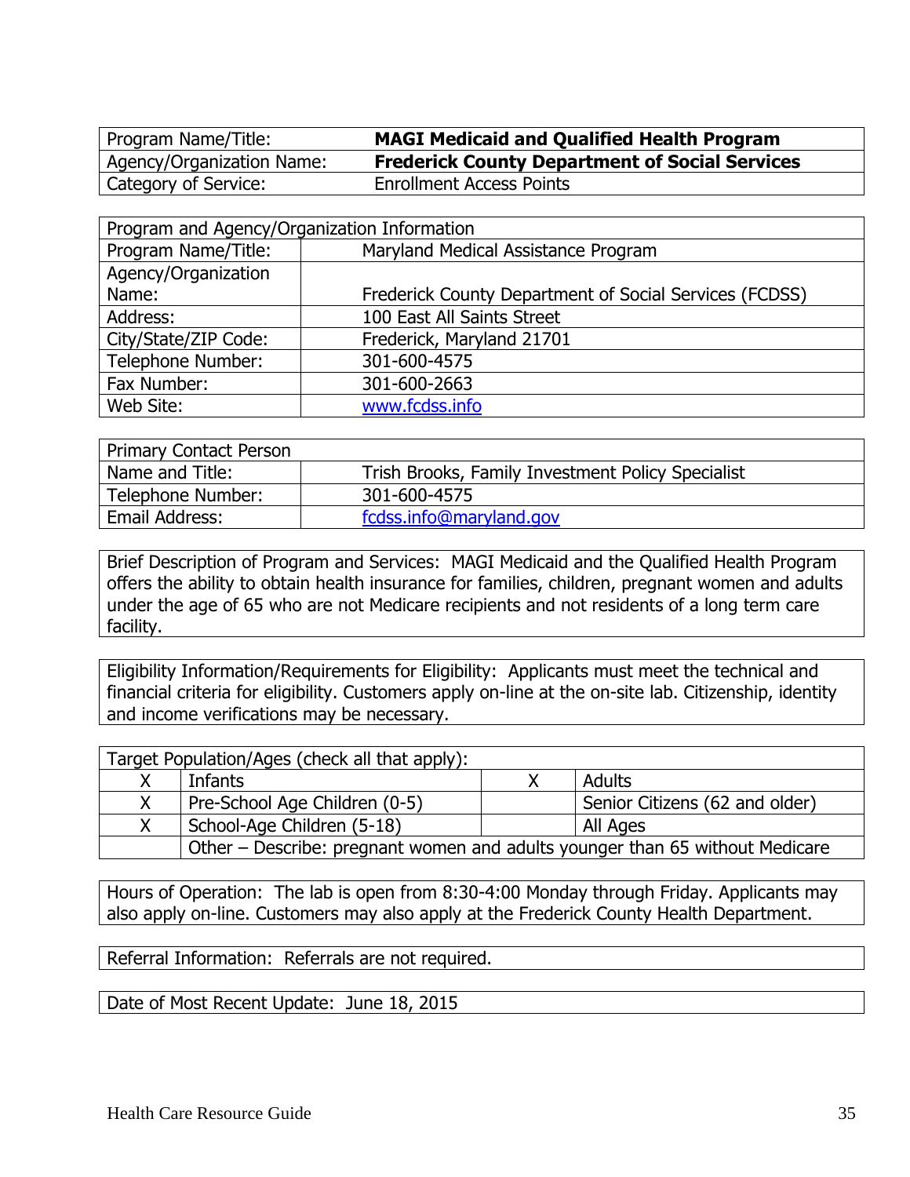| Program Name/Title: | **MAGI Medicaid and Qualified Health Program** |
|---|---|
| Agency/Organization Name: | **Frederick County Department of Social Services** |
| Category of Service: | Enrollment Access Points |

| Program and Agency/Organization Information | |
|---|---|
| Program Name/Title: | Maryland Medical Assistance Program |
| Agency/Organization Name: | Frederick County Department of Social Services (FCDSS) |
| Address: | 100 East All Saints Street |
| City/State/ZIP Code: | Frederick, Maryland 21701 |
| Telephone Number: | 301-600-4575 |
| Fax Number: | 301-600-2663 |
| Web Site: | www.fcdss.info |

| Primary Contact Person | |
|---|---|
| Name and Title: | Trish Brooks, Family Investment Policy Specialist |
| Telephone Number: | 301-600-4575 |
| Email Address: | fcdss.info@maryland.gov |

Brief Description of Program and Services: MAGI Medicaid and the Qualified Health Program offers the ability to obtain health insurance for families, children, pregnant women and adults under the age of 65 who are not Medicare recipients and not residents of a long term care facility.

Eligibility Information/Requirements for Eligibility: Applicants must meet the technical and financial criteria for eligibility. Customers apply on-line at the on-site lab. Citizenship, identity and income verifications may be necessary.

| Target Population/Ages (check all that apply): | | | |
|---|---|---|---|
| X | Infants | X | Adults |
| X | Pre-School Age Children (0-5) | | Senior Citizens (62 and older) |
| X | School-Age Children (5-18) | | All Ages |
| | Other – Describe: pregnant women and adults younger than 65 without Medicare | | |

Hours of Operation: The lab is open from 8:30-4:00 Monday through Friday. Applicants may also apply on-line. Customers may also apply at the Frederick County Health Department.

Referral Information: Referrals are not required.

Date of Most Recent Update: June 18, 2015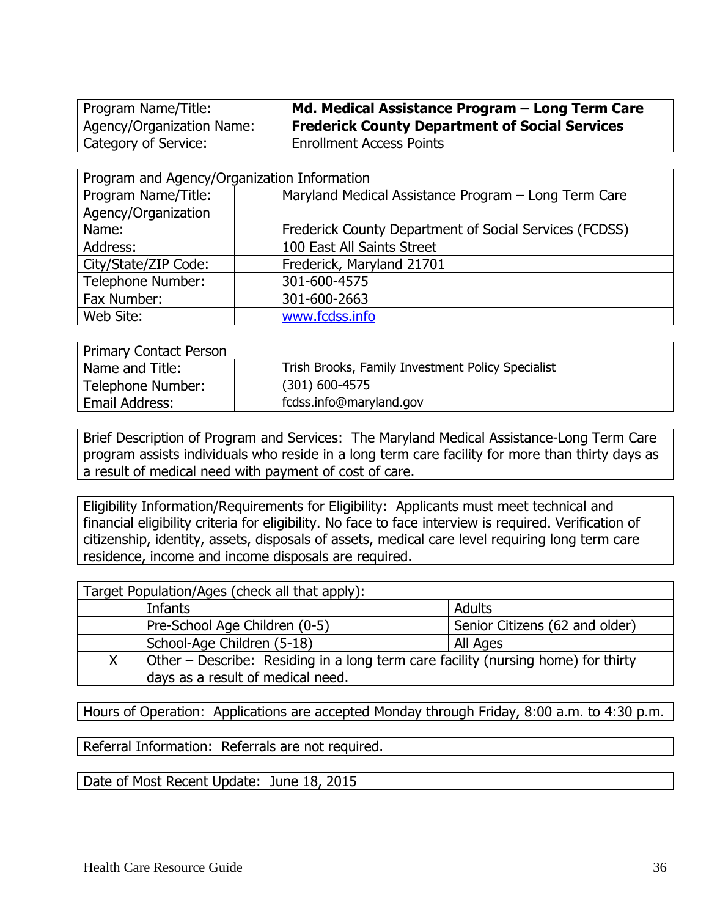| Program Name/Title: | **Md. Medical Assistance Program – Long Term Care** |
|---|---|
| Agency/Organization Name: | **Frederick County Department of Social Services** |
| Category of Service: | Enrollment Access Points |

| Program and Agency/Organization Information | |
|---|---|
| Program Name/Title: | Maryland Medical Assistance Program – Long Term Care |
| Agency/Organization Name: | Frederick County Department of Social Services (FCDSS) |
| Address: | 100 East All Saints Street |
| City/State/ZIP Code: | Frederick, Maryland 21701 |
| Telephone Number: | 301-600-4575 |
| Fax Number: | 301-600-2663 |
| Web Site: | www.fcdss.info |

| Primary Contact Person | |
|---|---|
| Name and Title: | Trish Brooks, Family Investment Policy Specialist |
| Telephone Number: | (301) 600-4575 |
| Email Address: | fcdss.info@maryland.gov |

Brief Description of Program and Services: The Maryland Medical Assistance-Long Term Care program assists individuals who reside in a long term care facility for more than thirty days as a result of medical need with payment of cost of care.

Eligibility Information/Requirements for Eligibility: Applicants must meet technical and financial eligibility criteria for eligibility. No face to face interview is required. Verification of citizenship, identity, assets, disposals of assets, medical care level requiring long term care residence, income and income disposals are required.

| Target Population/Ages (check all that apply): | | | |
|---|---|---|---|
| | Infants | | Adults |
| | Pre-School Age Children (0-5) | | Senior Citizens (62 and older) |
| | School-Age Children (5-18) | | All Ages |
| X | Other – Describe: Residing in a long term care facility (nursing home) for thirty days as a result of medical need. | | |

Hours of Operation: Applications are accepted Monday through Friday, 8:00 a.m. to 4:30 p.m.

Referral Information: Referrals are not required.

Date of Most Recent Update: June 18, 2015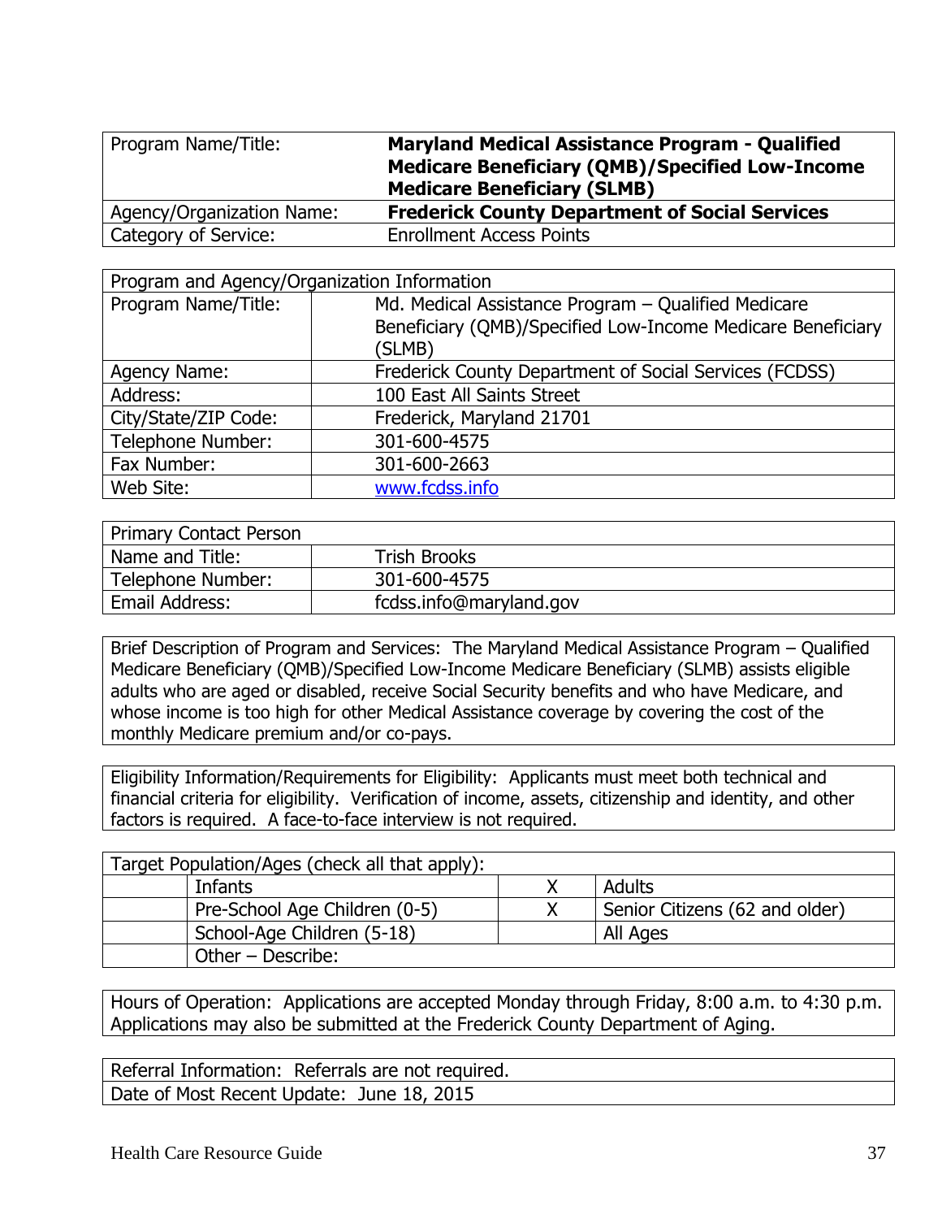| Program Name/Title: | **Maryland Medical Assistance Program - Qualified Medicare Beneficiary (QMB)/Specified Low-Income Medicare Beneficiary (SLMB)** |
|---|---|
| Agency/Organization Name: | **Frederick County Department of Social Services** |
| Category of Service: | Enrollment Access Points |

| Program and Agency/Organization Information | |
|---|---|
| Program Name/Title: | Md. Medical Assistance Program – Qualified Medicare Beneficiary (QMB)/Specified Low-Income Medicare Beneficiary (SLMB) |
| Agency Name: | Frederick County Department of Social Services (FCDSS) |
| Address: | 100 East All Saints Street |
| City/State/ZIP Code: | Frederick, Maryland 21701 |
| Telephone Number: | 301-600-4575 |
| Fax Number: | 301-600-2663 |
| Web Site: | www.fcdss.info |

| Primary Contact Person | |
|---|---|
| Name and Title: | Trish Brooks |
| Telephone Number: | 301-600-4575 |
| Email Address: | fcdss.info@maryland.gov |

Brief Description of Program and Services: The Maryland Medical Assistance Program – Qualified Medicare Beneficiary (QMB)/Specified Low-Income Medicare Beneficiary (SLMB) assists eligible adults who are aged or disabled, receive Social Security benefits and who have Medicare, and whose income is too high for other Medical Assistance coverage by covering the cost of the monthly Medicare premium and/or co-pays.

Eligibility Information/Requirements for Eligibility: Applicants must meet both technical and financial criteria for eligibility. Verification of income, assets, citizenship and identity, and other factors is required. A face-to-face interview is not required.

| Target Population/Ages (check all that apply): | | | |
|---|---|---|---|
| | Infants | X | Adults |
| | Pre-School Age Children (0-5) | X | Senior Citizens (62 and older) |
| | School-Age Children (5-18) | | All Ages |
| | Other – Describe: | | |

Hours of Operation: Applications are accepted Monday through Friday, 8:00 a.m. to 4:30 p.m. Applications may also be submitted at the Frederick County Department of Aging.

Referral Information: Referrals are not required.

Date of Most Recent Update: June 18, 2015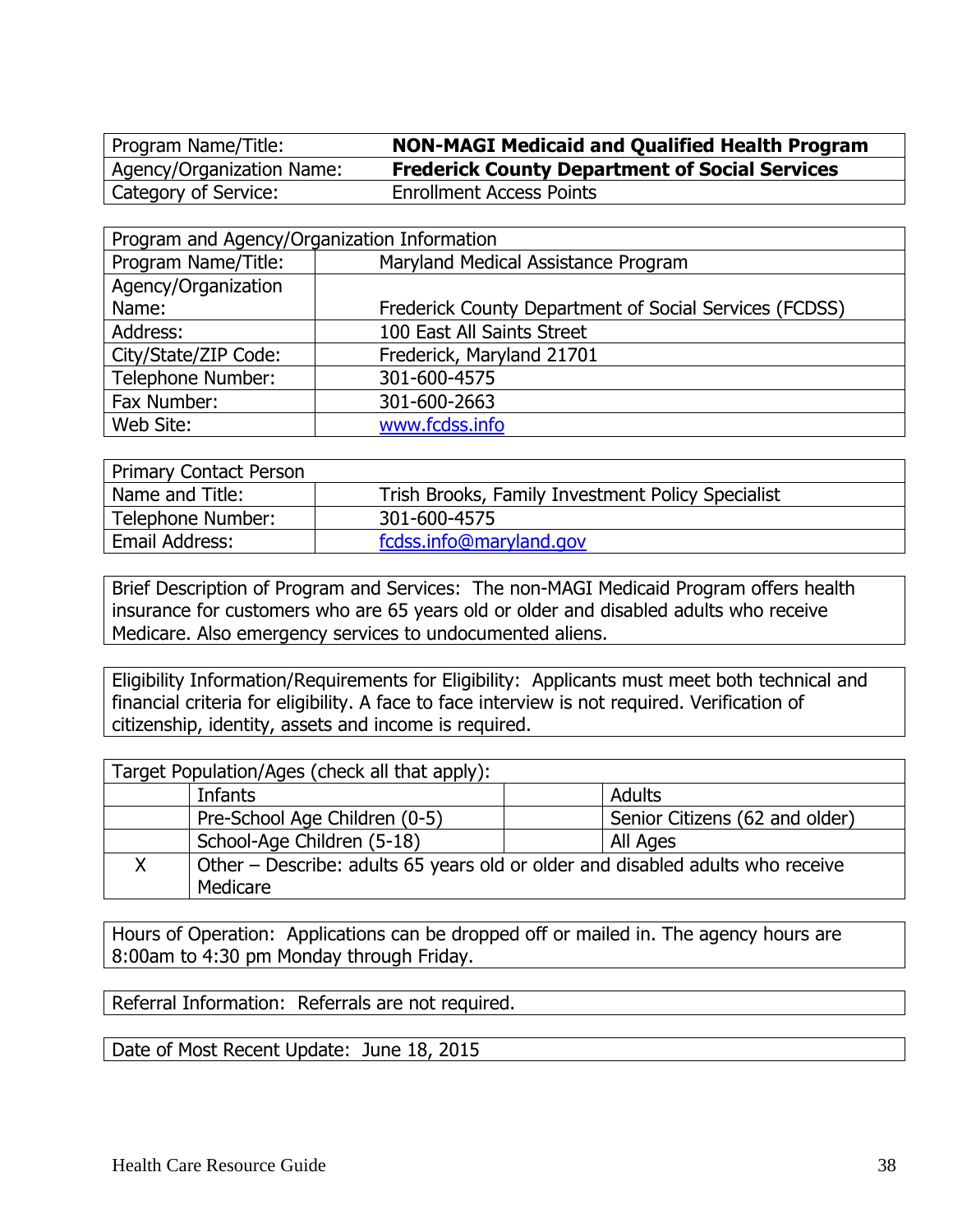| Program Name/Title: | **NON-MAGI Medicaid and Qualified Health Program** |
|---|---|
| Agency/Organization Name: | **Frederick County Department of Social Services** |
| Category of Service: | Enrollment Access Points |

| Program and Agency/Organization Information | |
|---|---|
| Program Name/Title: | Maryland Medical Assistance Program |
| Agency/Organization Name: | Frederick County Department of Social Services (FCDSS) |
| Address: | 100 East All Saints Street |
| City/State/ZIP Code: | Frederick, Maryland 21701 |
| Telephone Number: | 301-600-4575 |
| Fax Number: | 301-600-2663 |
| Web Site: | www.fcdss.info |

| Primary Contact Person | |
|---|---|
| Name and Title: | Trish Brooks, Family Investment Policy Specialist |
| Telephone Number: | 301-600-4575 |
| Email Address: | fcdss.info@maryland.gov |

Brief Description of Program and Services: The non-MAGI Medicaid Program offers health insurance for customers who are 65 years old or older and disabled adults who receive Medicare. Also emergency services to undocumented aliens.

Eligibility Information/Requirements for Eligibility: Applicants must meet both technical and financial criteria for eligibility. A face to face interview is not required. Verification of citizenship, identity, assets and income is required.

| Target Population/Ages (check all that apply): | | | |
|---|---|---|---|
| | Infants | | Adults |
| | Pre-School Age Children (0-5) | | Senior Citizens (62 and older) |
| | School-Age Children (5-18) | | All Ages |
| X | Other – Describe: adults 65 years old or older and disabled adults who receive Medicare | | |

Hours of Operation: Applications can be dropped off or mailed in. The agency hours are 8:00am to 4:30 pm Monday through Friday.

Referral Information: Referrals are not required.

Date of Most Recent Update: June 18, 2015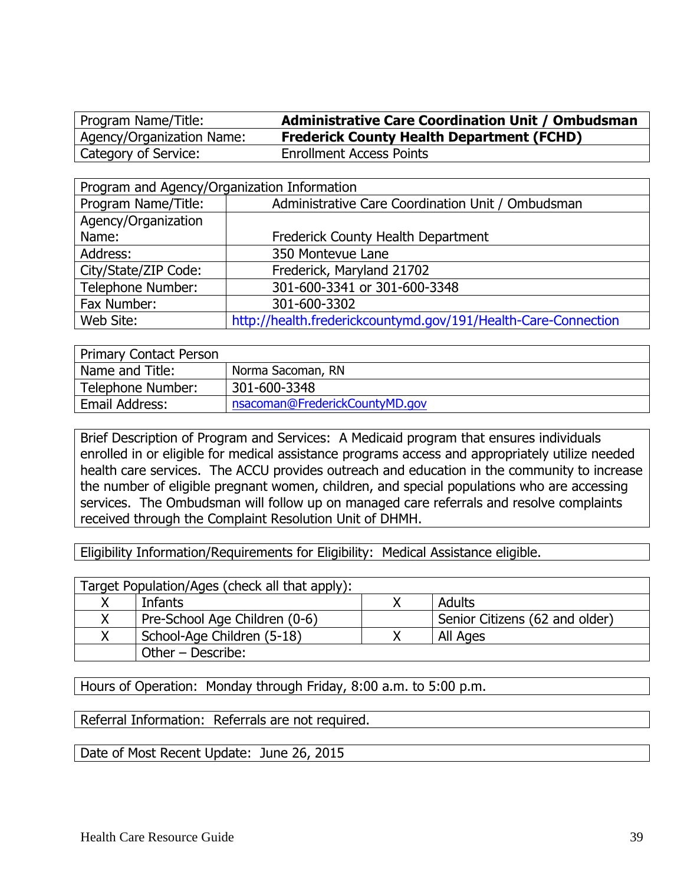| Program Name/Title: | **Administrative Care Coordination Unit / Ombudsman** |
|---|---|
| Agency/Organization Name: | **Frederick County Health Department (FCHD)** |
| Category of Service: | Enrollment Access Points |

| Program and Agency/Organization Information | |
|---|---|
| Program Name/Title: | Administrative Care Coordination Unit / Ombudsman |
| Agency/Organization Name: | Frederick County Health Department |
| Address: | 350 Montevue Lane |
| City/State/ZIP Code: | Frederick, Maryland 21702 |
| Telephone Number: | 301-600-3341 or 301-600-3348 |
| Fax Number: | 301-600-3302 |
| Web Site: | http://health.frederickcountymd.gov/191/Health-Care-Connection |

| Primary Contact Person | |
|---|---|
| Name and Title: | Norma Sacoman, RN |
| Telephone Number: | 301-600-3348 |
| Email Address: | nsacoman@FrederickCountyMD.gov |

Brief Description of Program and Services: A Medicaid program that ensures individuals enrolled in or eligible for medical assistance programs access and appropriately utilize needed health care services. The ACCU provides outreach and education in the community to increase the number of eligible pregnant women, children, and special populations who are accessing services. The Ombudsman will follow up on managed care referrals and resolve complaints received through the Complaint Resolution Unit of DHMH.

Eligibility Information/Requirements for Eligibility: Medical Assistance eligible.

| Target Population/Ages (check all that apply): | | | |
|---|---|---|---|
| X | Infants | X | Adults |
| X | Pre-School Age Children (0-6) | | Senior Citizens (62 and older) |
| X | School-Age Children (5-18) | X | All Ages |
| | Other – Describe: | | |

Hours of Operation: Monday through Friday, 8:00 a.m. to 5:00 p.m.

Referral Information: Referrals are not required.

Date of Most Recent Update: June 26, 2015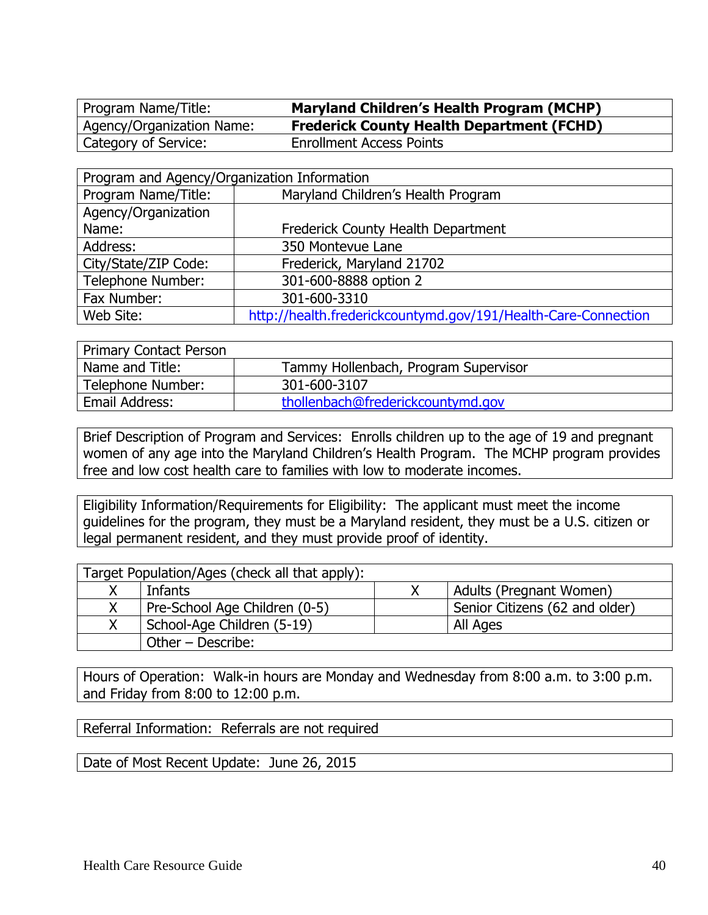| Program Name/Title: | **Maryland Children's Health Program (MCHP)** |
|---|---|
| Agency/Organization Name: | **Frederick County Health Department (FCHD)** |
| Category of Service: | Enrollment Access Points |

| Program and Agency/Organization Information | |
|---|---|
| Program Name/Title: | Maryland Children's Health Program |
| Agency/Organization Name: | Frederick County Health Department |
| Address: | 350 Montevue Lane |
| City/State/ZIP Code: | Frederick, Maryland 21702 |
| Telephone Number: | 301-600-8888 option 2 |
| Fax Number: | 301-600-3310 |
| Web Site: | http://health.frederickcountymd.gov/191/Health-Care-Connection |

| Primary Contact Person | |
|---|---|
| Name and Title: | Tammy Hollenbach, Program Supervisor |
| Telephone Number: | 301-600-3107 |
| Email Address: | thollenbach@frederickcountymd.gov |

Brief Description of Program and Services: Enrolls children up to the age of 19 and pregnant women of any age into the Maryland Children's Health Program. The MCHP program provides free and low cost health care to families with low to moderate incomes.

Eligibility Information/Requirements for Eligibility: The applicant must meet the income guidelines for the program, they must be a Maryland resident, they must be a U.S. citizen or legal permanent resident, and they must provide proof of identity.

| Target Population/Ages (check all that apply): | | | |
|---|---|---|---|
| X | Infants | X | Adults (Pregnant Women) |
| X | Pre-School Age Children (0-5) | | Senior Citizens (62 and older) |
| X | School-Age Children (5-19) | | All Ages |
| | Other – Describe: | | |

Hours of Operation: Walk-in hours are Monday and Wednesday from 8:00 a.m. to 3:00 p.m. and Friday from 8:00 to 12:00 p.m.

Referral Information: Referrals are not required

Date of Most Recent Update: June 26, 2015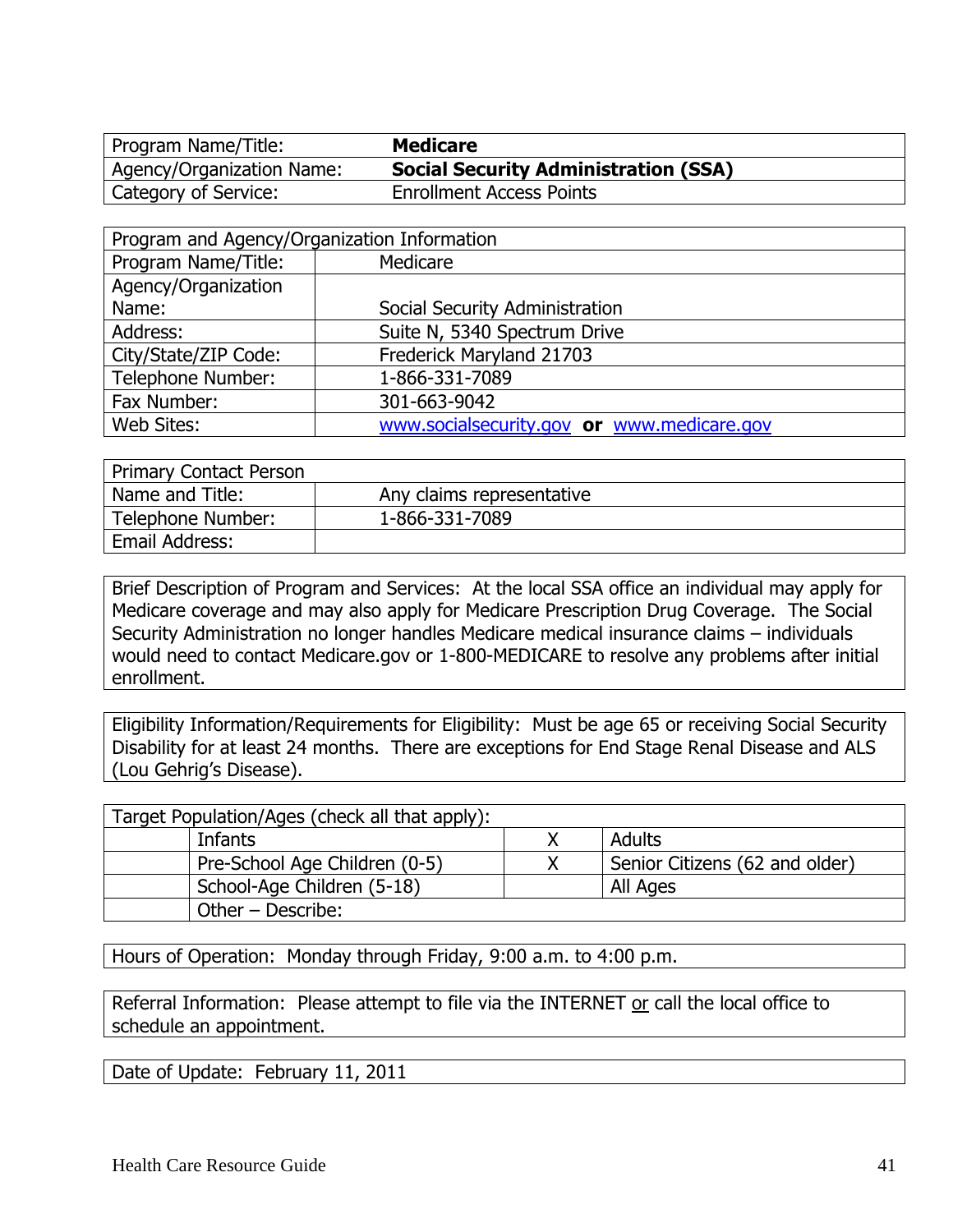| Program Name/Title: | **Medicare** |
|---|---|
| Agency/Organization Name: | **Social Security Administration (SSA)** |
| Category of Service: | Enrollment Access Points |

| Program and Agency/Organization Information | |
|---|---|
| Program Name/Title: | Medicare |
| Agency/Organization Name: | Social Security Administration |
| Address: | Suite N, 5340 Spectrum Drive |
| City/State/ZIP Code: | Frederick Maryland 21703 |
| Telephone Number: | 1-866-331-7089 |
| Fax Number: | 301-663-9042 |
| Web Sites: | www.socialsecurity.gov **or** www.medicare.gov |

| Primary Contact Person | |
|---|---|
| Name and Title: | Any claims representative |
| Telephone Number: | 1-866-331-7089 |
| Email Address: | |

Brief Description of Program and Services: At the local SSA office an individual may apply for Medicare coverage and may also apply for Medicare Prescription Drug Coverage. The Social Security Administration no longer handles Medicare medical insurance claims – individuals would need to contact Medicare.gov or 1-800-MEDICARE to resolve any problems after initial enrollment.

Eligibility Information/Requirements for Eligibility: Must be age 65 or receiving Social Security Disability for at least 24 months. There are exceptions for End Stage Renal Disease and ALS (Lou Gehrig's Disease).

| Target Population/Ages (check all that apply): | | | |
|---|---|---|---|
| | Infants | X | Adults |
| | Pre-School Age Children (0-5) | X | Senior Citizens (62 and older) |
| | School-Age Children (5-18) | | All Ages |
| | Other – Describe: | | |

Hours of Operation: Monday through Friday, 9:00 a.m. to 4:00 p.m.

Referral Information: Please attempt to file via the INTERNET or call the local office to schedule an appointment.

Date of Update: February 11, 2011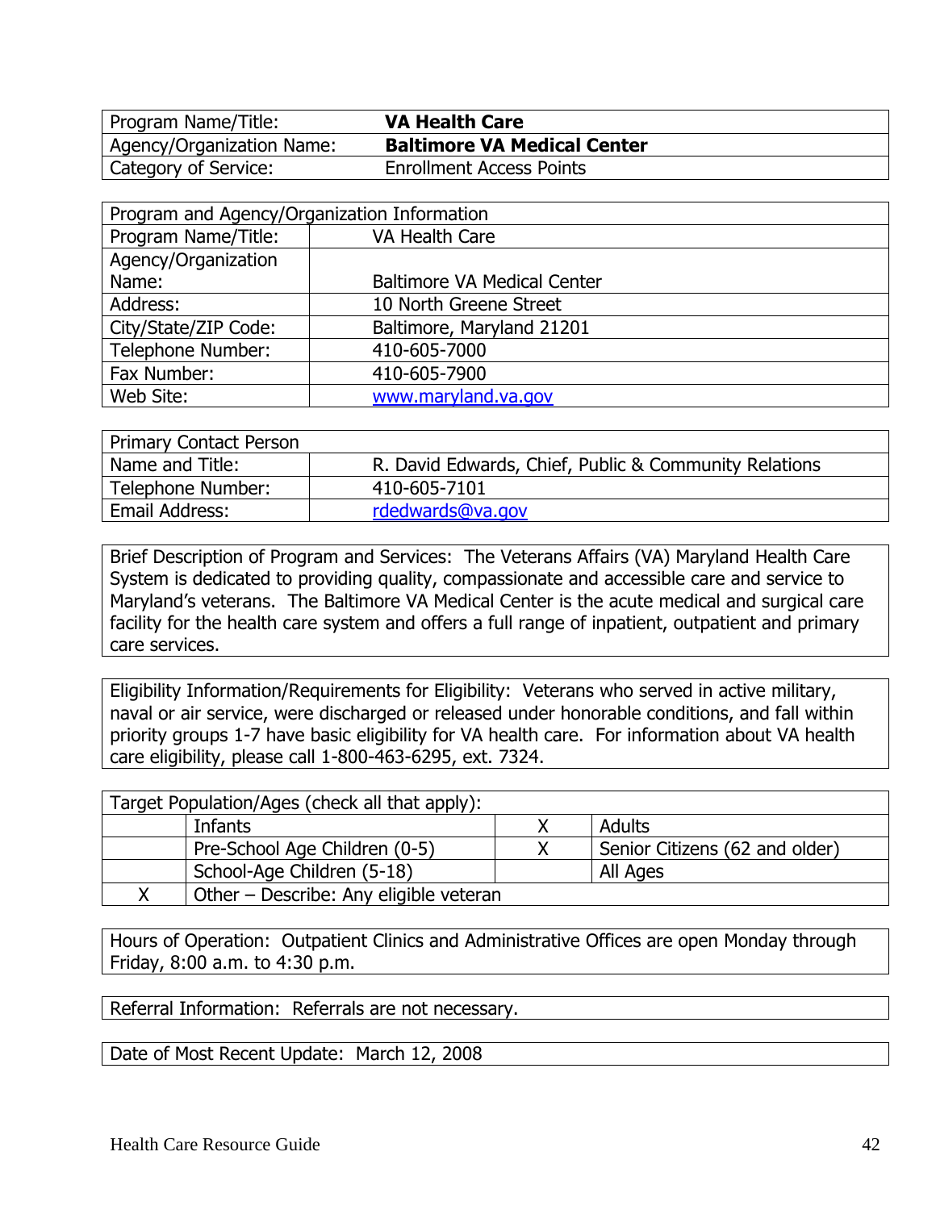| Program Name/Title: | **VA Health Care** |
|---|---|
| Agency/Organization Name: | **Baltimore VA Medical Center** |
| Category of Service: | Enrollment Access Points |

| Program and Agency/Organization Information | |
|---|---|
| Program Name/Title: | VA Health Care |
| Agency/Organization Name: | Baltimore VA Medical Center |
| Address: | 10 North Greene Street |
| City/State/ZIP Code: | Baltimore, Maryland 21201 |
| Telephone Number: | 410-605-7000 |
| Fax Number: | 410-605-7900 |
| Web Site: | [www.maryland.va.gov](http://www.maryland.va.gov) |

| Primary Contact Person | |
|---|---|
| Name and Title: | R. David Edwards, Chief, Public & Community Relations |
| Telephone Number: | 410-605-7101 |
| Email Address: | [rdedwards@va.gov](mailto:rdedwards@va.gov) |

Brief Description of Program and Services: The Veterans Affairs (VA) Maryland Health Care System is dedicated to providing quality, compassionate and accessible care and service to Maryland's veterans. The Baltimore VA Medical Center is the acute medical and surgical care facility for the health care system and offers a full range of inpatient, outpatient and primary care services.

Eligibility Information/Requirements for Eligibility: Veterans who served in active military, naval or air service, were discharged or released under honorable conditions, and fall within priority groups 1-7 have basic eligibility for VA health care. For information about VA health care eligibility, please call 1-800-463-6295, ext. 7324.

| Target Population/Ages (check all that apply): | | | |
|---|---|---|---|
| | Infants | X | Adults |
| | Pre-School Age Children (0-5) | X | Senior Citizens (62 and older) |
| | School-Age Children (5-18) | | All Ages |
| X | Other – Describe: Any eligible veteran | | |

Hours of Operation: Outpatient Clinics and Administrative Offices are open Monday through Friday, 8:00 a.m. to 4:30 p.m.

Referral Information: Referrals are not necessary.

Date of Most Recent Update: March 12, 2008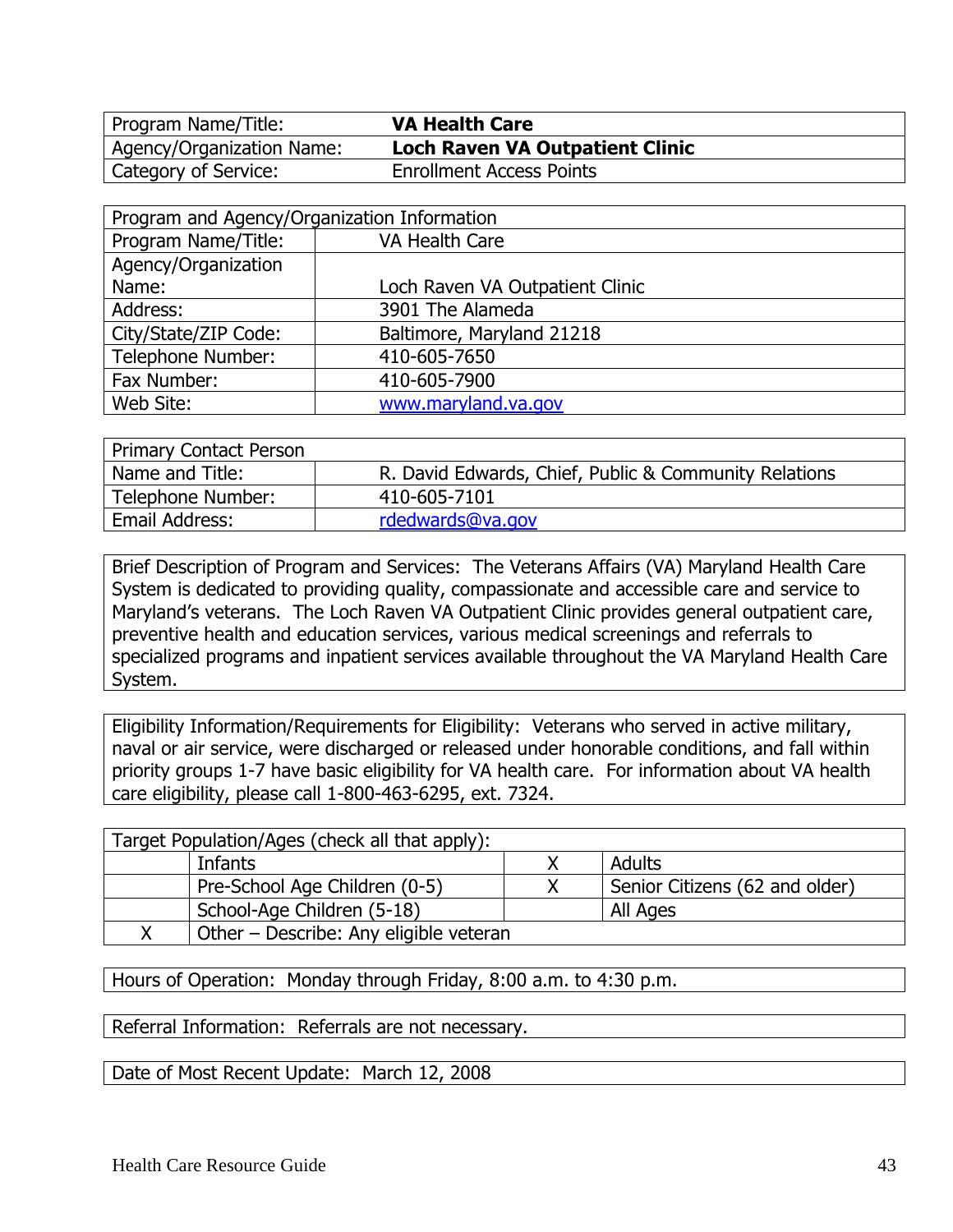| Program Name/Title: | **VA Health Care** |
|---|---|
| Agency/Organization Name: | **Loch Raven VA Outpatient Clinic** |
| Category of Service: | Enrollment Access Points |

| Program and Agency/Organization Information | |
|---|---|
| Program Name/Title: | VA Health Care |
| Agency/Organization Name: | Loch Raven VA Outpatient Clinic |
| Address: | 3901 The Alameda |
| City/State/ZIP Code: | Baltimore, Maryland 21218 |
| Telephone Number: | 410-605-7650 |
| Fax Number: | 410-605-7900 |
| Web Site: | www.maryland.va.gov |

| Primary Contact Person | |
|---|---|
| Name and Title: | R. David Edwards, Chief, Public & Community Relations |
| Telephone Number: | 410-605-7101 |
| Email Address: | rdedwards@va.gov |

Brief Description of Program and Services: The Veterans Affairs (VA) Maryland Health Care System is dedicated to providing quality, compassionate and accessible care and service to Maryland's veterans. The Loch Raven VA Outpatient Clinic provides general outpatient care, preventive health and education services, various medical screenings and referrals to specialized programs and inpatient services available throughout the VA Maryland Health Care System.

Eligibility Information/Requirements for Eligibility: Veterans who served in active military, naval or air service, were discharged or released under honorable conditions, and fall within priority groups 1-7 have basic eligibility for VA health care. For information about VA health care eligibility, please call 1-800-463-6295, ext. 7324.

| Target Population/Ages (check all that apply): | | | |
|---|---|---|---|
| | Infants | X | Adults |
| | Pre-School Age Children (0-5) | X | Senior Citizens (62 and older) |
| | School-Age Children (5-18) | | All Ages |
| X | Other – Describe: Any eligible veteran | | |

Hours of Operation: Monday through Friday, 8:00 a.m. to 4:30 p.m.

Referral Information: Referrals are not necessary.

Date of Most Recent Update: March 12, 2008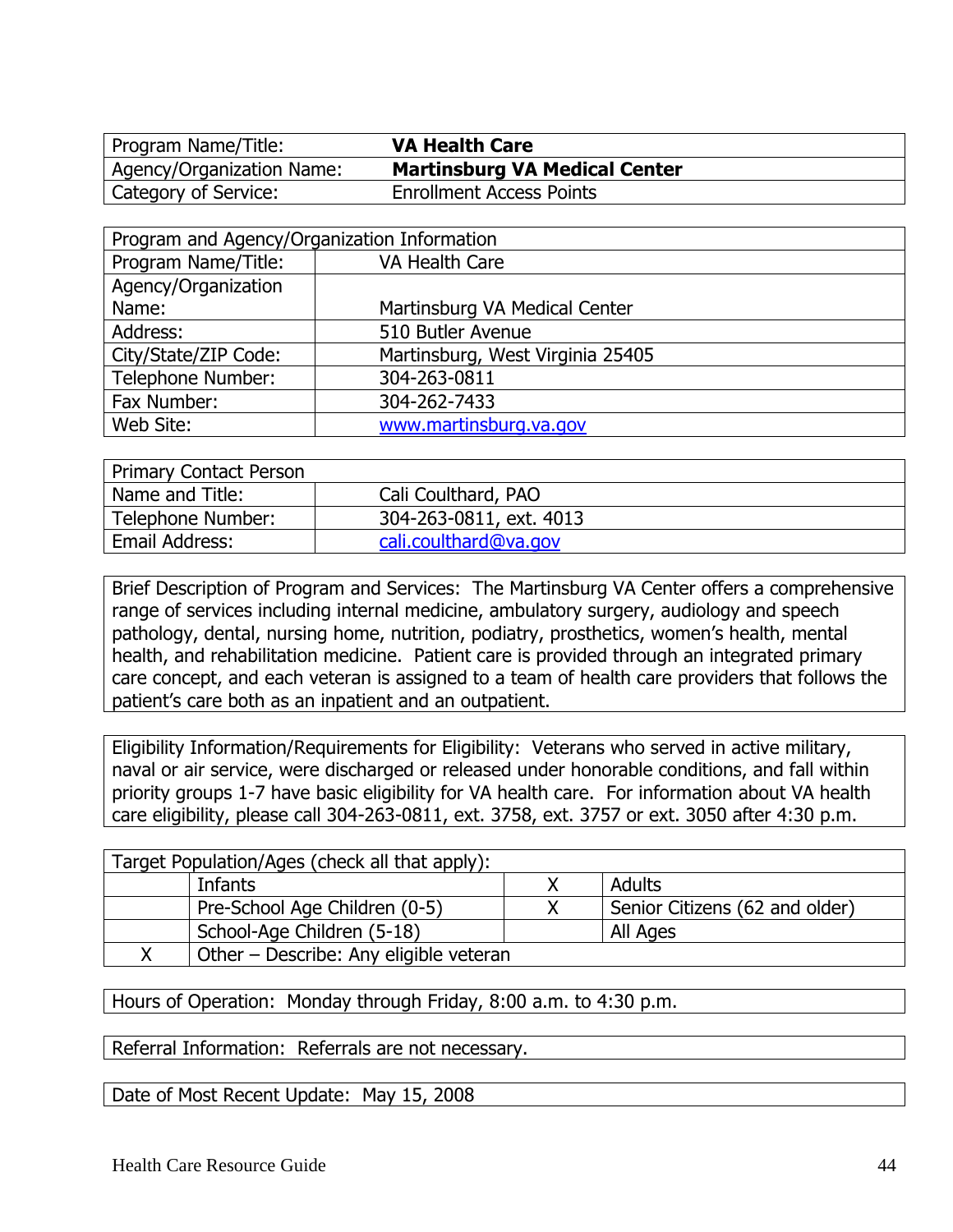| Program Name/Title: | **VA Health Care** |
|---|---|
| Agency/Organization Name: | **Martinsburg VA Medical Center** |
| Category of Service: | Enrollment Access Points |

| Program and Agency/Organization Information | |
|---|---|
| Program Name/Title: | VA Health Care |
| Agency/Organization Name: | Martinsburg VA Medical Center |
| Address: | 510 Butler Avenue |
| City/State/ZIP Code: | Martinsburg, West Virginia 25405 |
| Telephone Number: | 304-263-0811 |
| Fax Number: | 304-262-7433 |
| Web Site: | www.martinsburg.va.gov |

| Primary Contact Person | |
|---|---|
| Name and Title: | Cali Coulthard, PAO |
| Telephone Number: | 304-263-0811, ext. 4013 |
| Email Address: | cali.coulthard@va.gov |

Brief Description of Program and Services: The Martinsburg VA Center offers a comprehensive range of services including internal medicine, ambulatory surgery, audiology and speech pathology, dental, nursing home, nutrition, podiatry, prosthetics, women's health, mental health, and rehabilitation medicine. Patient care is provided through an integrated primary care concept, and each veteran is assigned to a team of health care providers that follows the patient's care both as an inpatient and an outpatient.

Eligibility Information/Requirements for Eligibility: Veterans who served in active military, naval or air service, were discharged or released under honorable conditions, and fall within priority groups 1-7 have basic eligibility for VA health care. For information about VA health care eligibility, please call 304-263-0811, ext. 3758, ext. 3757 or ext. 3050 after 4:30 p.m.

| Target Population/Ages (check all that apply): | | | |
|---|---|---|---|
| | Infants | X | Adults |
| | Pre-School Age Children (0-5) | X | Senior Citizens (62 and older) |
| | School-Age Children (5-18) | | All Ages |
| X | Other – Describe: Any eligible veteran | | |

Hours of Operation: Monday through Friday, 8:00 a.m. to 4:30 p.m.

Referral Information: Referrals are not necessary.

Date of Most Recent Update: May 15, 2008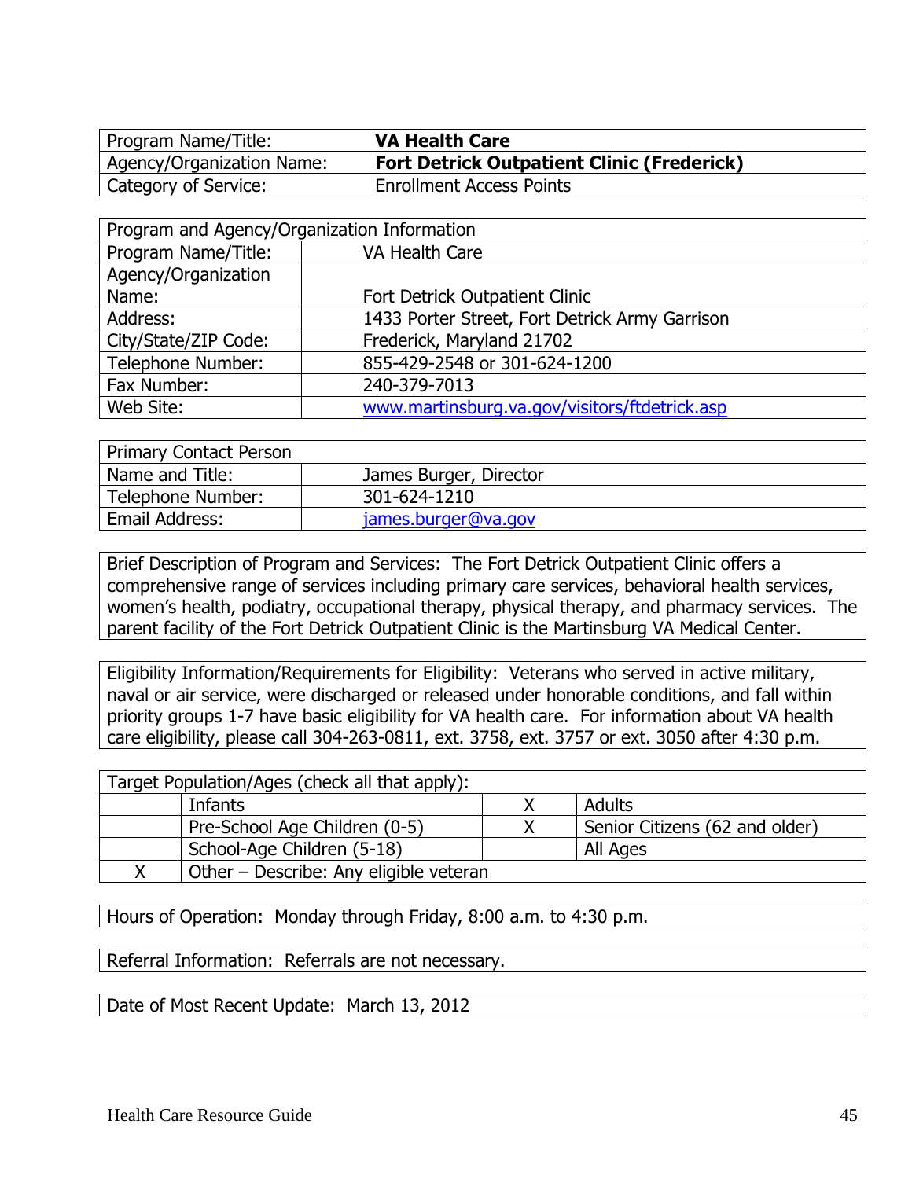| Program Name/Title: | **VA Health Care** |
|---|---|
| Agency/Organization Name: | **Fort Detrick Outpatient Clinic (Frederick)** |
| Category of Service: | Enrollment Access Points |

| Program and Agency/Organization Information | |
|---|---|
| Program Name/Title: | VA Health Care |
| Agency/Organization Name: | Fort Detrick Outpatient Clinic |
| Address: | 1433 Porter Street, Fort Detrick Army Garrison |
| City/State/ZIP Code: | Frederick, Maryland 21702 |
| Telephone Number: | 855-429-2548 or 301-624-1200 |
| Fax Number: | 240-379-7013 |
| Web Site: | www.martinsburg.va.gov/visitors/ftdetrick.asp |

| Primary Contact Person | |
|---|---|
| Name and Title: | James Burger, Director |
| Telephone Number: | 301-624-1210 |
| Email Address: | james.burger@va.gov |

Brief Description of Program and Services: The Fort Detrick Outpatient Clinic offers a comprehensive range of services including primary care services, behavioral health services, women's health, podiatry, occupational therapy, physical therapy, and pharmacy services. The parent facility of the Fort Detrick Outpatient Clinic is the Martinsburg VA Medical Center.

Eligibility Information/Requirements for Eligibility: Veterans who served in active military, naval or air service, were discharged or released under honorable conditions, and fall within priority groups 1-7 have basic eligibility for VA health care. For information about VA health care eligibility, please call 304-263-0811, ext. 3758, ext. 3757 or ext. 3050 after 4:30 p.m.

| Target Population/Ages (check all that apply): | | | |
|---|---|---|---|
| | Infants | X | Adults |
| | Pre-School Age Children (0-5) | X | Senior Citizens (62 and older) |
| | School-Age Children (5-18) | | All Ages |
| X | Other – Describe: Any eligible veteran | | |

Hours of Operation: Monday through Friday, 8:00 a.m. to 4:30 p.m.

Referral Information: Referrals are not necessary.

Date of Most Recent Update: March 13, 2012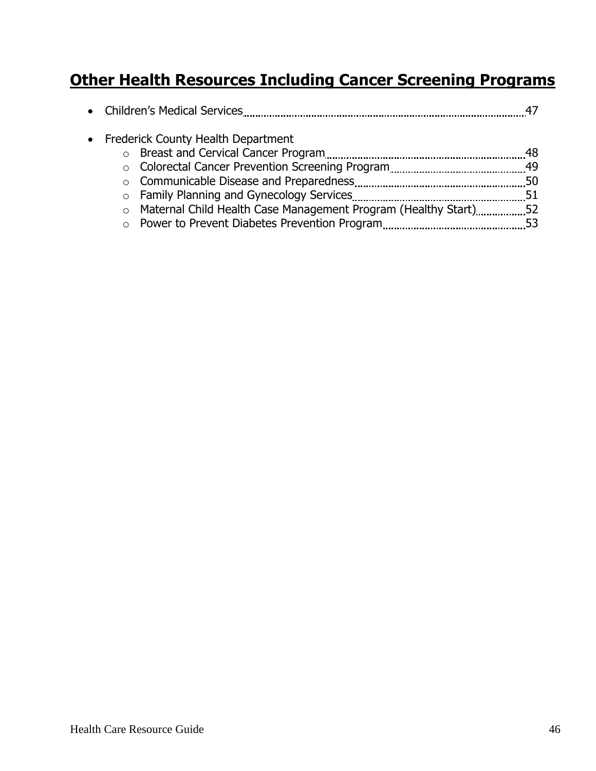## **Other Health Resources Including Cancer Screening Programs**

- Children's Medical Services ........ 47
- Frederick County Health Department
  - Breast and Cervical Cancer Program ........ 48
  - Colorectal Cancer Prevention Screening Program ........ 49
  - Communicable Disease and Preparedness ........ 50
  - Family Planning and Gynecology Services ........ 51
  - Maternal Child Health Case Management Program (Healthy Start) ........ 52
  - Power to Prevent Diabetes Prevention Program ........ 53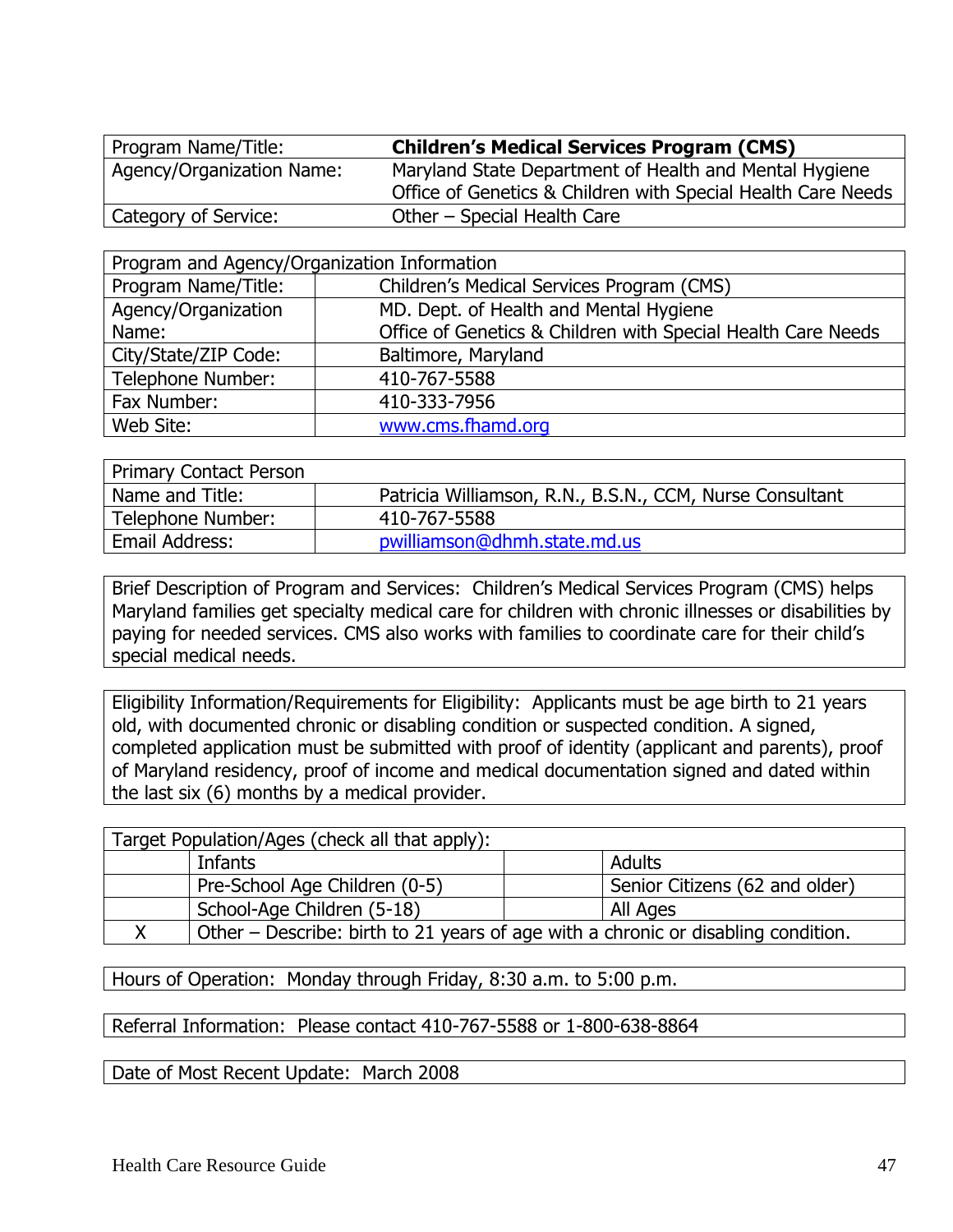| Program Name/Title: | **Children's Medical Services Program (CMS)** |
|---|---|
| Agency/Organization Name: | Maryland State Department of Health and Mental Hygiene<br>Office of Genetics & Children with Special Health Care Needs |
| Category of Service: | Other – Special Health Care |

| Program and Agency/Organization Information | |
|---|---|
| Program Name/Title: | Children's Medical Services Program (CMS) |
| Agency/Organization Name: | MD. Dept. of Health and Mental Hygiene<br>Office of Genetics & Children with Special Health Care Needs |
| City/State/ZIP Code: | Baltimore, Maryland |
| Telephone Number: | 410-767-5588 |
| Fax Number: | 410-333-7956 |
| Web Site: | www.cms.fhamd.org |

| Primary Contact Person | |
|---|---|
| Name and Title: | Patricia Williamson, R.N., B.S.N., CCM, Nurse Consultant |
| Telephone Number: | 410-767-5588 |
| Email Address: | pwilliamson@dhmh.state.md.us |

Brief Description of Program and Services: Children's Medical Services Program (CMS) helps Maryland families get specialty medical care for children with chronic illnesses or disabilities by paying for needed services. CMS also works with families to coordinate care for their child's special medical needs.

Eligibility Information/Requirements for Eligibility: Applicants must be age birth to 21 years old, with documented chronic or disabling condition or suspected condition. A signed, completed application must be submitted with proof of identity (applicant and parents), proof of Maryland residency, proof of income and medical documentation signed and dated within the last six (6) months by a medical provider.

| Target Population/Ages (check all that apply): | | | |
|---|---|---|---|
| | Infants | | Adults |
| | Pre-School Age Children (0-5) | | Senior Citizens (62 and older) |
| | School-Age Children (5-18) | | All Ages |
| X | Other – Describe: birth to 21 years of age with a chronic or disabling condition. | | |

Hours of Operation: Monday through Friday, 8:30 a.m. to 5:00 p.m.

Referral Information: Please contact 410-767-5588 or 1-800-638-8864

Date of Most Recent Update: March 2008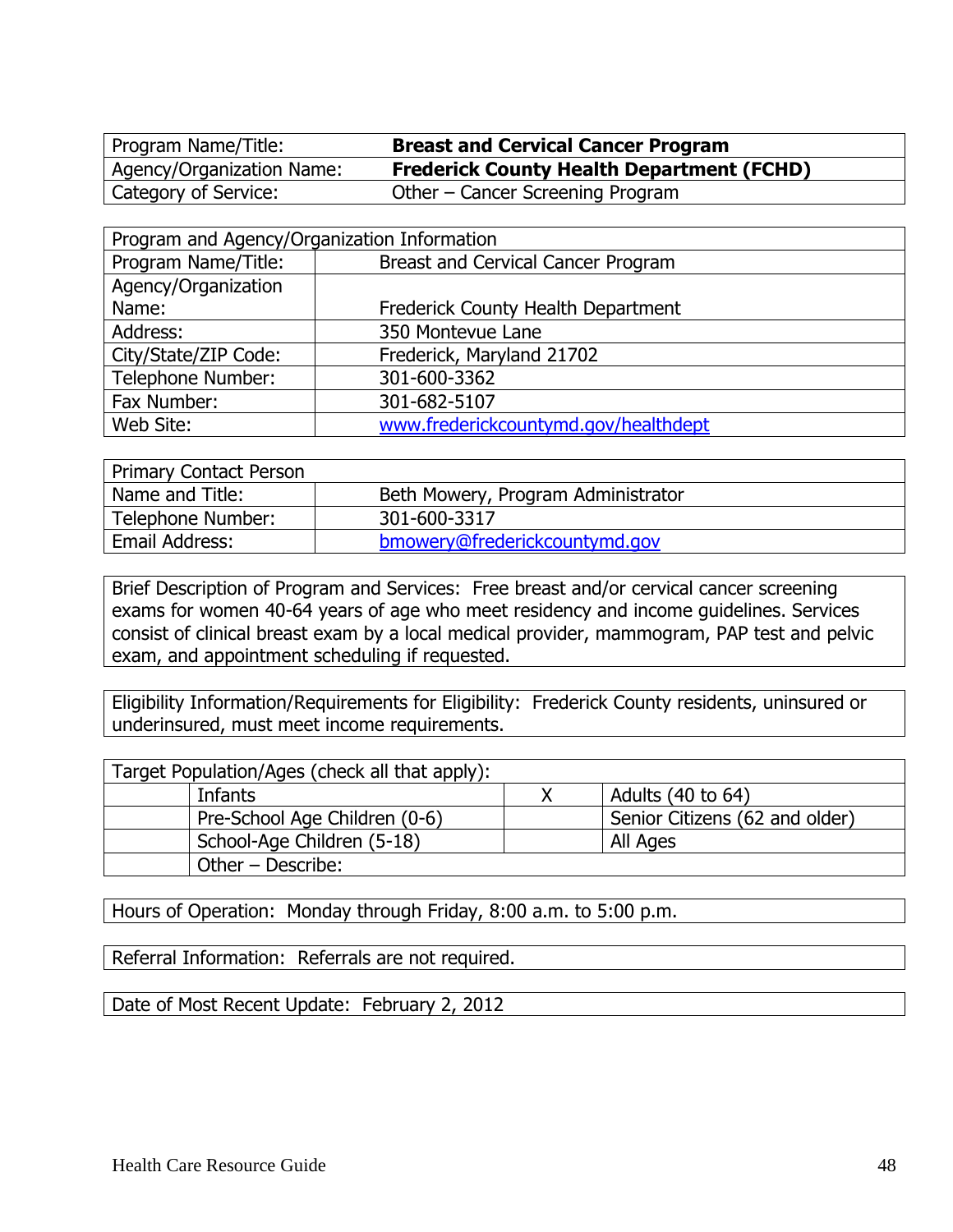| Program Name/Title: | **Breast and Cervical Cancer Program** |
|---|---|
| Agency/Organization Name: | **Frederick County Health Department (FCHD)** |
| Category of Service: | Other – Cancer Screening Program |

| Program and Agency/Organization Information | |
|---|---|
| Program Name/Title: | Breast and Cervical Cancer Program |
| Agency/Organization Name: | Frederick County Health Department |
| Address: | 350 Montevue Lane |
| City/State/ZIP Code: | Frederick, Maryland 21702 |
| Telephone Number: | 301-600-3362 |
| Fax Number: | 301-682-5107 |
| Web Site: | www.frederickcountymd.gov/healthdept |

| Primary Contact Person | |
|---|---|
| Name and Title: | Beth Mowery, Program Administrator |
| Telephone Number: | 301-600-3317 |
| Email Address: | bmowery@frederickcountymd.gov |

Brief Description of Program and Services: Free breast and/or cervical cancer screening exams for women 40-64 years of age who meet residency and income guidelines. Services consist of clinical breast exam by a local medical provider, mammogram, PAP test and pelvic exam, and appointment scheduling if requested.

Eligibility Information/Requirements for Eligibility: Frederick County residents, uninsured or underinsured, must meet income requirements.

| Target Population/Ages (check all that apply): | | | |
|---|---|---|---|
| | Infants | X | Adults (40 to 64) |
| | Pre-School Age Children (0-6) | | Senior Citizens (62 and older) |
| | School-Age Children (5-18) | | All Ages |
| | Other – Describe: | | |

Hours of Operation: Monday through Friday, 8:00 a.m. to 5:00 p.m.

Referral Information: Referrals are not required.

Date of Most Recent Update: February 2, 2012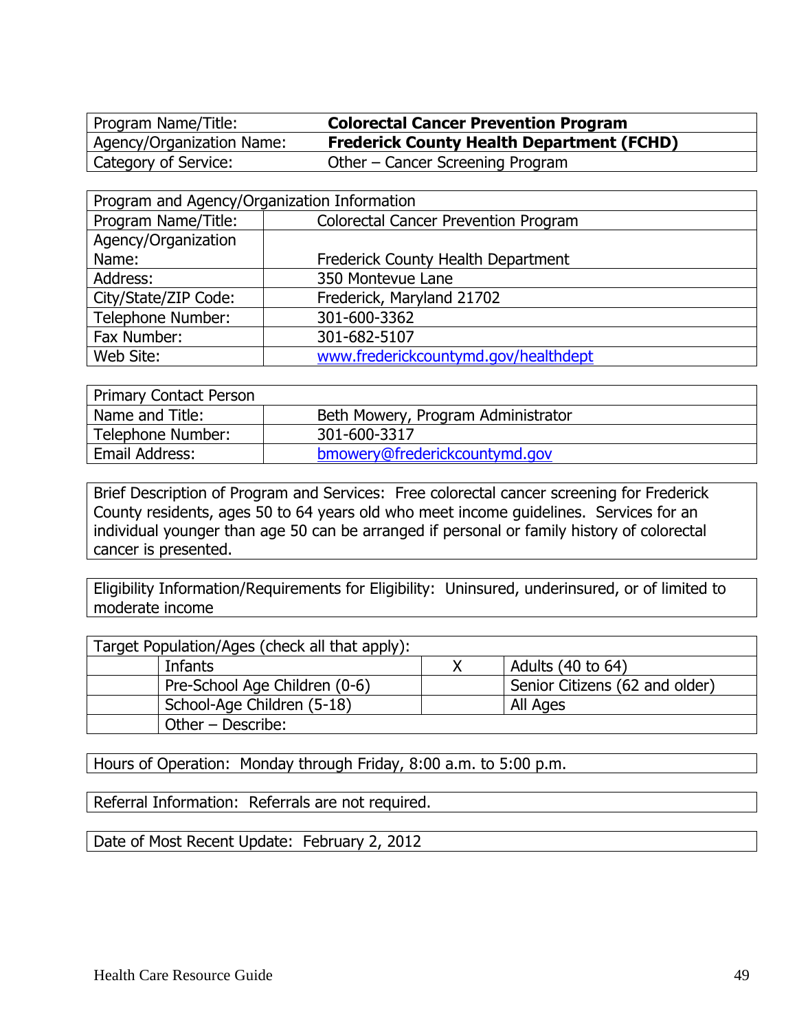| Program Name/Title: | **Colorectal Cancer Prevention Program** |
|---|---|
| Agency/Organization Name: | **Frederick County Health Department (FCHD)** |
| Category of Service: | Other – Cancer Screening Program |

| Program and Agency/Organization Information | |
|---|---|
| Program Name/Title: | Colorectal Cancer Prevention Program |
| Agency/Organization Name: | Frederick County Health Department |
| Address: | 350 Montevue Lane |
| City/State/ZIP Code: | Frederick, Maryland 21702 |
| Telephone Number: | 301-600-3362 |
| Fax Number: | 301-682-5107 |
| Web Site: | www.frederickcountymd.gov/healthdept |

| Primary Contact Person | |
|---|---|
| Name and Title: | Beth Mowery, Program Administrator |
| Telephone Number: | 301-600-3317 |
| Email Address: | bmowery@frederickcountymd.gov |

Brief Description of Program and Services: Free colorectal cancer screening for Frederick County residents, ages 50 to 64 years old who meet income guidelines. Services for an individual younger than age 50 can be arranged if personal or family history of colorectal cancer is presented.

Eligibility Information/Requirements for Eligibility: Uninsured, underinsured, or of limited to moderate income

| Target Population/Ages (check all that apply): | | | |
|---|---|---|---|
| | Infants | X | Adults (40 to 64) |
| | Pre-School Age Children (0-6) | | Senior Citizens (62 and older) |
| | School-Age Children (5-18) | | All Ages |
| | Other – Describe: | | |

Hours of Operation: Monday through Friday, 8:00 a.m. to 5:00 p.m.

Referral Information: Referrals are not required.

Date of Most Recent Update: February 2, 2012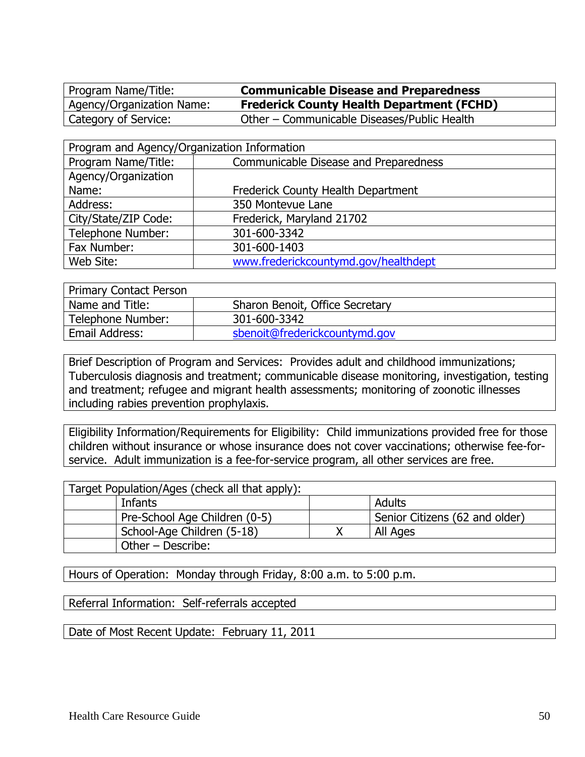| Program Name/Title: | **Communicable Disease and Preparedness** |
|---|---|
| Agency/Organization Name: | **Frederick County Health Department (FCHD)** |
| Category of Service: | Other – Communicable Diseases/Public Health |

| Program and Agency/Organization Information | |
|---|---|
| Program Name/Title: | Communicable Disease and Preparedness |
| Agency/Organization Name: | Frederick County Health Department |
| Address: | 350 Montevue Lane |
| City/State/ZIP Code: | Frederick, Maryland 21702 |
| Telephone Number: | 301-600-3342 |
| Fax Number: | 301-600-1403 |
| Web Site: | www.frederickcountymd.gov/healthdept |

| Primary Contact Person | |
|---|---|
| Name and Title: | Sharon Benoit, Office Secretary |
| Telephone Number: | 301-600-3342 |
| Email Address: | sbenoit@frederickcountymd.gov |

Brief Description of Program and Services: Provides adult and childhood immunizations; Tuberculosis diagnosis and treatment; communicable disease monitoring, investigation, testing and treatment; refugee and migrant health assessments; monitoring of zoonotic illnesses including rabies prevention prophylaxis.

Eligibility Information/Requirements for Eligibility: Child immunizations provided free for those children without insurance or whose insurance does not cover vaccinations; otherwise fee-for-service. Adult immunization is a fee-for-service program, all other services are free.

| Target Population/Ages (check all that apply): | | | |
|---|---|---|---|
| | Infants | | Adults |
| | Pre-School Age Children (0-5) | | Senior Citizens (62 and older) |
| | School-Age Children (5-18) | X | All Ages |
| | Other – Describe: | | |

Hours of Operation: Monday through Friday, 8:00 a.m. to 5:00 p.m.

Referral Information: Self-referrals accepted

Date of Most Recent Update: February 11, 2011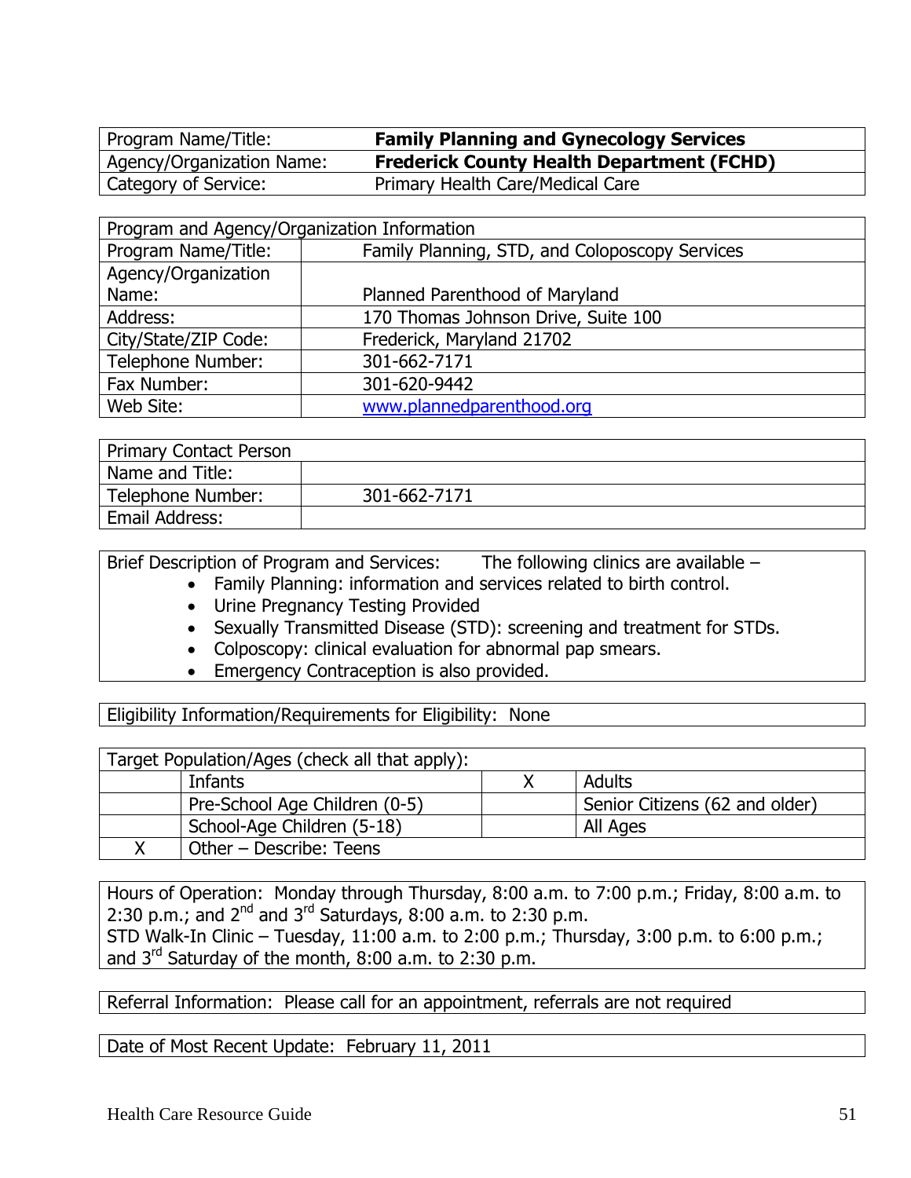| Program Name/Title: | **Family Planning and Gynecology Services** |
|---|---|
| Agency/Organization Name: | **Frederick County Health Department (FCHD)** |
| Category of Service: | Primary Health Care/Medical Care |

| Program and Agency/Organization Information | |
|---|---|
| Program Name/Title: | Family Planning, STD, and Coloposcopy Services |
| Agency/Organization Name: | Planned Parenthood of Maryland |
| Address: | 170 Thomas Johnson Drive, Suite 100 |
| City/State/ZIP Code: | Frederick, Maryland 21702 |
| Telephone Number: | 301-662-7171 |
| Fax Number: | 301-620-9442 |
| Web Site: | www.plannedparenthood.org |

| Primary Contact Person | |
|---|---|
| Name and Title: | |
| Telephone Number: | 301-662-7171 |
| Email Address: | |

Brief Description of Program and Services: The following clinics are available –

- Family Planning: information and services related to birth control.
- Urine Pregnancy Testing Provided
- Sexually Transmitted Disease (STD): screening and treatment for STDs.
- Colposcopy: clinical evaluation for abnormal pap smears.
- Emergency Contraception is also provided.

Eligibility Information/Requirements for Eligibility: None

| Target Population/Ages (check all that apply): | | | |
|---|---|---|---|
| | Infants | X | Adults |
| | Pre-School Age Children (0-5) | | Senior Citizens (62 and older) |
| | School-Age Children (5-18) | | All Ages |
| X | Other – Describe: Teens | | |

Hours of Operation: Monday through Thursday, 8:00 a.m. to 7:00 p.m.; Friday, 8:00 a.m. to 2:30 p.m.; and 2nd and 3rd Saturdays, 8:00 a.m. to 2:30 p.m.
STD Walk-In Clinic – Tuesday, 11:00 a.m. to 2:00 p.m.; Thursday, 3:00 p.m. to 6:00 p.m.; and 3rd Saturday of the month, 8:00 a.m. to 2:30 p.m.

Referral Information: Please call for an appointment, referrals are not required

Date of Most Recent Update: February 11, 2011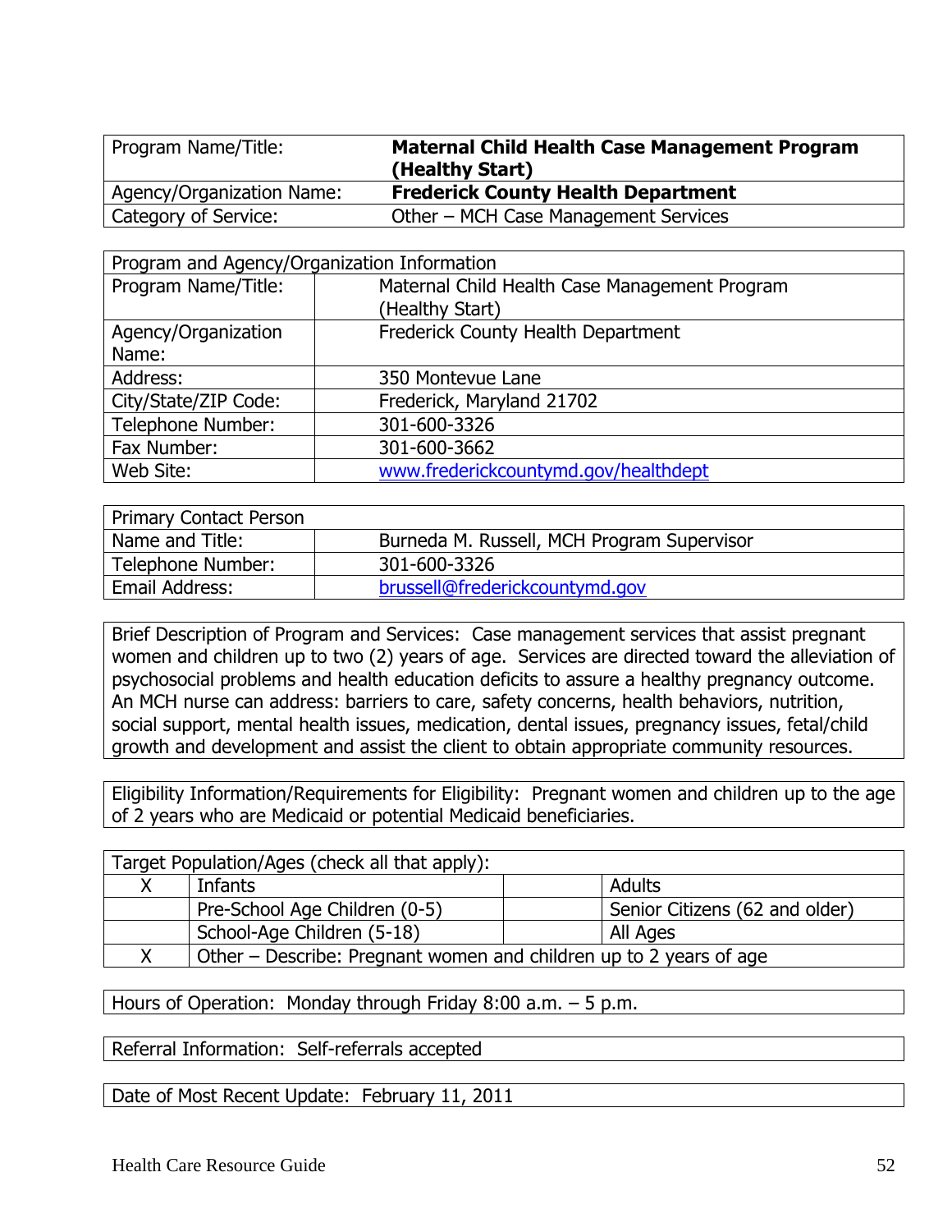| Program Name/Title: | **Maternal Child Health Case Management Program (Healthy Start)** |
|---|---|
| Agency/Organization Name: | **Frederick County Health Department** |
| Category of Service: | Other – MCH Case Management Services |

| Program and Agency/Organization Information | |
|---|---|
| Program Name/Title: | Maternal Child Health Case Management Program (Healthy Start) |
| Agency/Organization Name: | Frederick County Health Department |
| Address: | 350 Montevue Lane |
| City/State/ZIP Code: | Frederick, Maryland 21702 |
| Telephone Number: | 301-600-3326 |
| Fax Number: | 301-600-3662 |
| Web Site: | www.frederickcountymd.gov/healthdept |

| Primary Contact Person | |
|---|---|
| Name and Title: | Burneda M. Russell, MCH Program Supervisor |
| Telephone Number: | 301-600-3326 |
| Email Address: | brussell@frederickcountymd.gov |

Brief Description of Program and Services: Case management services that assist pregnant women and children up to two (2) years of age. Services are directed toward the alleviation of psychosocial problems and health education deficits to assure a healthy pregnancy outcome. An MCH nurse can address: barriers to care, safety concerns, health behaviors, nutrition, social support, mental health issues, medication, dental issues, pregnancy issues, fetal/child growth and development and assist the client to obtain appropriate community resources.

Eligibility Information/Requirements for Eligibility: Pregnant women and children up to the age of 2 years who are Medicaid or potential Medicaid beneficiaries.

| Target Population/Ages (check all that apply): | | | |
|---|---|---|---|
| X | Infants | | Adults |
| | Pre-School Age Children (0-5) | | Senior Citizens (62 and older) |
| | School-Age Children (5-18) | | All Ages |
| X | Other – Describe: Pregnant women and children up to 2 years of age | | |

Hours of Operation: Monday through Friday 8:00 a.m. – 5 p.m.

Referral Information: Self-referrals accepted

Date of Most Recent Update: February 11, 2011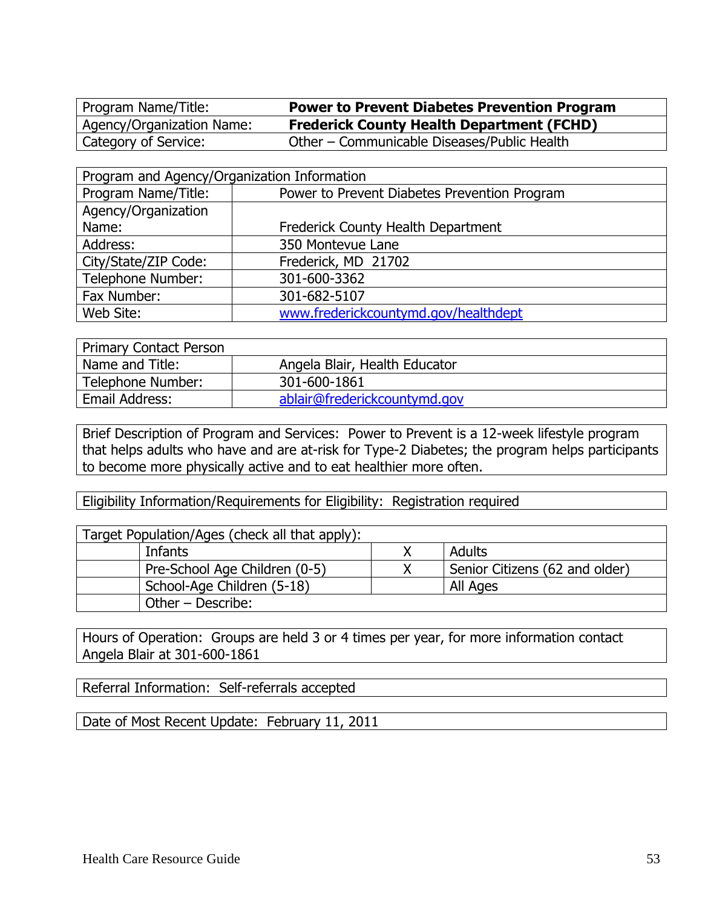| Program Name/Title: | **Power to Prevent Diabetes Prevention Program** |
|---|---|
| Agency/Organization Name: | **Frederick County Health Department (FCHD)** |
| Category of Service: | Other – Communicable Diseases/Public Health |

| Program and Agency/Organization Information | |
|---|---|
| Program Name/Title: | Power to Prevent Diabetes Prevention Program |
| Agency/Organization Name: | Frederick County Health Department |
| Address: | 350 Montevue Lane |
| City/State/ZIP Code: | Frederick, MD 21702 |
| Telephone Number: | 301-600-3362 |
| Fax Number: | 301-682-5107 |
| Web Site: | www.frederickcountymd.gov/healthdept |

| Primary Contact Person | |
|---|---|
| Name and Title: | Angela Blair, Health Educator |
| Telephone Number: | 301-600-1861 |
| Email Address: | ablair@frederickcountymd.gov |

Brief Description of Program and Services: Power to Prevent is a 12-week lifestyle program that helps adults who have and are at-risk for Type-2 Diabetes; the program helps participants to become more physically active and to eat healthier more often.

Eligibility Information/Requirements for Eligibility: Registration required

| Target Population/Ages (check all that apply): | | | |
|---|---|---|---|
| | Infants | X | Adults |
| | Pre-School Age Children (0-5) | X | Senior Citizens (62 and older) |
| | School-Age Children (5-18) | | All Ages |
| | Other – Describe: | | |

Hours of Operation: Groups are held 3 or 4 times per year, for more information contact Angela Blair at 301-600-1861

Referral Information: Self-referrals accepted

Date of Most Recent Update: February 11, 2011